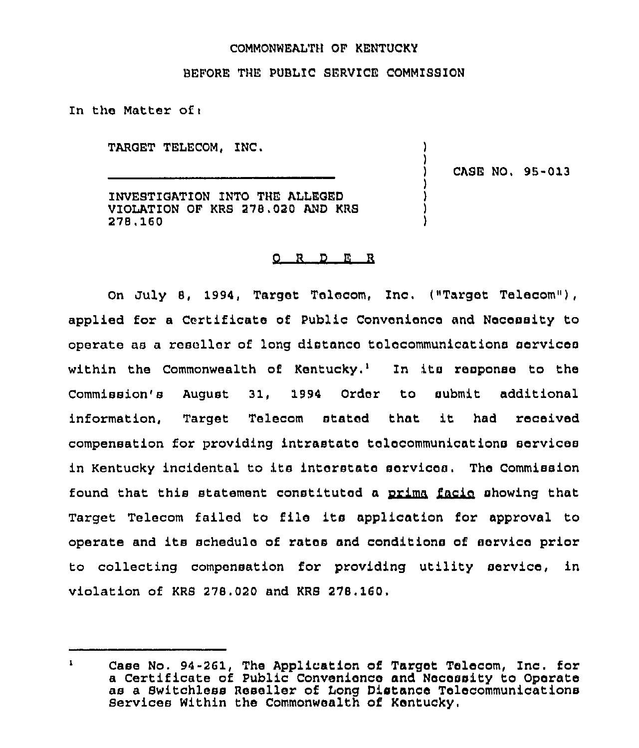COMMONWEALTH OF KENTUCKY

BEFORE THE PUBLIC SERVICE COMMISSION

In the Matter of:

TARGET TELECOM, INC.

INVESTIGATION INTO THE ALLEGED VIOLATION OF KRS 278.020 AND KRS 278.160

CASE NO. 95-013

# O R D E R

On July 8, 1994, Target Telecom, Inc. ("Target Telecom"), applied for a Certificate of Public Convenience and Necessity to operate as a reseller of long distance telecommunications services within the Commonwealth of Kentucky.[1] In its response to the Commission's August 31, 1994 Order to submit additional information, Target Telecom stated that it had received compensation for providing intrastate telecommunications services in Kentucky incidental to its interstate services. The Commission found that this statement constituted a *prima facie* showing that Target Telecom failed to file its application for approval to operate and its schedule of rates and conditions of service prior to collecting compensation for providing utility service, in violation of KRS 278.020 and KRS 278.160.

---

[1] Case No. 94-261, The Application of Target Telecom, Inc. for a Certificate of Public Convenience and Necessity to Operate as a Switchless Reseller of Long Distance Telecommunications Services Within the Commonwealth of Kentucky.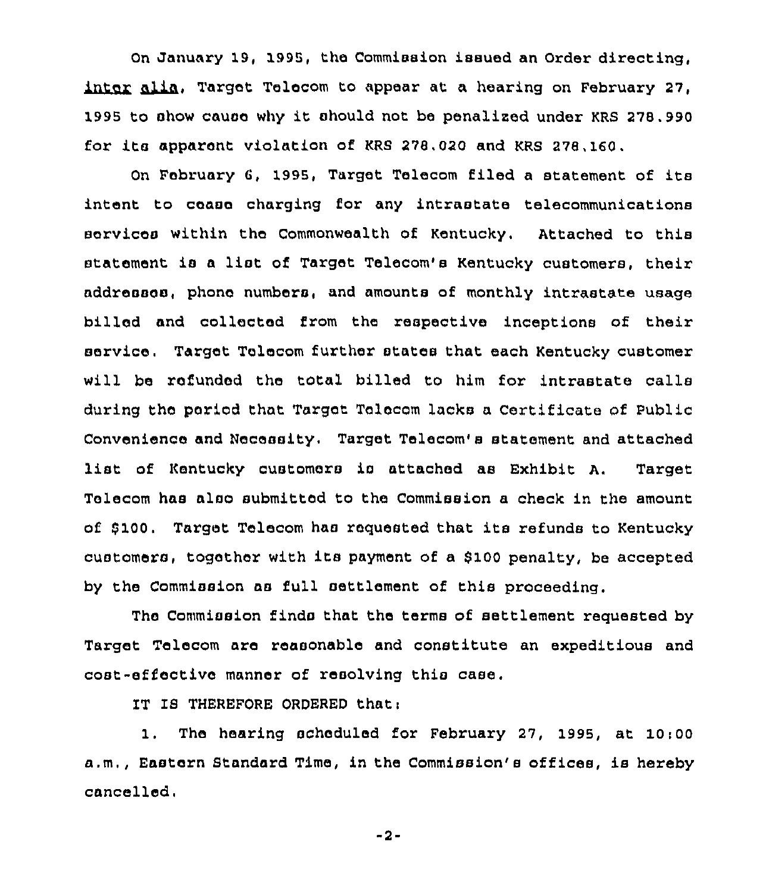On January 19, 1995, the Commission issued an Order directing, *inter alia*, Target Telecom to appear at a hearing on February 27, 1995 to show cause why it should not be penalized under KRS 278.990 for its apparent violation of KRS 278.020 and KRS 278.160.

On February 6, 1995, Target Telecom filed a statement of its intent to cease charging for any intrastate telecommunications services within the Commonwealth of Kentucky. Attached to this statement is a list of Target Telecom's Kentucky customers, their addresses, phone numbers, and amounts of monthly intrastate usage billed and collected from the respective inceptions of their service. Target Telecom further states that each Kentucky customer will be refunded the total billed to him for intrastate calls during the period that Target Telecom lacks a Certificate of Public Convenience and Necessity. Target Telecom's statement and attached list of Kentucky customers is attached as Exhibit A. Target Telecom has also submitted to the Commission a check in the amount of $100. Target Telecom has requested that its refunds to Kentucky customers, together with its payment of a $100 penalty, be accepted by the Commission as full settlement of this proceeding.

The Commission finds that the terms of settlement requested by Target Telecom are reasonable and constitute an expeditious and cost-effective manner of resolving this case.

IT IS THEREFORE ORDERED that:

1. The hearing scheduled for February 27, 1995, at 10:00 a.m., Eastern Standard Time, in the Commission's offices, is hereby cancelled.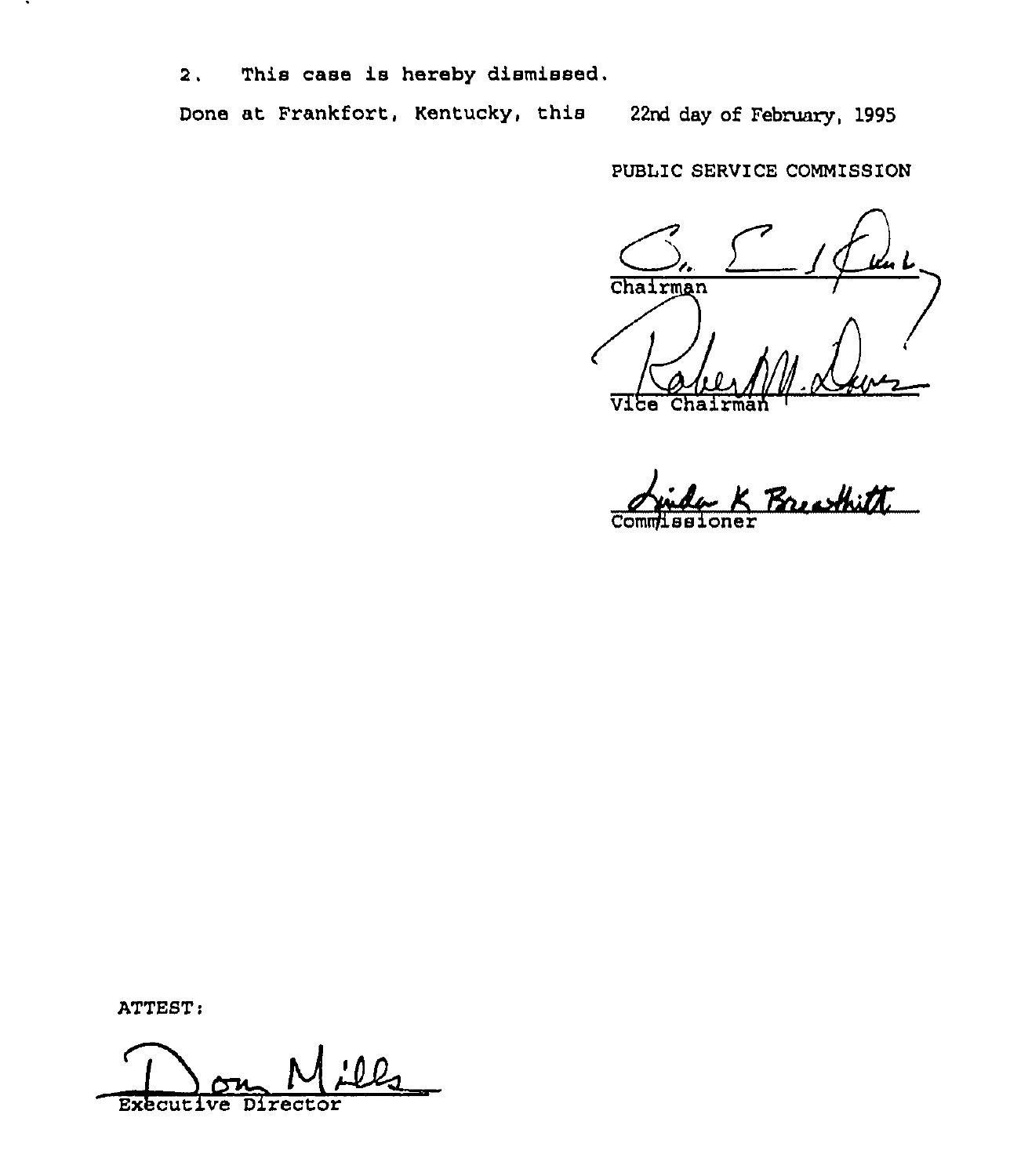2. This case is hereby dismissed.

Done at Frankfort, Kentucky, this 22nd day of February, 1995

PUBLIC SERVICE COMMISSION

Chairman

Vice Chairman

Commissioner

ATTEST:

Executive Director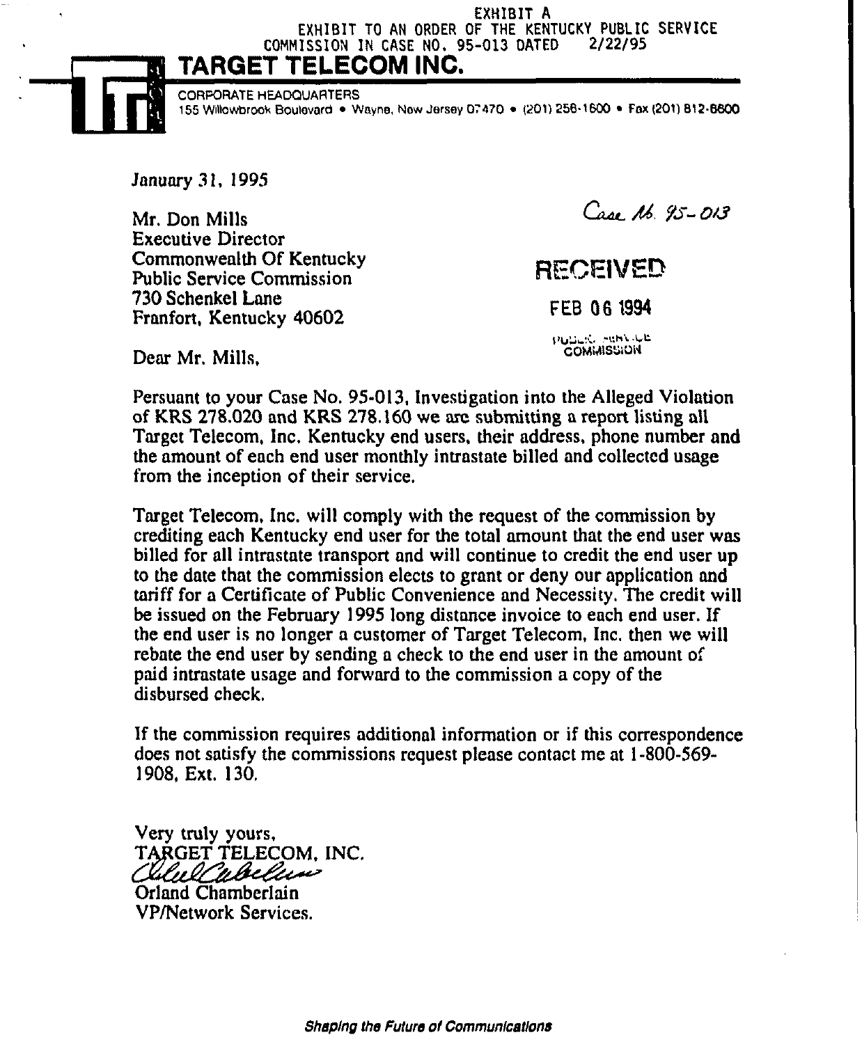EXHIBIT A
EXHIBIT TO AN ORDER OF THE KENTUCKY PUBLIC SERVICE COMMISSION IN CASE NO. 95-013 DATED 2/22/95

# TARGET TELECOM INC.

CORPORATE HEADQUARTERS
155 Willowbrook Boulevard • Wayne, New Jersey 07470 • (201) 256-1600 • Fax (201) 812-6600

January 31, 1995

Mr. Don Mills
Executive Director
Commonwealth Of Kentucky
Public Service Commission
730 Schenkel Lane
Franfort, Kentucky 40602

Case No. 95-013

RECEIVED
FEB 06 1994
PUBLIC SERVICE COMMISSION

Dear Mr. Mills,

Persuant to your Case No. 95-013, Investigation into the Alleged Violation of KRS 278.020 and KRS 278.160 we are submitting a report listing all Target Telecom, Inc. Kentucky end users, their address, phone number and the amount of each end user monthly intrastate billed and collected usage from the inception of their service.

Target Telecom, Inc. will comply with the request of the commission by crediting each Kentucky end user for the total amount that the end user was billed for all intrastate transport and will continue to credit the end user up to the date that the commission elects to grant or deny our application and tariff for a Certificate of Public Convenience and Necessity. The credit will be issued on the February 1995 long distance invoice to each end user. If the end user is no longer a customer of Target Telecom, Inc. then we will rebate the end user by sending a check to the end user in the amount of paid intrastate usage and forward to the commission a copy of the disbursed check.

If the commission requires additional information or if this correspondence does not satisfy the commissions request please contact me at 1-800-569-1908, Ext. 130.

Very truly yours,
TARGET TELECOM, INC.

Orland Chamberlain
VP/Network Services.

*Shaping the Future of Communications*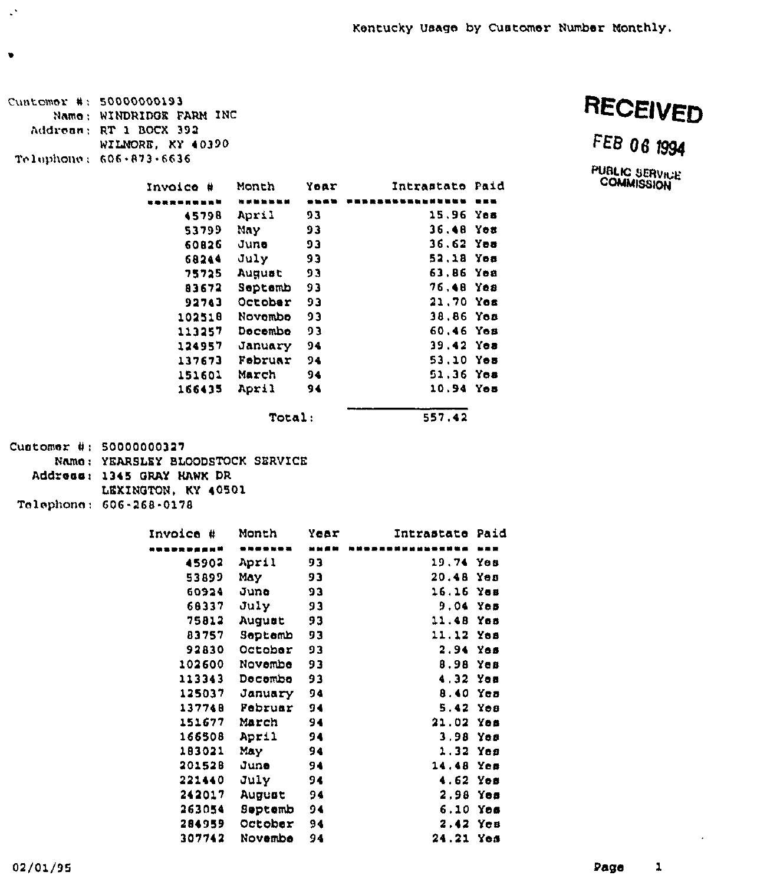Kentucky Usage by Customer Number Monthly.

Customer #: 50000000193
Name: WINDRIDGE FARM INC
Address: RT 1 BOCX 392
WILMORE, KY 40390
Telephone: 606-873-6636

RECEIVED
FEB 06 1994
PUBLIC SERVICE COMMISSION

| Invoice # | Month | Year | Intrastate | Paid |
|---|---|---|---|---|
| 45798 | April | 93 | 15.96 | Yes |
| 53799 | May | 93 | 36.48 | Yes |
| 60826 | June | 93 | 36.62 | Yes |
| 68244 | July | 93 | 52.18 | Yes |
| 75725 | August | 93 | 63.86 | Yes |
| 83672 | Septemb | 93 | 76.48 | Yes |
| 92743 | October | 93 | 21.70 | Yes |
| 102518 | Novembe | 93 | 38.86 | Yes |
| 113257 | Decembe | 93 | 60.46 | Yes |
| 124957 | January | 94 | 39.42 | Yes |
| 137673 | Februar | 94 | 53.10 | Yes |
| 151601 | March | 94 | 51.36 | Yes |
| 166435 | April | 94 | 10.94 | Yes |
| | Total: | | 557.42 | |

Customer #: 50000000327
Name: YEARSLEY BLOODSTOCK SERVICE
Address: 1345 GRAY HAWK DR
LEXINGTON, KY 40501
Telephone: 606-268-0178

| Invoice # | Month | Year | Intrastate | Paid |
|---|---|---|---|---|
| 45902 | April | 93 | 19.74 | Yes |
| 53899 | May | 93 | 20.48 | Yes |
| 60924 | June | 93 | 16.16 | Yes |
| 68337 | July | 93 | 9.04 | Yes |
| 75812 | August | 93 | 11.48 | Yes |
| 83757 | Septemb | 93 | 11.12 | Yes |
| 92830 | October | 93 | 2.94 | Yes |
| 102600 | Novembe | 93 | 8.98 | Yes |
| 113343 | Decembe | 93 | 4.32 | Yes |
| 125037 | January | 94 | 8.40 | Yes |
| 137748 | Februar | 94 | 5.42 | Yes |
| 151677 | March | 94 | 21.02 | Yes |
| 166508 | April | 94 | 3.98 | Yes |
| 183021 | May | 94 | 1.32 | Yes |
| 201528 | June | 94 | 14.48 | Yes |
| 221440 | July | 94 | 4.62 | Yes |
| 242017 | August | 94 | 2.98 | Yes |
| 263054 | Septemb | 94 | 6.10 | Yes |
| 284959 | October | 94 | 2.42 | Yes |
| 307742 | Novembe | 94 | 24.21 | Yes |

02/01/95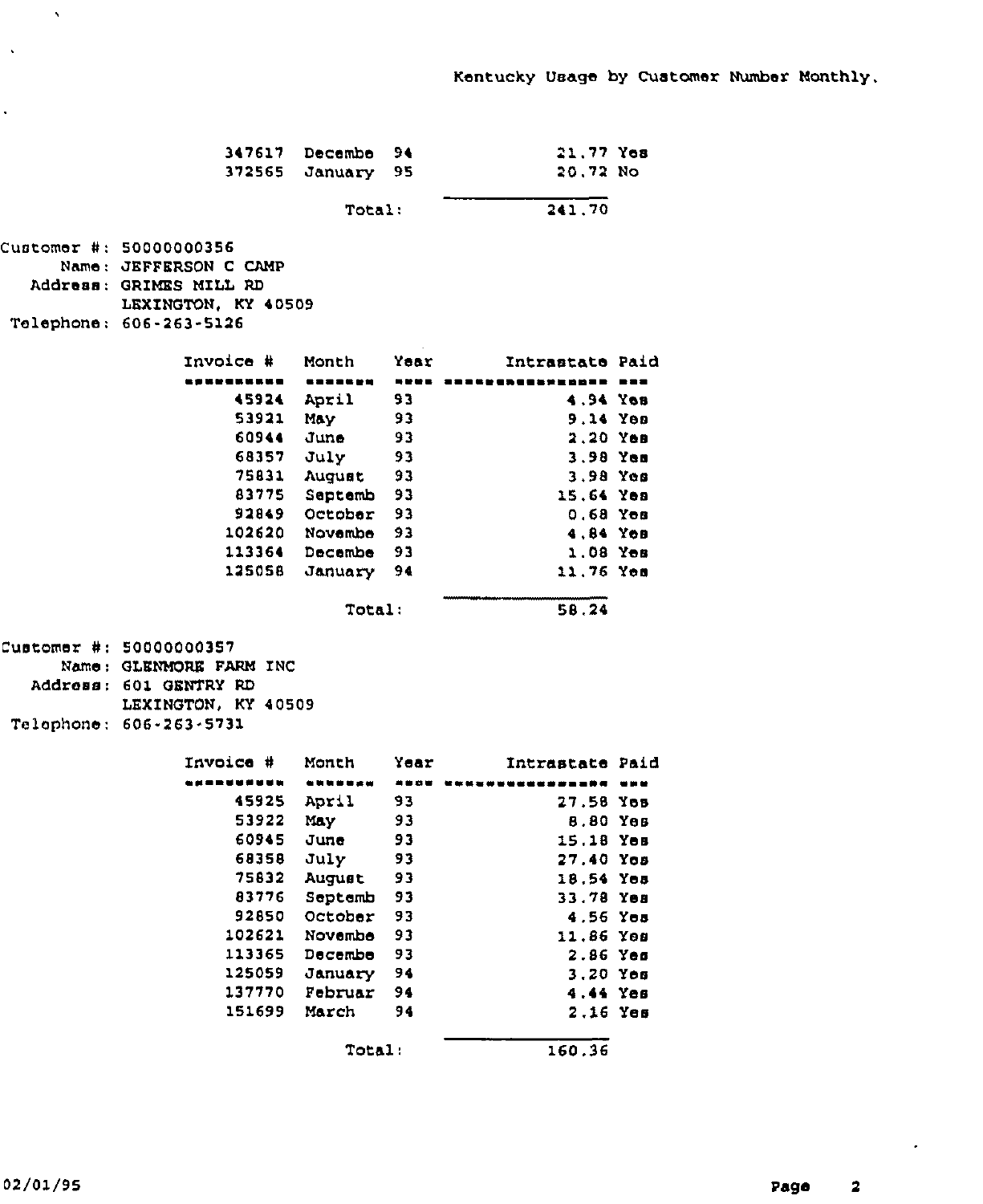Kentucky Usage by Customer Number Monthly.

| Invoice # | Month | Year | Intrastate | Paid |
|---|---|---|---|---|
| 347617 | Decembe | 94 | 21.77 | Yes |
| 372565 | January | 95 | 20.72 | No |
| | | Total: | 241.70 | |

Customer #: 50000000356
Name: JEFFERSON C CAMP
Address: GRIMES MILL RD
LEXINGTON, KY 40509
Telephone: 606-263-5126

| Invoice # | Month | Year | Intrastate | Paid |
|---|---|---|---|---|
| 45924 | April | 93 | 4.94 | Yes |
| 53921 | May | 93 | 9.14 | Yes |
| 60944 | June | 93 | 2.20 | Yes |
| 68357 | July | 93 | 3.98 | Yes |
| 75831 | August | 93 | 3.98 | Yes |
| 83775 | Septemb | 93 | 15.64 | Yes |
| 92849 | October | 93 | 0.68 | Yes |
| 102620 | Novembe | 93 | 4.84 | Yes |
| 113364 | Decembe | 93 | 1.08 | Yes |
| 125058 | January | 94 | 11.76 | Yes |
| | | Total: | 58.24 | |

Customer #: 50000000357
Name: GLENMORE FARM INC
Address: 601 GENTRY RD
LEXINGTON, KY 40509
Telephone: 606-263-5731

| Invoice # | Month | Year | Intrastate | Paid |
|---|---|---|---|---|
| 45925 | April | 93 | 27.58 | Yes |
| 53922 | May | 93 | 8.80 | Yes |
| 60945 | June | 93 | 15.18 | Yes |
| 68358 | July | 93 | 27.40 | Yes |
| 75832 | August | 93 | 18.54 | Yes |
| 83776 | Septemb | 93 | 33.78 | Yes |
| 92850 | October | 93 | 4.56 | Yes |
| 102621 | Novembe | 93 | 11.86 | Yes |
| 113365 | Decembe | 93 | 2.86 | Yes |
| 125059 | January | 94 | 3.20 | Yes |
| 137770 | Februar | 94 | 4.44 | Yes |
| 151699 | March | 94 | 2.16 | Yes |
| | | Total: | 160.36 | |

02/01/95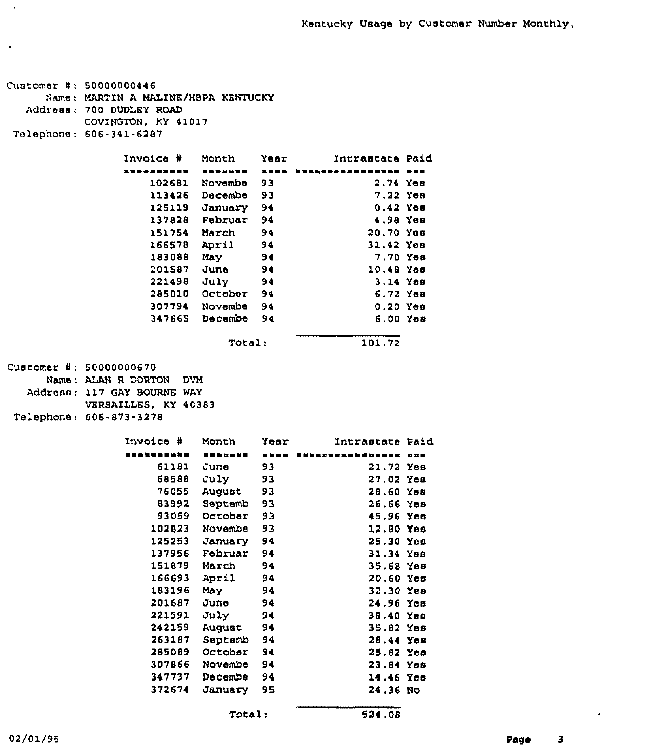# Kentucky Usage by Customer Number Monthly.

Customer #: 50000000446
Name: MARTIN A MALINE/HBPA KENTUCKY
Address: 700 DUDLEY ROAD
COVINGTON, KY 41017
Telephone: 606-341-6287

| Invoice # | Month | Year | Intrastate | Paid |
|---|---|---|---|---|
| 102681 | Novembe | 93 | 2.74 | Yes |
| 113426 | Decembe | 93 | 7.22 | Yes |
| 125119 | January | 94 | 0.42 | Yes |
| 137828 | Februar | 94 | 4.98 | Yes |
| 151754 | March | 94 | 20.70 | Yes |
| 166578 | April | 94 | 31.42 | Yes |
| 183088 | May | 94 | 7.70 | Yes |
| 201587 | June | 94 | 10.48 | Yes |
| 221498 | July | 94 | 3.14 | Yes |
| 285010 | October | 94 | 6.72 | Yes |
| 307794 | Novembe | 94 | 0.20 | Yes |
| 347665 | Decembe | 94 | 6.00 | Yes |
| | Total: | | 101.72 | |

Customer #: 50000000670
Name: ALAN R DORTON DVM
Address: 117 GAY BOURNE WAY
VERSAILLES, KY 40383
Telephone: 606-873-3278

| Invoice # | Month | Year | Intrastate | Paid |
|---|---|---|---|---|
| 61181 | June | 93 | 21.72 | Yes |
| 68588 | July | 93 | 27.02 | Yes |
| 76055 | August | 93 | 28.60 | Yes |
| 83992 | Septemb | 93 | 26.66 | Yes |
| 93059 | October | 93 | 45.96 | Yes |
| 102823 | Novembe | 93 | 12.80 | Yes |
| 125253 | January | 94 | 25.30 | Yes |
| 137956 | Februar | 94 | 31.34 | Yes |
| 151879 | March | 94 | 35.68 | Yes |
| 166693 | April | 94 | 20.60 | Yes |
| 183196 | May | 94 | 32.30 | Yes |
| 201687 | June | 94 | 24.96 | Yes |
| 221591 | July | 94 | 38.40 | Yes |
| 242159 | August | 94 | 35.82 | Yes |
| 263187 | Septemb | 94 | 28.44 | Yes |
| 285089 | October | 94 | 25.82 | Yes |
| 307866 | Novembe | 94 | 23.84 | Yes |
| 347737 | Decembe | 94 | 14.46 | Yes |
| 372674 | January | 95 | 24.36 | No |
| | Total: | | 524.08 | |

02/01/95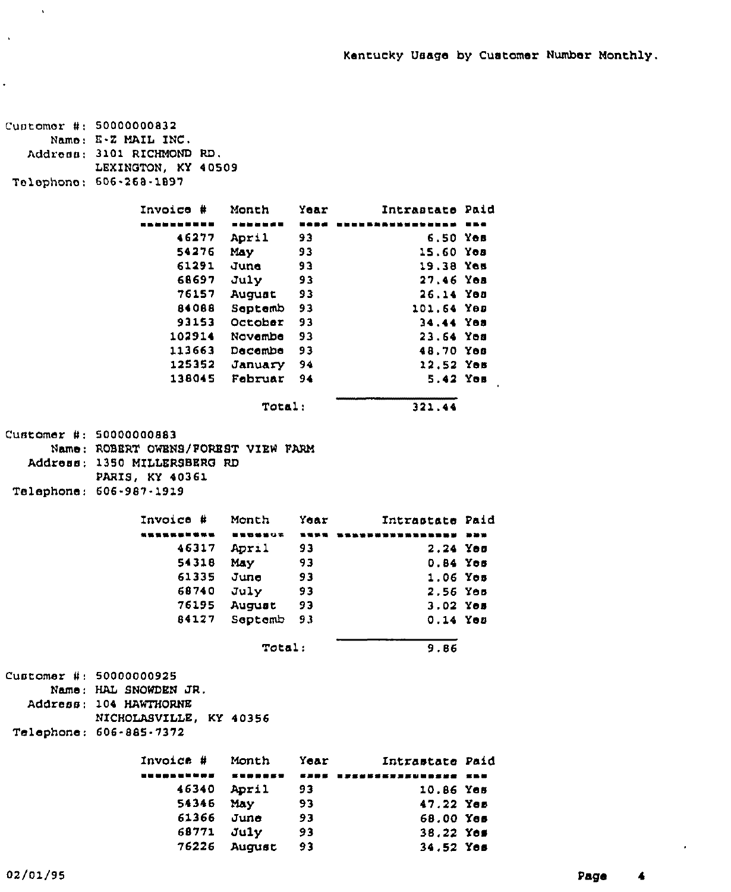Kentucky Usage by Customer Number Monthly.

Customer #: 50000000832
Name: E-Z MAIL INC.
Address: 3101 RICHMOND RD.
LEXINGTON, KY 40509
Telephone: 606-268-1897

| Invoice # | Month | Year | Intrastate | Paid |
|---|---|---|---|---|
| 46277 | April | 93 | 6.50 | Yes |
| 54276 | May | 93 | 15.60 | Yes |
| 61291 | June | 93 | 19.38 | Yes |
| 68697 | July | 93 | 27.46 | Yes |
| 76157 | August | 93 | 26.14 | Yes |
| 84088 | Septemb | 93 | 101.64 | Yes |
| 93153 | October | 93 | 34.44 | Yes |
| 102914 | Novembe | 93 | 23.64 | Yes |
| 113663 | Decembe | 93 | 48.70 | Yes |
| 125352 | January | 94 | 12.52 | Yes |
| 138045 | Februar | 94 | 5.42 | Yes |
| | | Total: | 321.44 | |

Customer #: 50000000883
Name: ROBERT OWENS/FOREST VIEW FARM
Address: 1350 MILLERSBERG RD
PARIS, KY 40361
Telephone: 606-987-1919

| Invoice # | Month | Year | Intrastate | Paid |
|---|---|---|---|---|
| 46317 | April | 93 | 2.24 | Yes |
| 54318 | May | 93 | 0.84 | Yes |
| 61335 | June | 93 | 1.06 | Yes |
| 68740 | July | 93 | 2.56 | Yes |
| 76195 | August | 93 | 3.02 | Yes |
| 84127 | Septemb | 93 | 0.14 | Yes |
| | | Total: | 9.86 | |

Customer #: 50000000925
Name: HAL SNOWDEN JR.
Address: 104 HAWTHORNE
NICHOLASVILLE, KY 40356
Telephone: 606-885-7372

| Invoice # | Month | Year | Intrastate | Paid |
|---|---|---|---|---|
| 46340 | April | 93 | 10.86 | Yes |
| 54346 | May | 93 | 47.22 | Yes |
| 61366 | June | 93 | 68.00 | Yes |
| 68771 | July | 93 | 38.22 | Yes |
| 76226 | August | 93 | 34.52 | Yes |

02/01/95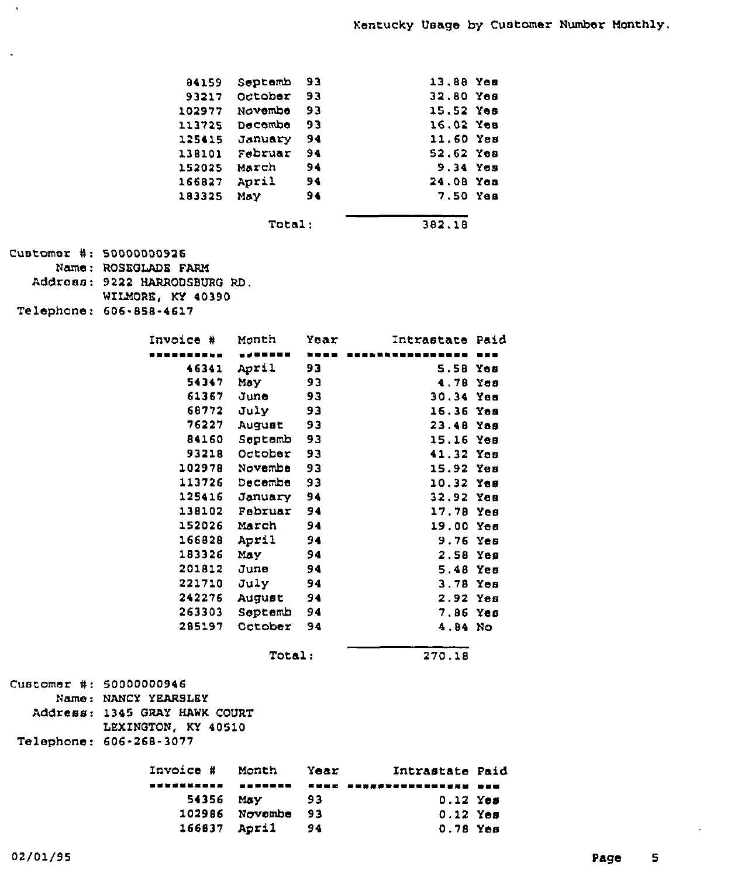Kentucky Usage by Customer Number Monthly.

| Invoice # | Month | Year | Intrastate | Paid |
|---|---|---|---|---|
| 84159 | Septemb | 93 | 13.88 | Yes |
| 93217 | October | 93 | 32.80 | Yes |
| 102977 | Novembe | 93 | 15.52 | Yes |
| 113725 | Decembe | 93 | 16.02 | Yes |
| 125415 | January | 94 | 11.60 | Yes |
| 138101 | Februar | 94 | 52.62 | Yes |
| 152025 | March | 94 | 9.34 | Yes |
| 166827 | April | 94 | 24.08 | Yes |
| 183325 | May | 94 | 7.50 | Yes |
| | Total: | | 382.18 | |

Customer #: 50000000926
Name: ROSEGLADE FARM
Address: 9222 HARRODSBURG RD.
WILMORE, KY 40390
Telephone: 606-858-4617

| Invoice # | Month | Year | Intrastate | Paid |
|---|---|---|---|---|
| 46341 | April | 93 | 5.58 | Yes |
| 54347 | May | 93 | 4.78 | Yes |
| 61367 | June | 93 | 30.34 | Yes |
| 68772 | July | 93 | 16.36 | Yes |
| 76227 | August | 93 | 23.48 | Yes |
| 84160 | Septemb | 93 | 15.16 | Yes |
| 93218 | October | 93 | 41.32 | Yes |
| 102978 | Novembe | 93 | 15.92 | Yes |
| 113726 | Decembe | 93 | 10.32 | Yes |
| 125416 | January | 94 | 32.92 | Yes |
| 138102 | Februar | 94 | 17.78 | Yes |
| 152026 | March | 94 | 19.00 | Yes |
| 166828 | April | 94 | 9.76 | Yes |
| 183326 | May | 94 | 2.58 | Yes |
| 201812 | June | 94 | 5.48 | Yes |
| 221710 | July | 94 | 3.78 | Yes |
| 242276 | August | 94 | 2.92 | Yes |
| 263303 | Septemb | 94 | 7.86 | Yes |
| 285197 | October | 94 | 4.84 | No |
| | Total: | | 270.18 | |

Customer #: 50000000946
Name: NANCY YEARSLEY
Address: 1345 GRAY HAWK COURT
LEXINGTON, KY 40510
Telephone: 606-268-3077

| Invoice # | Month | Year | Intrastate | Paid |
|---|---|---|---|---|
| 54356 | May | 93 | 0.12 | Yes |
| 102986 | Novembe | 93 | 0.12 | Yes |
| 166837 | April | 94 | 0.78 | Yes |

02/01/95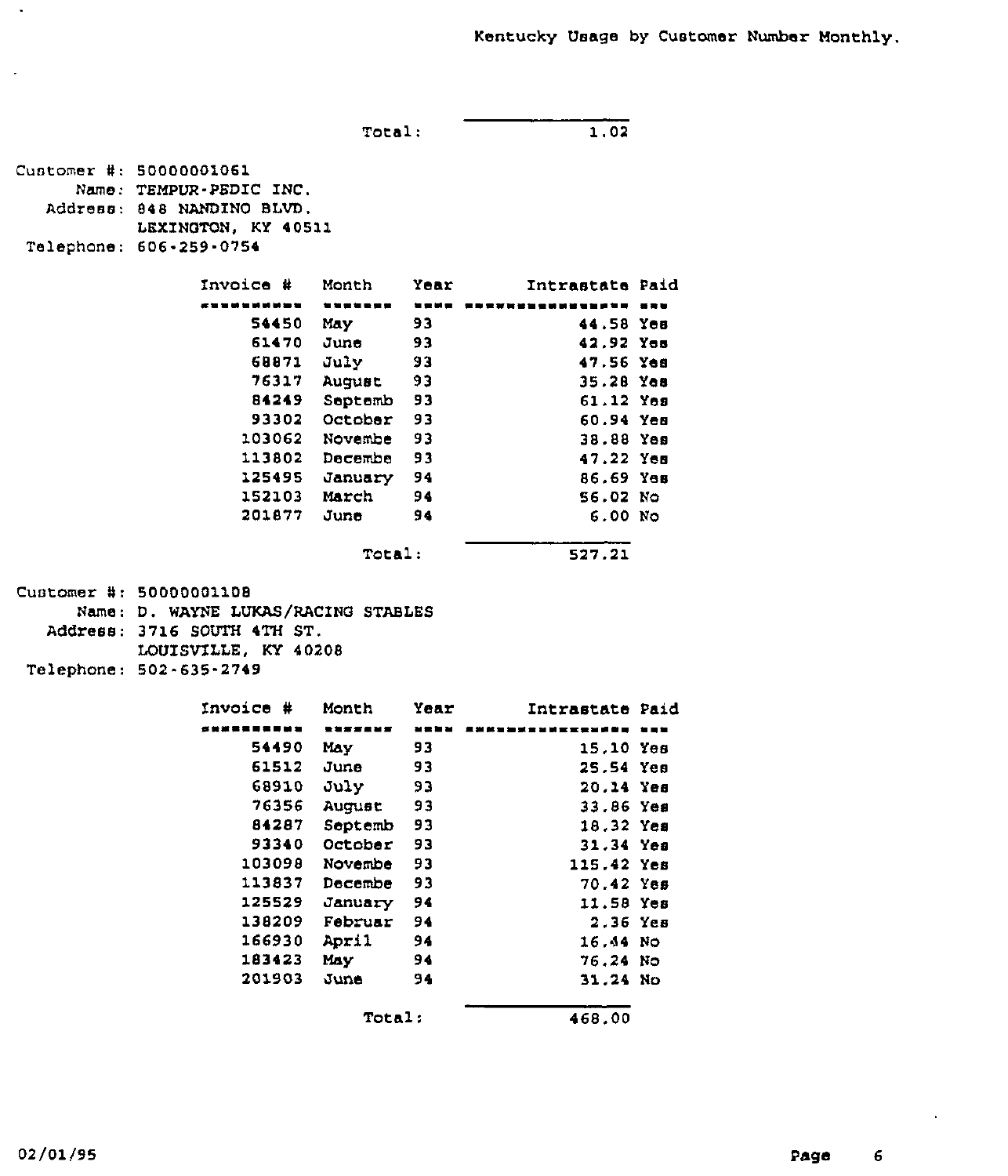Kentucky Usage by Customer Number Monthly.

Total: 1.02

Customer #: 50000001061
Name: TEMPUR-PEDIC INC.
Address: 848 NANDINO BLVD.
LEXINGTON, KY 40511
Telephone: 606-259-0754

| Invoice # | Month | Year | Intrastate | Paid |
|---|---|---|---|---|
| 54450 | May | 93 | 44.58 | Yes |
| 61470 | June | 93 | 42.92 | Yes |
| 68871 | July | 93 | 47.56 | Yes |
| 76317 | August | 93 | 35.28 | Yes |
| 84249 | Septemb | 93 | 61.12 | Yes |
| 93302 | October | 93 | 60.94 | Yes |
| 103062 | Novembe | 93 | 38.88 | Yes |
| 113802 | Decembe | 93 | 47.22 | Yes |
| 125495 | January | 94 | 86.69 | Yes |
| 152103 | March | 94 | 56.02 | No |
| 201877 | June | 94 | 6.00 | No |
| | | Total: | 527.21 | |

Customer #: 50000001108
Name: D. WAYNE LUKAS/RACING STABLES
Address: 3716 SOUTH 4TH ST.
LOUISVILLE, KY 40208
Telephone: 502-635-2749

| Invoice # | Month | Year | Intrastate | Paid |
|---|---|---|---|---|
| 54490 | May | 93 | 15.10 | Yes |
| 61512 | June | 93 | 25.54 | Yes |
| 68910 | July | 93 | 20.14 | Yes |
| 76356 | August | 93 | 33.86 | Yes |
| 84287 | Septemb | 93 | 18.32 | Yes |
| 93340 | October | 93 | 31.34 | Yes |
| 103098 | Novembe | 93 | 115.42 | Yes |
| 113837 | Decembe | 93 | 70.42 | Yes |
| 125529 | January | 94 | 11.58 | Yes |
| 138209 | Februar | 94 | 2.36 | Yes |
| 166930 | April | 94 | 16.44 | No |
| 183423 | May | 94 | 76.24 | No |
| 201903 | June | 94 | 31.24 | No |
| | | Total: | 468.00 | |

02/01/95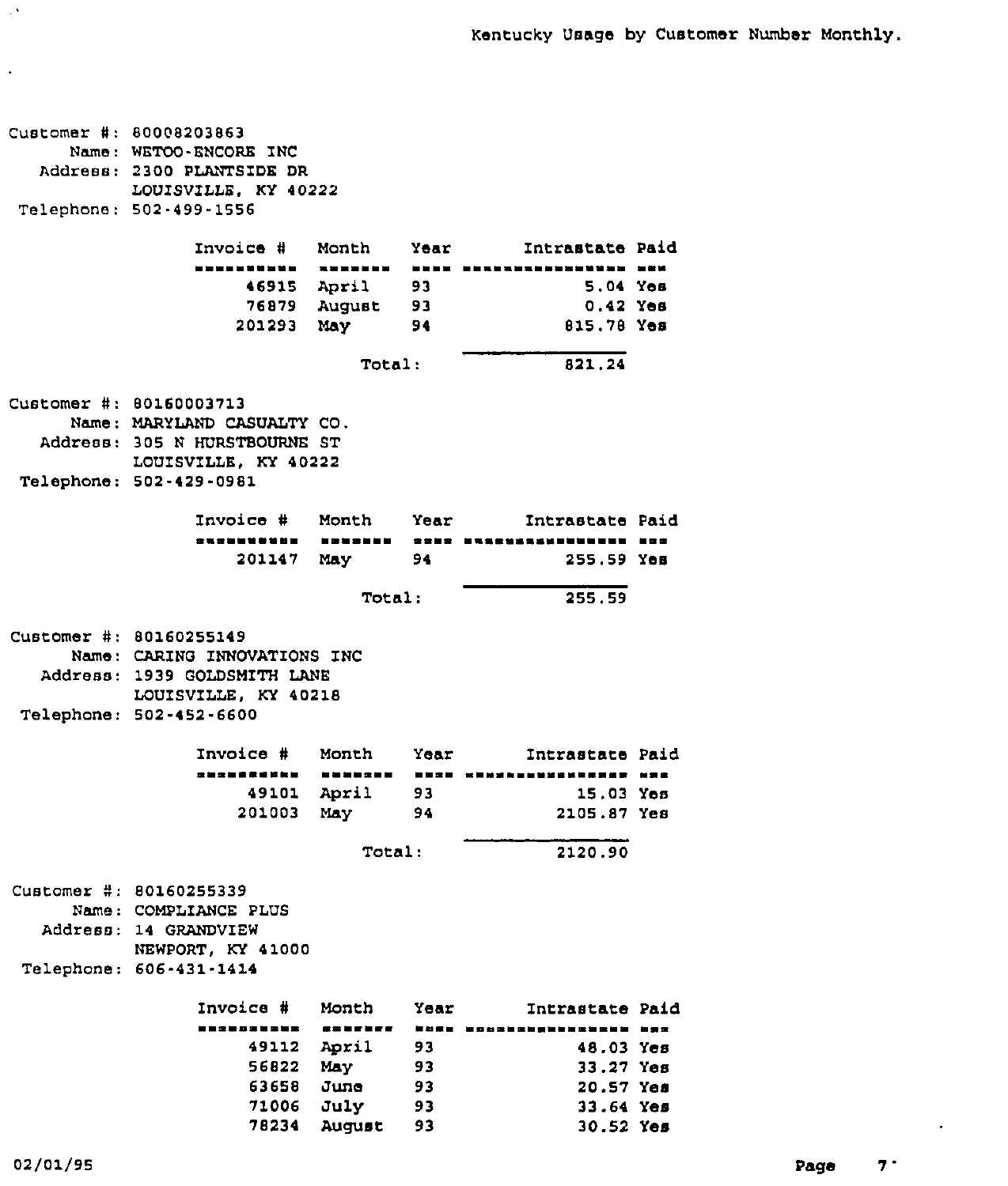# Kentucky Usage by Customer Number Monthly.

Customer #: 80008203863
Name: WETOO-ENCORE INC
Address: 2300 PLANTSIDE DR
LOUISVILLE, KY 40222
Telephone: 502-499-1556

| Invoice # | Month | Year | Intrastate | Paid |
|---|---|---|---|---|
| 46915 | April | 93 | 5.04 | Yes |
| 76879 | August | 93 | 0.42 | Yes |
| 201293 | May | 94 | 815.78 | Yes |
| | | Total: | 821.24 | |

Customer #: 80160003713
Name: MARYLAND CASUALTY CO.
Address: 305 N HURSTBOURNE ST
LOUISVILLE, KY 40222
Telephone: 502-429-0981

| Invoice # | Month | Year | Intrastate | Paid |
|---|---|---|---|---|
| 201147 | May | 94 | 255.59 | Yes |
| | | Total: | 255.59 | |

Customer #: 80160255149
Name: CARING INNOVATIONS INC
Address: 1939 GOLDSMITH LANE
LOUISVILLE, KY 40218
Telephone: 502-452-6600

| Invoice # | Month | Year | Intrastate | Paid |
|---|---|---|---|---|
| 49101 | April | 93 | 15.03 | Yes |
| 201003 | May | 94 | 2105.87 | Yes |
| | | Total: | 2120.90 | |

Customer #: 80160255339
Name: COMPLIANCE PLUS
Address: 14 GRANDVIEW
NEWPORT, KY 41000
Telephone: 606-431-1414

| Invoice # | Month | Year | Intrastate | Paid |
|---|---|---|---|---|
| 49112 | April | 93 | 48.03 | Yes |
| 56822 | May | 93 | 33.27 | Yes |
| 63658 | June | 93 | 20.57 | Yes |
| 71006 | July | 93 | 33.64 | Yes |
| 78234 | August | 93 | 30.52 | Yes |

02/01/95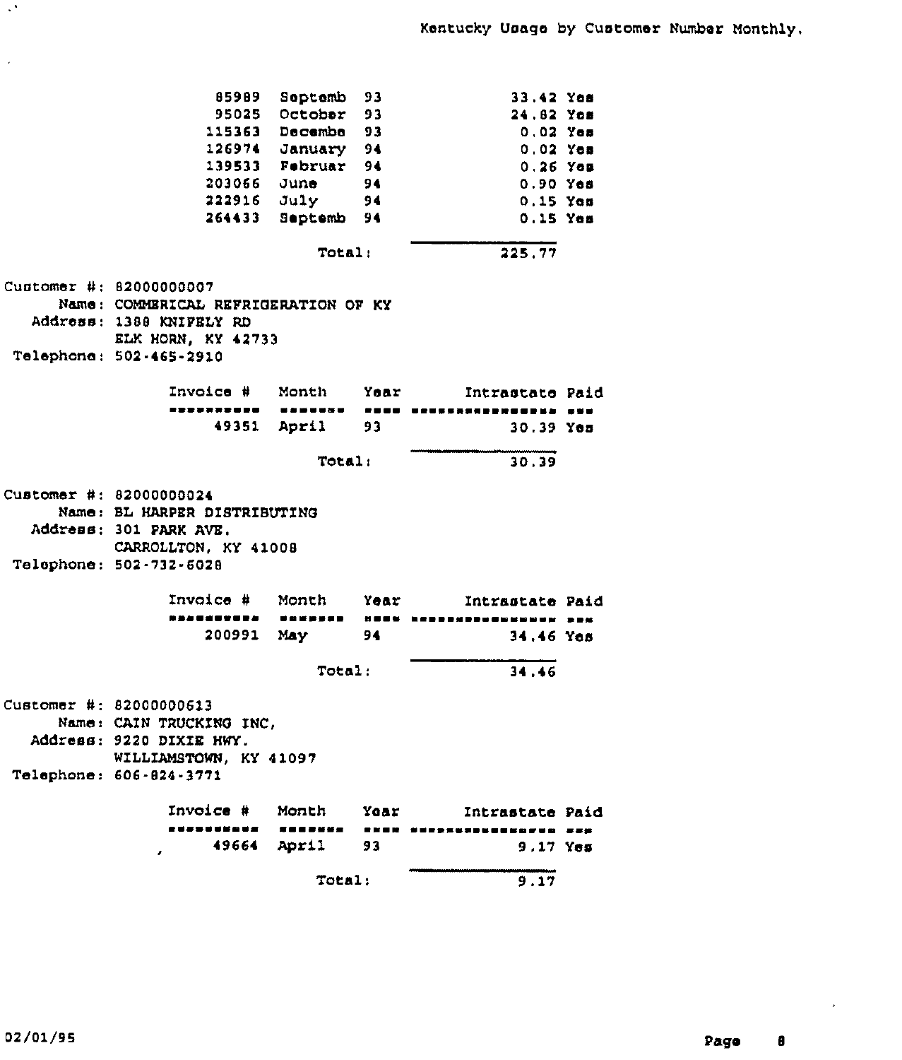Kentucky Usage by Customer Number Monthly.

| Invoice # | Month | Year | Intrastate | Paid |
|---|---|---|---|---|
| 85989 | Septemb | 93 | 33.42 | Yes |
| 95025 | October | 93 | 24.82 | Yes |
| 115363 | Decembe | 93 | 0.02 | Yes |
| 126974 | January | 94 | 0.02 | Yes |
| 139533 | Februar | 94 | 0.26 | Yes |
| 203066 | June | 94 | 0.90 | Yes |
| 222916 | July | 94 | 0.15 | Yes |
| 264433 | Septemb | 94 | 0.15 | Yes |
| | Total: | | 225.77 | |

Customer #: 82000000007
Name: COMMERICAL REFRIGERATION OF KY
Address: 1388 KNIFELY RD
ELK HORN, KY 42733
Telephone: 502-465-2910

| Invoice # | Month | Year | Intrastate | Paid |
|---|---|---|---|---|
| 49351 | April | 93 | 30.39 | Yes |
| | Total: | | 30.39 | |

Customer #: 82000000024
Name: BL HARPER DISTRIBUTING
Address: 301 PARK AVE.
CARROLLTON, KY 41008
Telephone: 502-732-6028

| Invoice # | Month | Year | Intrastate | Paid |
|---|---|---|---|---|
| 200991 | May | 94 | 34.46 | Yes |
| | Total: | | 34.46 | |

Customer #: 82000000613
Name: CAIN TRUCKING INC,
Address: 9220 DIXIE HWY.
WILLIAMSTOWN, KY 41097
Telephone: 606-824-3771

| Invoice # | Month | Year | Intrastate | Paid |
|---|---|---|---|---|
| 49664 | April | 93 | 9.17 | Yes |
| | Total: | | 9.17 | |

02/01/95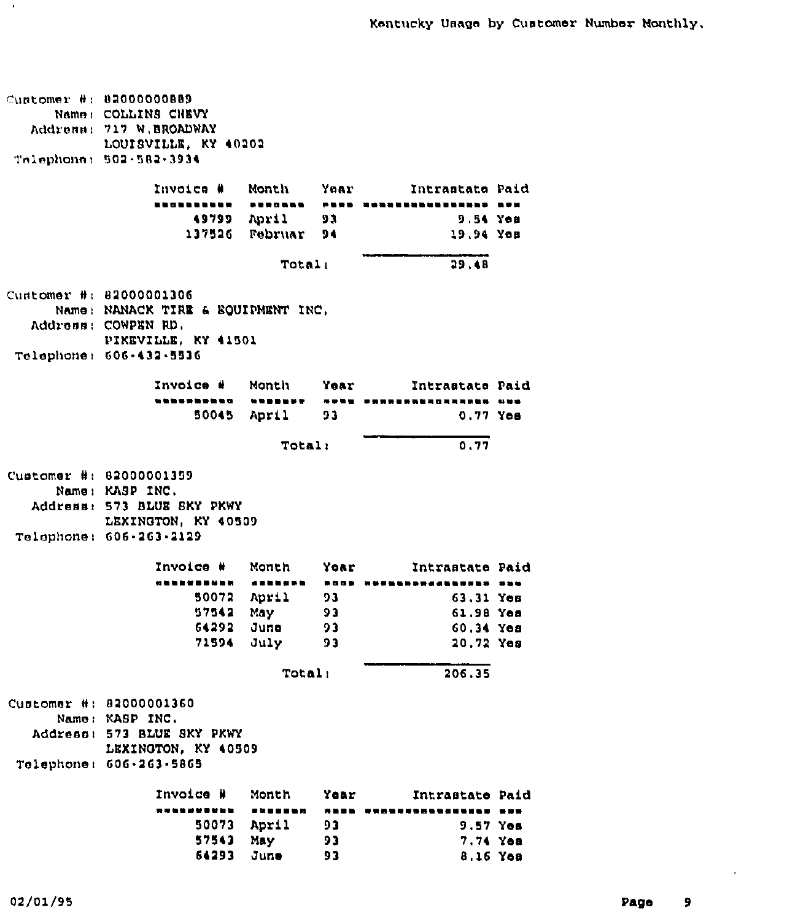Kentucky Usage by Customer Number Monthly.

Customer #: 82000000889
Name: COLLINS CHEVY
Address: 717 W.BROADWAY
LOUISVILLE, KY 40202
Telephone: 502-582-3934

| Invoice # | Month | Year | Intrastate | Paid |
|---|---|---|---|---|
| 49799 | April | 93 | 9.54 | Yes |
| 137526 | Februar | 94 | 19.94 | Yes |
| | Total: | | 29.48 | |

Customer #: 82000001306
Name: NANACK TIRE & EQUIPMENT INC,
Address: COWPEN RD.
PIKEVILLE, KY 41501
Telephone: 606-432-5536

| Invoice # | Month | Year | Intrastate | Paid |
|---|---|---|---|---|
| 50045 | April | 93 | 0.77 | Yes |
| | Total: | | 0.77 | |

Customer #: 82000001359
Name: KASP INC.
Address: 573 BLUE SKY PKWY
LEXINGTON, KY 40509
Telephone: 606-263-2129

| Invoice # | Month | Year | Intrastate | Paid |
|---|---|---|---|---|
| 50072 | April | 93 | 63.31 | Yes |
| 57542 | May | 93 | 61.98 | Yes |
| 64292 | June | 93 | 60.34 | Yes |
| 71594 | July | 93 | 20.72 | Yes |
| | Total: | | 206.35 | |

Customer #: 82000001360
Name: KASP INC.
Address: 573 BLUE SKY PKWY
LEXINGTON, KY 40509
Telephone: 606-263-5865

| Invoice # | Month | Year | Intrastate | Paid |
|---|---|---|---|---|
| 50073 | April | 93 | 9.57 | Yes |
| 57543 | May | 93 | 7.74 | Yes |
| 64293 | June | 93 | 8.16 | Yes |

02/01/95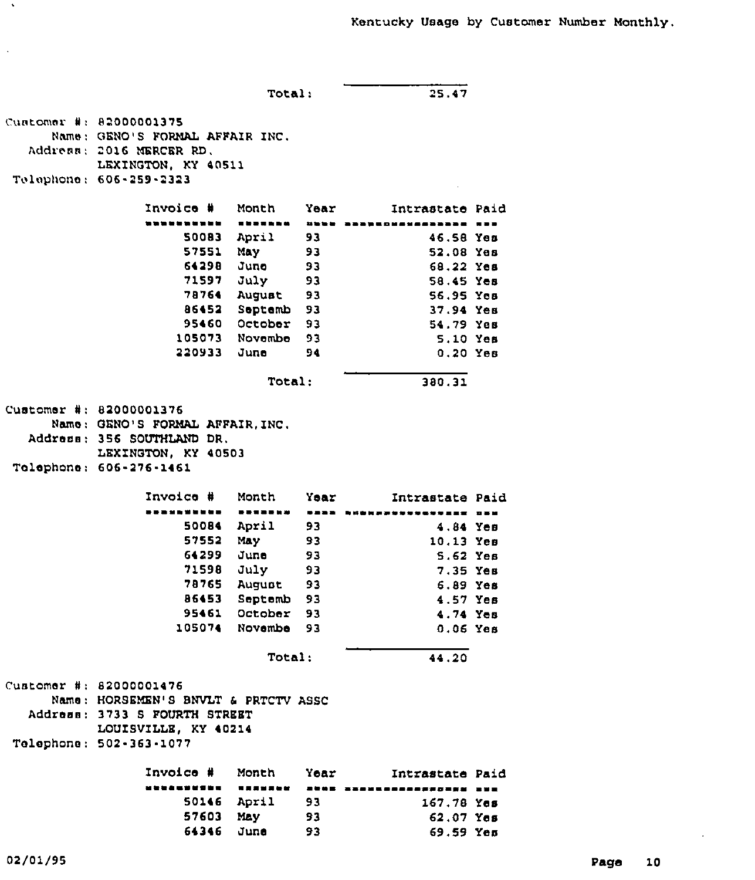Kentucky Usage by Customer Number Monthly.

Total: 25.47

Customer #: 82000001375
Name: GENO'S FORMAL AFFAIR INC.
Address: 2016 MERCER RD.
LEXINGTON, KY 40511
Telephone: 606-259-2323

| Invoice # | Month | Year | Intrastate | Paid |
|---|---|---|---|---|
| 50083 | April | 93 | 46.58 | Yes |
| 57551 | May | 93 | 52.08 | Yes |
| 64298 | June | 93 | 68.22 | Yes |
| 71597 | July | 93 | 58.45 | Yes |
| 78764 | August | 93 | 56.95 | Yes |
| 86452 | Septemb | 93 | 37.94 | Yes |
| 95460 | October | 93 | 54.79 | Yes |
| 105073 | Novembe | 93 | 5.10 | Yes |
| 220933 | June | 94 | 0.20 | Yes |
| | | Total: | 380.31 | |

Customer #: 82000001376
Name: GENO'S FORMAL AFFAIR,INC.
Address: 356 SOUTHLAND DR.
LEXINGTON, KY 40503
Telephone: 606-276-1461

| Invoice # | Month | Year | Intrastate | Paid |
|---|---|---|---|---|
| 50084 | April | 93 | 4.84 | Yes |
| 57552 | May | 93 | 10.13 | Yes |
| 64299 | June | 93 | 5.62 | Yes |
| 71598 | July | 93 | 7.35 | Yes |
| 78765 | August | 93 | 6.89 | Yes |
| 86453 | Septemb | 93 | 4.57 | Yes |
| 95461 | October | 93 | 4.74 | Yes |
| 105074 | Novembe | 93 | 0.06 | Yes |
| | | Total: | 44.20 | |

Customer #: 82000001476
Name: HORSEMEN'S BNVLT & PRTCTV ASSC
Address: 3733 S FOURTH STREET
LOUISVILLE, KY 40214
Telephone: 502-363-1077

| Invoice # | Month | Year | Intrastate | Paid |
|---|---|---|---|---|
| 50146 | April | 93 | 167.78 | Yes |
| 57603 | May | 93 | 62.07 | Yes |
| 64346 | June | 93 | 69.59 | Yes |

02/01/95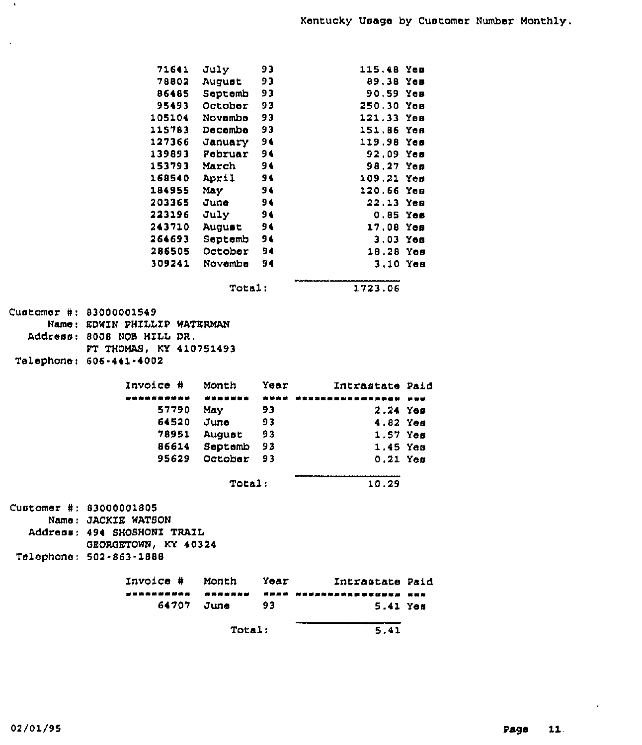Kentucky Usage by Customer Number Monthly.

| Invoice # | Month | Year | Intrastate | Paid |
|---|---|---|---|---|
| 71641 | July | 93 | 115.48 | Yes |
| 78802 | August | 93 | 89.38 | Yes |
| 86485 | Septemb | 93 | 90.59 | Yes |
| 95493 | October | 93 | 250.30 | Yes |
| 105104 | Novembe | 93 | 121.33 | Yes |
| 115783 | Decembe | 93 | 151.86 | Yes |
| 127366 | January | 94 | 119.98 | Yes |
| 139893 | Februar | 94 | 92.09 | Yes |
| 153793 | March | 94 | 98.27 | Yes |
| 168540 | April | 94 | 109.21 | Yes |
| 184955 | May | 94 | 120.66 | Yes |
| 203365 | June | 94 | 22.13 | Yes |
| 223196 | July | 94 | 0.85 | Yes |
| 243710 | August | 94 | 17.08 | Yes |
| 264693 | Septemb | 94 | 3.03 | Yes |
| 286505 | October | 94 | 18.28 | Yes |
| 309241 | Novembe | 94 | 3.10 | Yes |
| | Total: | | 1723.06 | |

Customer #: 83000001549
Name: EDWIN PHILLIP WATERMAN
Address: 8008 NOB HILL DR.
FT THOMAS, KY 410751493
Telephone: 606-441-4002

| Invoice # | Month | Year | Intrastate | Paid |
|---|---|---|---|---|
| 57790 | May | 93 | 2.24 | Yes |
| 64520 | June | 93 | 4.82 | Yes |
| 78951 | August | 93 | 1.57 | Yes |
| 86614 | Septemb | 93 | 1.45 | Yes |
| 95629 | October | 93 | 0.21 | Yes |
| | Total: | | 10.29 | |

Customer #: 83000001805
Name: JACKIE WATSON
Address: 494 SHOSHONI TRAIL
GEORGETOWN, KY 40324
Telephone: 502-863-1888

| Invoice # | Month | Year | Intrastate | Paid |
|---|---|---|---|---|
| 64707 | June | 93 | 5.41 | Yes |
| | Total: | | 5.41 | |

02/01/95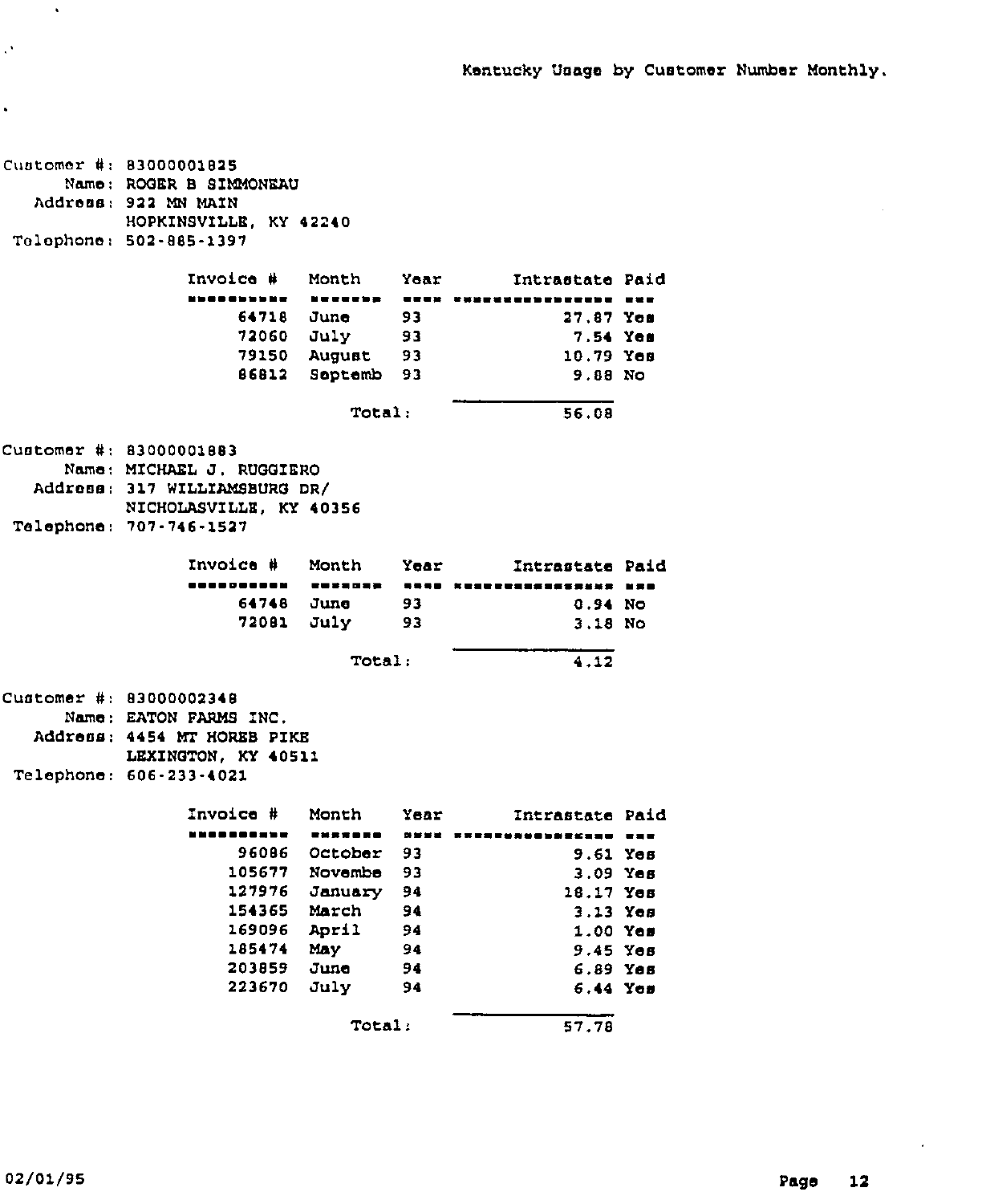Kentucky Usage by Customer Number Monthly.

Customer #: 83000001825
Name: ROGER B SIMMONEAU
Address: 922 MN MAIN
HOPKINSVILLE, KY 42240
Telephone: 502-885-1397

| Invoice # | Month | Year | Intrastate | Paid |
|---|---|---|---|---|
| 64718 | June | 93 | 27.87 | Yes |
| 72060 | July | 93 | 7.54 | Yes |
| 79150 | August | 93 | 10.79 | Yes |
| 86812 | Septemb | 93 | 9.88 | No |
| | | Total: | 56.08 | |

Customer #: 83000001883
Name: MICHAEL J. RUGGIERO
Address: 317 WILLIAMSBURG DR/
NICHOLASVILLE, KY 40356
Telephone: 707-746-1527

| Invoice # | Month | Year | Intrastate | Paid |
|---|---|---|---|---|
| 64748 | June | 93 | 0.94 | No |
| 72081 | July | 93 | 3.18 | No |
| | | Total: | 4.12 | |

Customer #: 83000002348
Name: EATON FARMS INC.
Address: 4454 MT HOREB PIKE
LEXINGTON, KY 40511
Telephone: 606-233-4021

| Invoice # | Month | Year | Intrastate | Paid |
|---|---|---|---|---|
| 96086 | October | 93 | 9.61 | Yes |
| 105677 | Novembe | 93 | 3.09 | Yes |
| 127976 | January | 94 | 18.17 | Yes |
| 154365 | March | 94 | 3.13 | Yes |
| 169096 | April | 94 | 1.00 | Yes |
| 185474 | May | 94 | 9.45 | Yes |
| 203859 | June | 94 | 6.89 | Yes |
| 223670 | July | 94 | 6.44 | Yes |
| | | Total: | 57.78 | |

02/01/95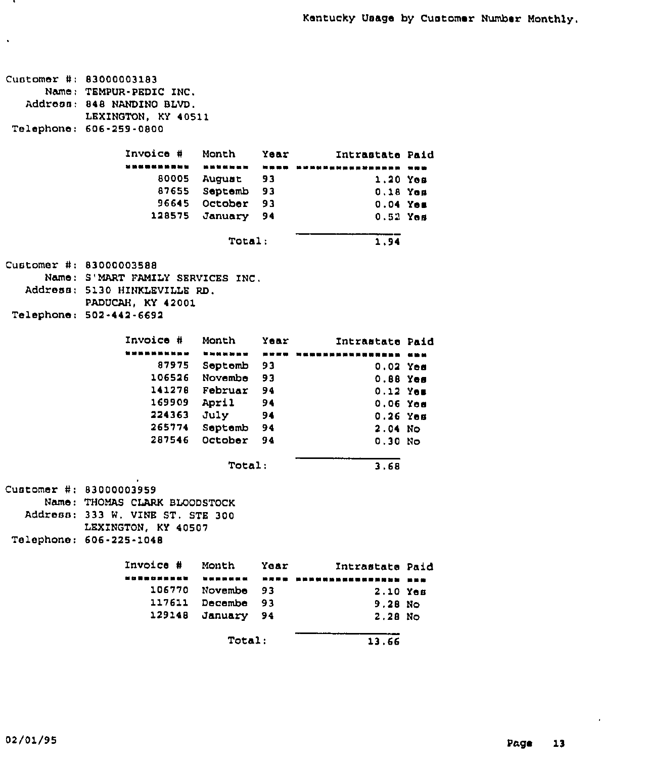# Kentucky Usage by Customer Number Monthly.

Customer #: 83000003183
Name: TEMPUR-PEDIC INC.
Address: 848 NANDINO BLVD.
LEXINGTON, KY 40511
Telephone: 606-259-0800

| Invoice # | Month | Year | Intrastate | Paid |
|---|---|---|---|---|
| 80005 | August | 93 | 1.20 | Yes |
| 87655 | Septemb | 93 | 0.18 | Yes |
| 96645 | October | 93 | 0.04 | Yes |
| 128575 | January | 94 | 0.52 | Yes |
| | Total: | | 1.94 | |

Customer #: 83000003588
Name: S'MART FAMILY SERVICES INC.
Address: 5130 HINKLEVILLE RD.
PADUCAH, KY 42001
Telephone: 502-442-6692

| Invoice # | Month | Year | Intrastate | Paid |
|---|---|---|---|---|
| 87975 | Septemb | 93 | 0.02 | Yes |
| 106526 | Novembe | 93 | 0.88 | Yes |
| 141278 | Februar | 94 | 0.12 | Yes |
| 169909 | April | 94 | 0.06 | Yes |
| 224363 | July | 94 | 0.26 | Yes |
| 265774 | Septemb | 94 | 2.04 | No |
| 287546 | October | 94 | 0.30 | No |
| | Total: | | 3.68 | |

Customer #: 83000003959
Name: THOMAS CLARK BLOODSTOCK
Address: 333 W. VINE ST. STE 300
LEXINGTON, KY 40507
Telephone: 606-225-1048

| Invoice # | Month | Year | Intrastate | Paid |
|---|---|---|---|---|
| 106770 | Novembe | 93 | 2.10 | Yes |
| 117611 | Decembe | 93 | 9.28 | No |
| 129148 | January | 94 | 2.28 | No |
| | Total: | | 13.66 | |

02/01/95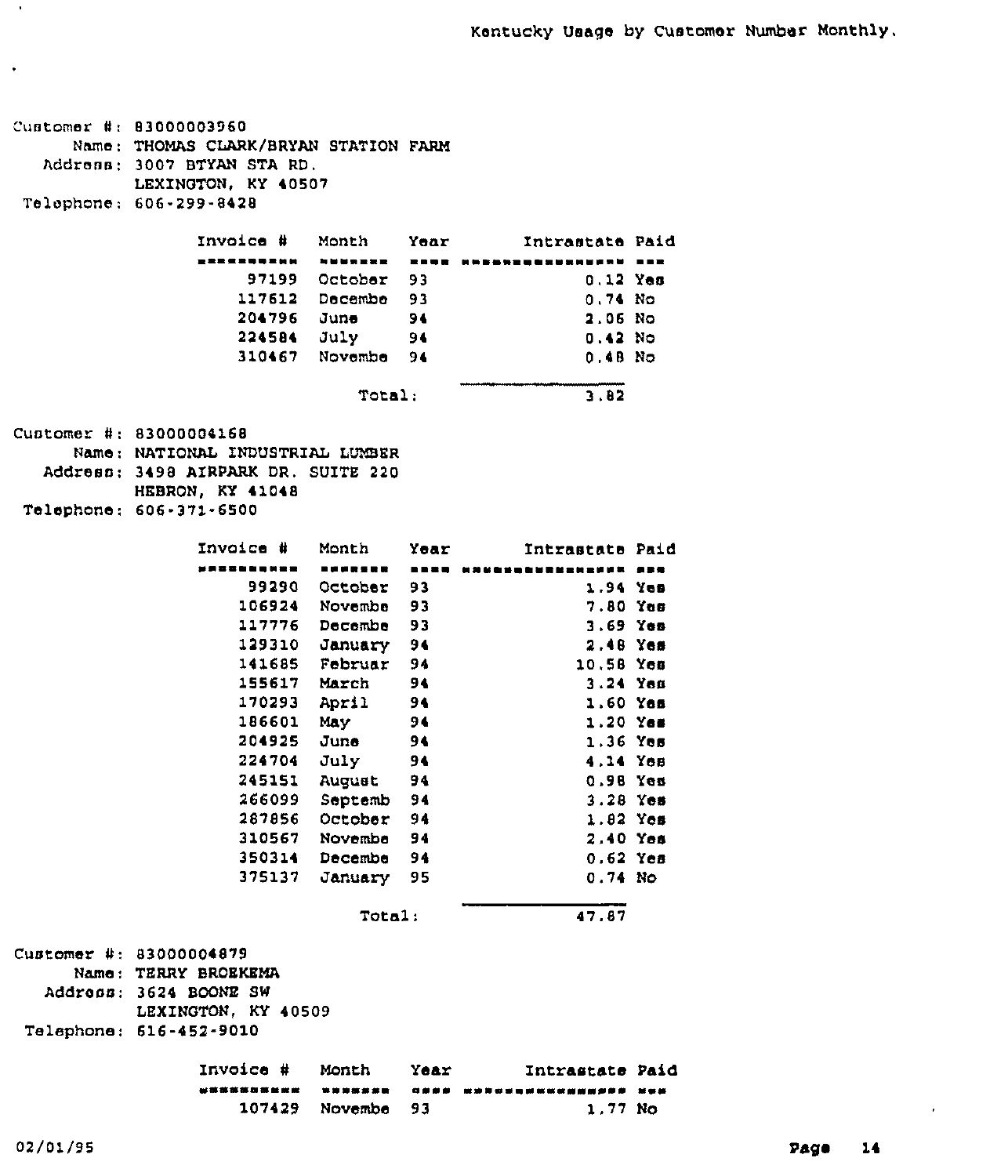Kentucky Usage by Customer Number Monthly.

Customer #: 83000003960
Name: THOMAS CLARK/BRYAN STATION FARM
Address: 3007 BTYAN STA RD.
LEXINGTON, KY 40507
Telephone: 606-299-8428

| Invoice # | Month | Year | Intrastate | Paid |
|---|---|---|---|---|
| 97199 | October | 93 | 0.12 | Yes |
| 117612 | Decembe | 93 | 0.74 | No |
| 204796 | June | 94 | 2.06 | No |
| 224584 | July | 94 | 0.42 | No |
| 310467 | Novembe | 94 | 0.48 | No |
| | Total: | | 3.82 | |

Customer #: 83000004168
Name: NATIONAL INDUSTRIAL LUMBER
Address: 3498 AIRPARK DR. SUITE 220
HEBRON, KY 41048
Telephone: 606-371-6500

| Invoice # | Month | Year | Intrastate | Paid |
|---|---|---|---|---|
| 99290 | October | 93 | 1.94 | Yes |
| 106924 | Novembe | 93 | 7.80 | Yes |
| 117776 | Decembe | 93 | 3.69 | Yes |
| 129310 | January | 94 | 2.48 | Yes |
| 141685 | Februar | 94 | 10.58 | Yes |
| 155617 | March | 94 | 3.24 | Yes |
| 170293 | April | 94 | 1.60 | Yes |
| 186601 | May | 94 | 1.20 | Yes |
| 204925 | June | 94 | 1.36 | Yes |
| 224704 | July | 94 | 4.14 | Yes |
| 245151 | August | 94 | 0.98 | Yes |
| 266099 | Septemb | 94 | 3.28 | Yes |
| 287856 | October | 94 | 1.82 | Yes |
| 310567 | Novembe | 94 | 2.40 | Yes |
| 350314 | Decembe | 94 | 0.62 | Yes |
| 375137 | January | 95 | 0.74 | No |
| | Total: | | 47.87 | |

Customer #: 83000004879
Name: TERRY BROEKEMA
Address: 3624 BOONE SW
LEXINGTON, KY 40509
Telephone: 616-452-9010

| Invoice # | Month | Year | Intrastate | Paid |
|---|---|---|---|---|
| 107429 | Novembe | 93 | 1.77 | No |

02/01/95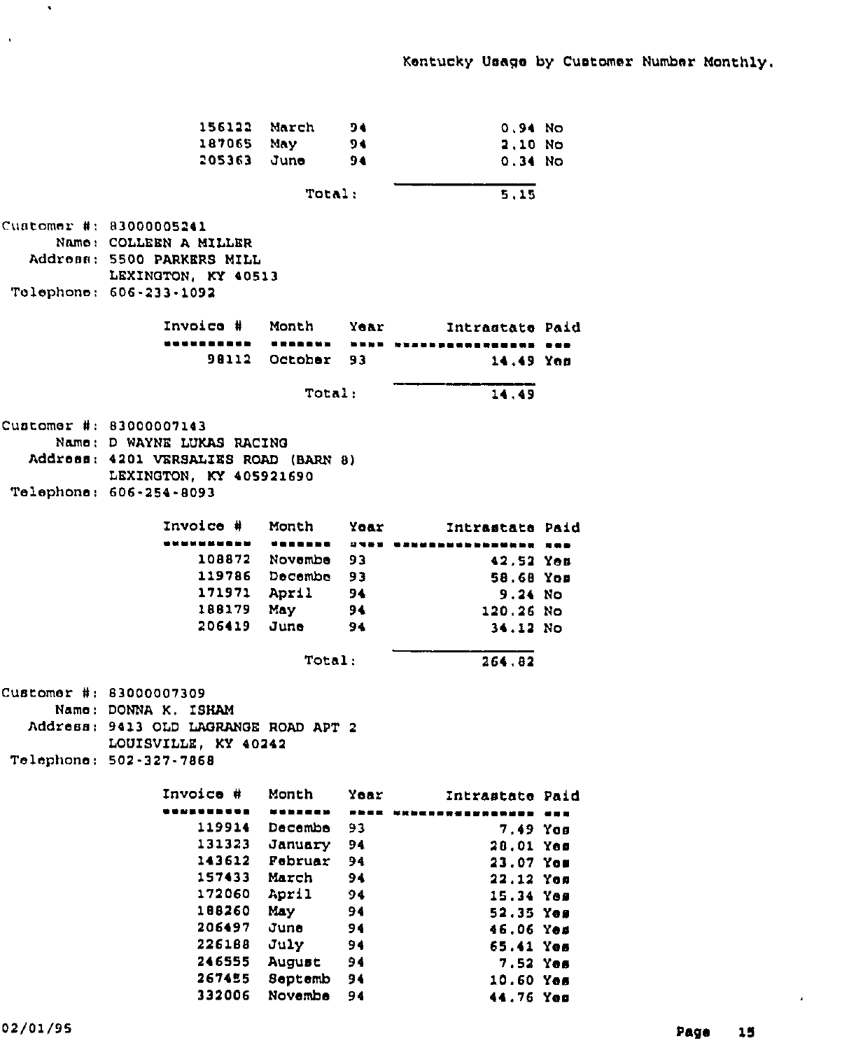Kentucky Usage by Customer Number Monthly.

| Invoice # | Month | Year | Intrastate | Paid |
|---|---|---|---|---|
| 156122 | March | 94 | 0.94 | No |
| 187065 | May | 94 | 2.10 | No |
| 205363 | June | 94 | 0.34 | No |
| | | Total: | 5.15 | |

Customer #: 83000005241
Name: COLLEEN A MILLER
Address: 5500 PARKERS MILL
LEXINGTON, KY 40513
Telephone: 606-233-1092

| Invoice # | Month | Year | Intrastate | Paid |
|---|---|---|---|---|
| 98112 | October | 93 | 14.49 | Yes |
| | | Total: | 14.49 | |

Customer #: 83000007143
Name: D WAYNE LUKAS RACING
Address: 4201 VERSALIES ROAD (BARN 8)
LEXINGTON, KY 405921690
Telephone: 606-254-8093

| Invoice # | Month | Year | Intrastate | Paid |
|---|---|---|---|---|
| 108872 | Novembe | 93 | 42.52 | Yes |
| 119786 | Decembe | 93 | 58.68 | Yes |
| 171971 | April | 94 | 9.24 | No |
| 188179 | May | 94 | 120.26 | No |
| 206419 | June | 94 | 34.12 | No |
| | | Total: | 264.82 | |

Customer #: 83000007309
Name: DONNA K. ISHAM
Address: 9413 OLD LAGRANGE ROAD APT 2
LOUISVILLE, KY 40242
Telephone: 502-327-7868

| Invoice # | Month | Year | Intrastate | Paid |
|---|---|---|---|---|
| 119914 | Decembe | 93 | 7.49 | Yes |
| 131323 | January | 94 | 28.01 | Yes |
| 143612 | Februar | 94 | 23.07 | Yes |
| 157433 | March | 94 | 22.12 | Yes |
| 172060 | April | 94 | 15.34 | Yes |
| 188260 | May | 94 | 52.35 | Yes |
| 206497 | June | 94 | 46.06 | Yes |
| 226188 | July | 94 | 65.41 | Yes |
| 246555 | August | 94 | 7.52 | Yes |
| 267455 | Septemb | 94 | 10.60 | Yes |
| 332006 | Novembe | 94 | 44.76 | Yes |

02/01/95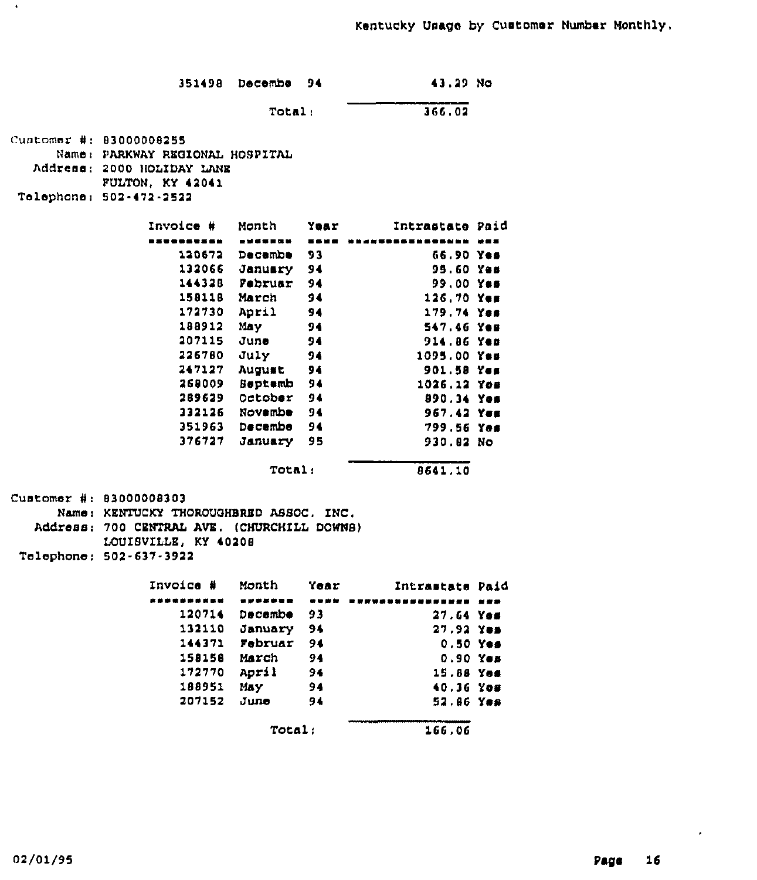Kentucky Usage by Customer Number Monthly.

| Invoice # | Month | Year | Intrastate | Paid |
|---|---|---|---|---|
| 351498 | Decembe | 94 | 43.29 | No |
| | Total: | | 366.02 | |

Customer #: 83000008255
Name: PARKWAY REGIONAL HOSPITAL
Address: 2000 HOLIDAY LANE
FULTON, KY 42041
Telephone: 502-472-2522

| Invoice # | Month | Year | Intrastate | Paid |
|---|---|---|---|---|
| 120672 | Decembe | 93 | 66.90 | Yes |
| 132066 | January | 94 | 95.60 | Yes |
| 144328 | Februar | 94 | 99.00 | Yes |
| 158118 | March | 94 | 126.70 | Yes |
| 172730 | April | 94 | 179.74 | Yes |
| 188912 | May | 94 | 547.46 | Yes |
| 207115 | June | 94 | 914.86 | Yes |
| 226780 | July | 94 | 1095.00 | Yes |
| 247127 | August | 94 | 901.58 | Yes |
| 268009 | Septemb | 94 | 1026.12 | Yes |
| 289629 | October | 94 | 890.34 | Yes |
| 332126 | Novembe | 94 | 967.42 | Yes |
| 351963 | Decembe | 94 | 799.56 | Yes |
| 376727 | January | 95 | 930.82 | No |
| | Total: | | 8641.10 | |

Customer #: 83000008303
Name: KENTUCKY THOROUGHBRED ASSOC. INC.
Address: 700 CENTRAL AVE. (CHURCHILL DOWNS)
LOUISVILLE, KY 40208
Telephone: 502-637-3922

| Invoice # | Month | Year | Intrastate | Paid |
|---|---|---|---|---|
| 120714 | Decembe | 93 | 27.64 | Yes |
| 132110 | January | 94 | 27.92 | Yes |
| 144371 | Februar | 94 | 0.50 | Yes |
| 158158 | March | 94 | 0.90 | Yes |
| 172770 | April | 94 | 15.88 | Yes |
| 188951 | May | 94 | 40.36 | Yes |
| 207152 | June | 94 | 52.86 | Yes |
| | Total: | | 166.06 | |

02/01/95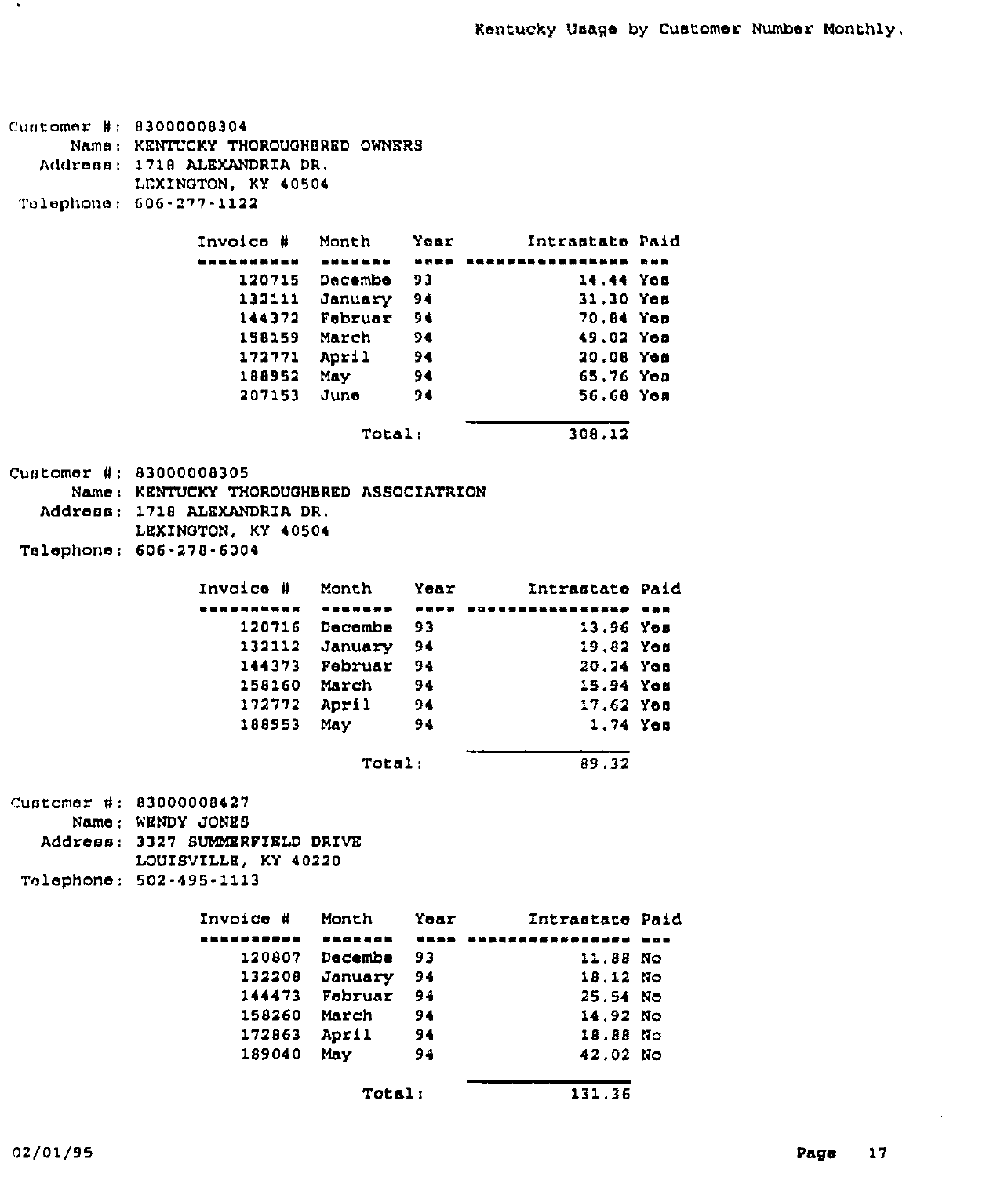# Kentucky Usage by Customer Number Monthly.

Customer #: 83000008304
Name: KENTUCKY THOROUGHBRED OWNERS
Address: 1718 ALEXANDRIA DR.
LEXINGTON, KY 40504
Telephone: 606-277-1122

| Invoice # | Month | Year | Intrastate | Paid |
|---|---|---|---|---|
| 120715 | Decembe | 93 | 14.44 | Yes |
| 132111 | January | 94 | 31.30 | Yes |
| 144372 | Februar | 94 | 70.84 | Yes |
| 158159 | March | 94 | 49.02 | Yes |
| 172771 | April | 94 | 20.08 | Yes |
| 188952 | May | 94 | 65.76 | Yes |
| 207153 | June | 94 | 56.68 | Yes |
| | Total: | | 308.12 | |

Customer #: 83000008305
Name: KENTUCKY THOROUGHBRED ASSOCIATRION
Address: 1718 ALEXANDRIA DR.
LEXINGTON, KY 40504
Telephone: 606-278-6004

| Invoice # | Month | Year | Intrastate | Paid |
|---|---|---|---|---|
| 120716 | Decembe | 93 | 13.96 | Yes |
| 132112 | January | 94 | 19.82 | Yes |
| 144373 | Februar | 94 | 20.24 | Yes |
| 158160 | March | 94 | 15.94 | Yes |
| 172772 | April | 94 | 17.62 | Yes |
| 188953 | May | 94 | 1.74 | Yes |
| | Total: | | 89.32 | |

Customer #: 83000008427
Name: WENDY JONES
Address: 3327 SUMMERFIELD DRIVE
LOUISVILLE, KY 40220
Telephone: 502-495-1113

| Invoice # | Month | Year | Intrastate | Paid |
|---|---|---|---|---|
| 120807 | Decembe | 93 | 11.88 | No |
| 132208 | January | 94 | 18.12 | No |
| 144473 | Februar | 94 | 25.54 | No |
| 158260 | March | 94 | 14.92 | No |
| 172863 | April | 94 | 18.88 | No |
| 189040 | May | 94 | 42.02 | No |
| | Total: | | 131.36 | |

02/01/95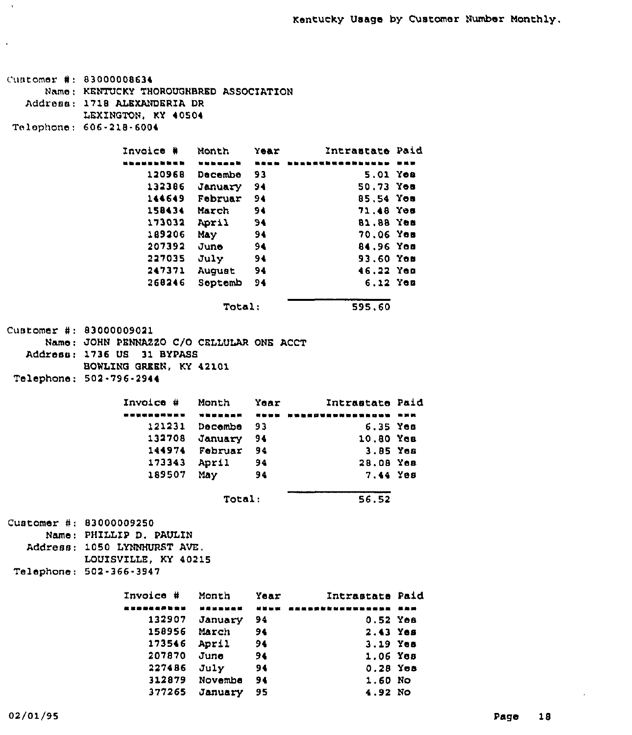Kentucky Usage by Customer Number Monthly.

Customer #: 83000008634
Name: KENTUCKY THOROUGHBRED ASSOCIATION
Address: 1718 ALEXANDERIA DR
LEXINGTON, KY 40504
Telephone: 606-218-6004

| Invoice # | Month | Year | Intrastate | Paid |
|---|---|---|---|---|
| 120968 | Decembe | 93 | 5.01 | Yes |
| 132386 | January | 94 | 50.73 | Yes |
| 144649 | Februar | 94 | 85.54 | Yes |
| 158434 | March | 94 | 71.48 | Yes |
| 173032 | April | 94 | 81.88 | Yes |
| 189206 | May | 94 | 70.06 | Yes |
| 207392 | June | 94 | 84.96 | Yes |
| 227035 | July | 94 | 93.60 | Yes |
| 247371 | August | 94 | 46.22 | Yes |
| 268246 | Septemb | 94 | 6.12 | Yes |
| | | Total: | 595.60 | |

Customer #: 83000009021
Name: JOHN PENNAZZO C/O CELLULAR ONE ACCT
Address: 1736 US 31 BYPASS
BOWLING GREEN, KY 42101
Telephone: 502-796-2944

| Invoice # | Month | Year | Intrastate | Paid |
|---|---|---|---|---|
| 121231 | Decembe | 93 | 6.35 | Yes |
| 132708 | January | 94 | 10.80 | Yes |
| 144974 | Februar | 94 | 3.85 | Yes |
| 173343 | April | 94 | 28.08 | Yes |
| 189507 | May | 94 | 7.44 | Yes |
| | | Total: | 56.52 | |

Customer #: 83000009250
Name: PHILLIP D. PAULIN
Address: 1050 LYNNHURST AVE.
LOUISVILLE, KY 40215
Telephone: 502-366-3947

| Invoice # | Month | Year | Intrastate | Paid |
|---|---|---|---|---|
| 132907 | January | 94 | 0.52 | Yes |
| 158956 | March | 94 | 2.43 | Yes |
| 173546 | April | 94 | 3.19 | Yes |
| 207870 | June | 94 | 1.06 | Yes |
| 227486 | July | 94 | 0.28 | Yes |
| 312879 | Novembe | 94 | 1.60 | No |
| 377265 | January | 95 | 4.92 | No |

02/01/95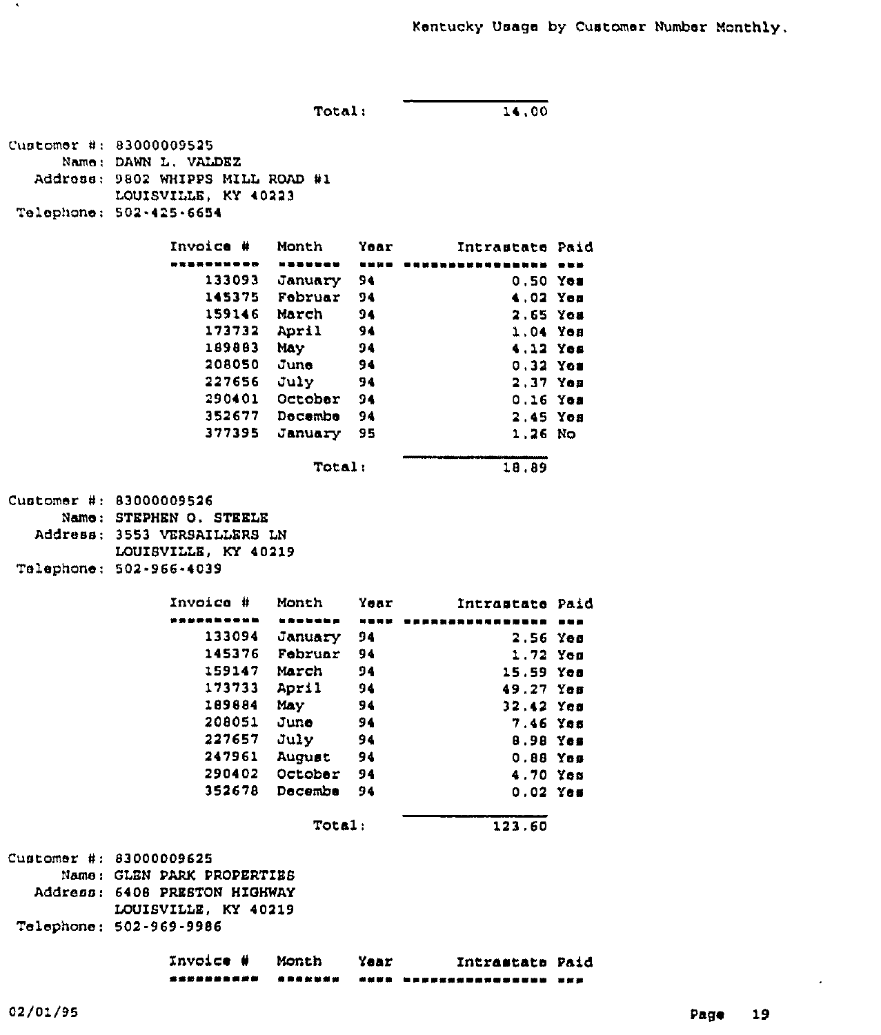Kentucky Usage by Customer Number Monthly.

| | | | | |
|---|---|---|---|---|
| | | Total: | 14.00 | |

Customer #: 83000009525
Name: DAWN L. VALDEZ
Address: 9802 WHIPPS MILL ROAD #1
LOUISVILLE, KY 40223
Telephone: 502-425-6654

| Invoice # | Month | Year | Intrastate | Paid |
|---|---|---|---|---|
| 133093 | January | 94 | 0.50 | Yes |
| 145375 | Februar | 94 | 4.02 | Yes |
| 159146 | March | 94 | 2.65 | Yes |
| 173732 | April | 94 | 1.04 | Yes |
| 189883 | May | 94 | 4.12 | Yes |
| 208050 | June | 94 | 0.32 | Yes |
| 227656 | July | 94 | 2.37 | Yes |
| 290401 | October | 94 | 0.16 | Yes |
| 352677 | Decembe | 94 | 2.45 | Yes |
| 377395 | January | 95 | 1.26 | No |
| | | Total: | 18.89 | |

Customer #: 83000009526
Name: STEPHEN O. STEELE
Address: 3553 VERSAILLERS LN
LOUISVILLE, KY 40219
Telephone: 502-966-4039

| Invoice # | Month | Year | Intrastate | Paid |
|---|---|---|---|---|
| 133094 | January | 94 | 2.56 | Yes |
| 145376 | Februar | 94 | 1.72 | Yes |
| 159147 | March | 94 | 15.59 | Yes |
| 173733 | April | 94 | 49.27 | Yes |
| 189884 | May | 94 | 32.42 | Yes |
| 208051 | June | 94 | 7.46 | Yes |
| 227657 | July | 94 | 8.98 | Yes |
| 247961 | August | 94 | 0.88 | Yes |
| 290402 | October | 94 | 4.70 | Yes |
| 352678 | Decembe | 94 | 0.02 | Yes |
| | | Total: | 123.60 | |

Customer #: 83000009625
Name: GLEN PARK PROPERTIES
Address: 6408 PRESTON HIGHWAY
LOUISVILLE, KY 40219
Telephone: 502-969-9986

| Invoice # | Month | Year | Intrastate | Paid |
|---|---|---|---|---|

02/01/95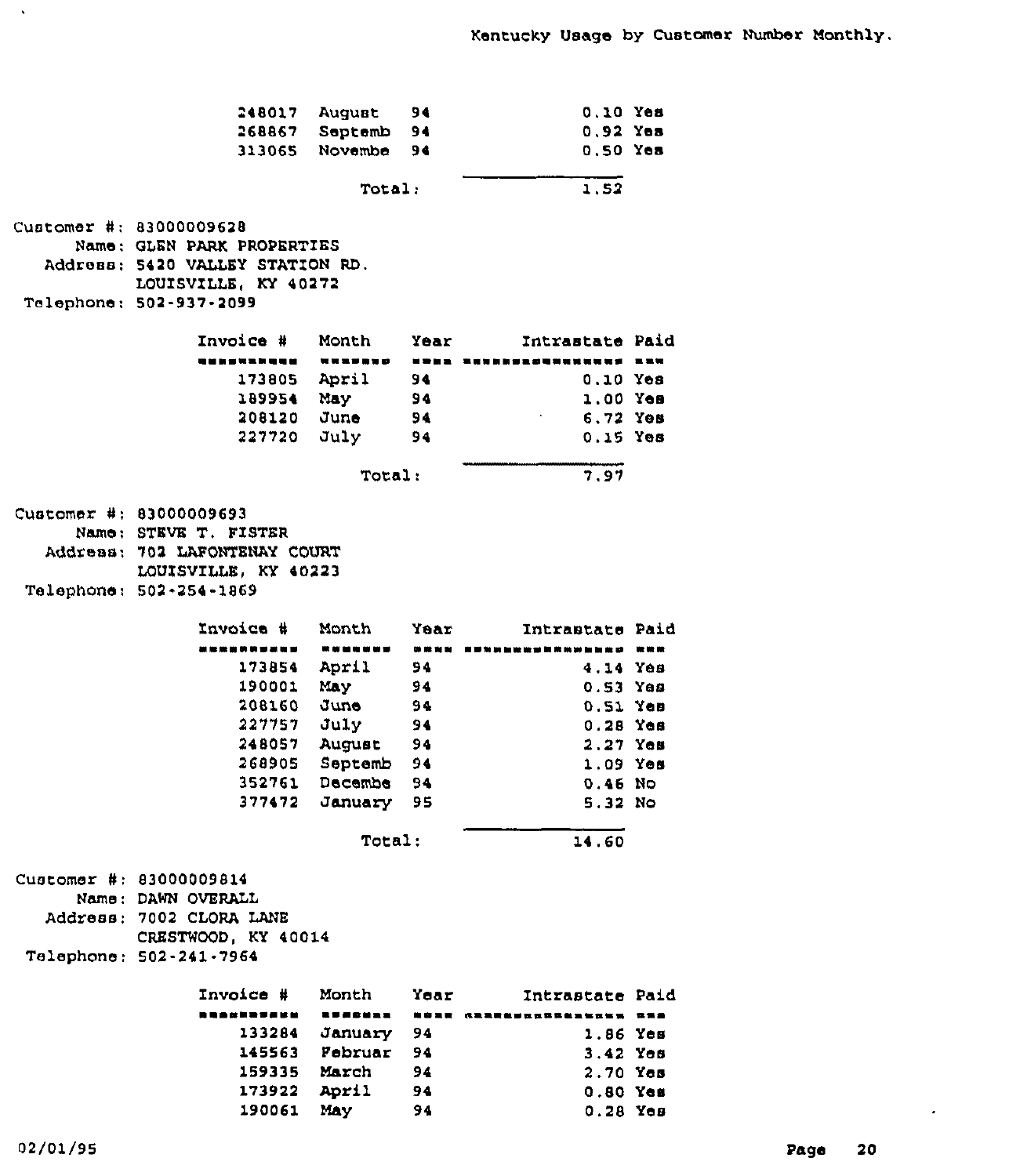Kentucky Usage by Customer Number Monthly.

| Invoice # | Month | Year | Intrastate | Paid |
|---|---|---|---|---|
| 248017 | August | 94 | 0.10 | Yes |
| 268867 | Septemb | 94 | 0.92 | Yes |
| 313065 | Novembe | 94 | 0.50 | Yes |
| | Total: | | 1.52 | |

Customer #: 83000009628
Name: GLEN PARK PROPERTIES
Address: 5420 VALLEY STATION RD.
LOUISVILLE, KY 40272
Telephone: 502-937-2099

| Invoice # | Month | Year | Intrastate | Paid |
|---|---|---|---|---|
| 173805 | April | 94 | 0.10 | Yes |
| 189954 | May | 94 | 1.00 | Yes |
| 208120 | June | 94 | 6.72 | Yes |
| 227720 | July | 94 | 0.15 | Yes |
| | Total: | | 7.97 | |

Customer #: 83000009693
Name: STEVE T. FISTER
Address: 702 LAFONTENAY COURT
LOUISVILLE, KY 40223
Telephone: 502-254-1869

| Invoice # | Month | Year | Intrastate | Paid |
|---|---|---|---|---|
| 173854 | April | 94 | 4.14 | Yes |
| 190001 | May | 94 | 0.53 | Yes |
| 208160 | June | 94 | 0.51 | Yes |
| 227757 | July | 94 | 0.28 | Yes |
| 248057 | August | 94 | 2.27 | Yes |
| 268905 | Septemb | 94 | 1.09 | Yes |
| 352761 | Decembe | 94 | 0.46 | No |
| 377472 | January | 95 | 5.32 | No |
| | Total: | | 14.60 | |

Customer #: 83000009814
Name: DAWN OVERALL
Address: 7002 CLORA LANE
CRESTWOOD, KY 40014
Telephone: 502-241-7964

| Invoice # | Month | Year | Intrastate | Paid |
|---|---|---|---|---|
| 133284 | January | 94 | 1.86 | Yes |
| 145563 | Februar | 94 | 3.42 | Yes |
| 159335 | March | 94 | 2.70 | Yes |
| 173922 | April | 94 | 0.80 | Yes |
| 190061 | May | 94 | 0.28 | Yes |

02/01/95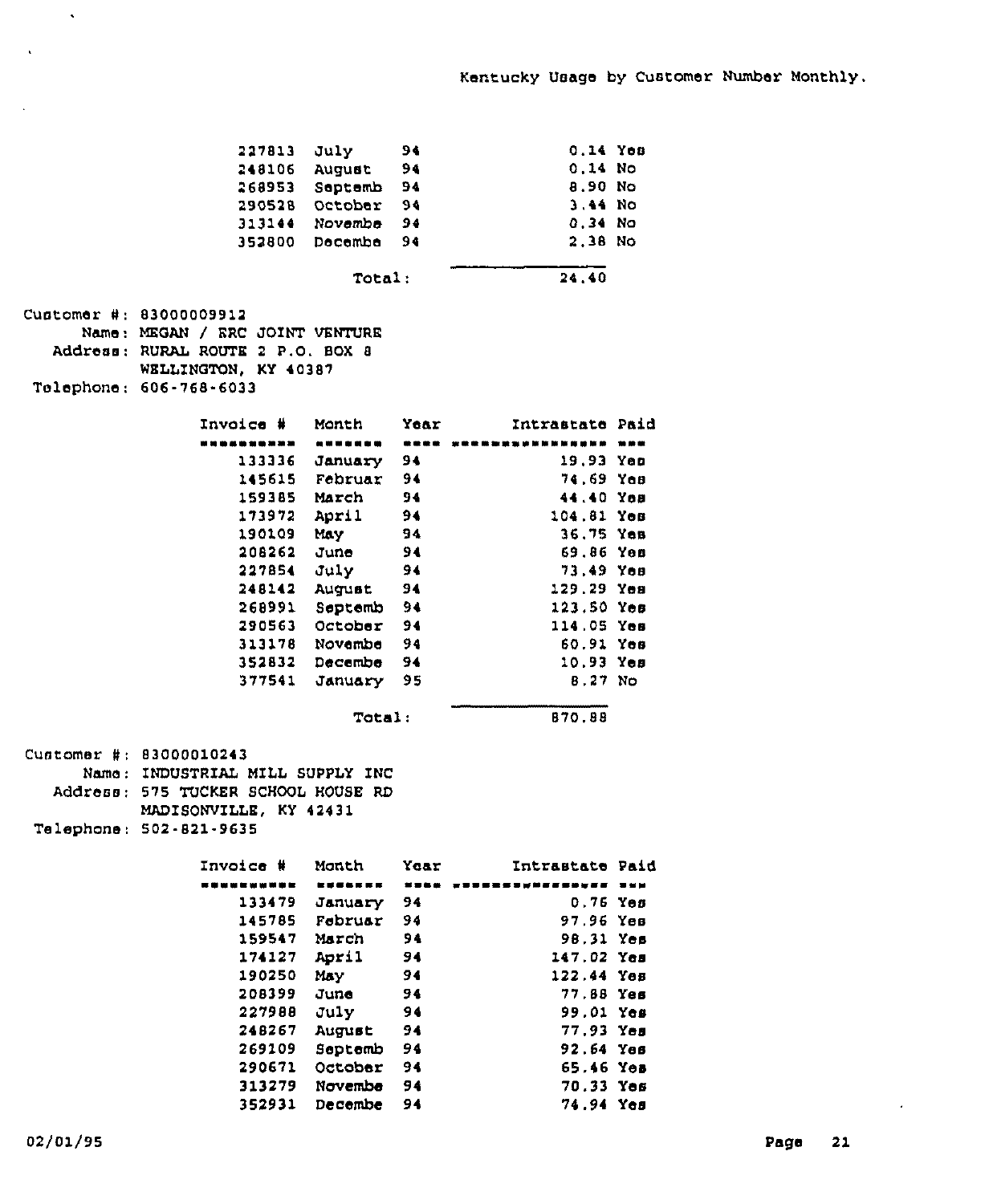Kentucky Usage by Customer Number Monthly.

| Invoice # | Month | Year | Intrastate | Paid |
|---|---|---|---|---|
| 227813 | July | 94 | 0.14 | Yes |
| 248106 | August | 94 | 0.14 | No |
| 268953 | Septemb | 94 | 8.90 | No |
| 290528 | October | 94 | 3.44 | No |
| 313144 | Novembe | 94 | 0.34 | No |
| 352800 | Decembe | 94 | 2.38 | No |
| | | Total: | 24.40 | |

Customer #: 83000009912
Name: MEGAN / ERC JOINT VENTURE
Address: RURAL ROUTE 2 P.O. BOX 8
WELLINGTON, KY 40387
Telephone: 606-768-6033

| Invoice # | Month | Year | Intrastate | Paid |
|---|---|---|---|---|
| 133336 | January | 94 | 19.93 | Yes |
| 145615 | Februar | 94 | 74.69 | Yes |
| 159385 | March | 94 | 44.40 | Yes |
| 173972 | April | 94 | 104.81 | Yes |
| 190109 | May | 94 | 36.75 | Yes |
| 208262 | June | 94 | 69.86 | Yes |
| 227854 | July | 94 | 73.49 | Yes |
| 248142 | August | 94 | 129.29 | Yes |
| 268991 | Septemb | 94 | 123.50 | Yes |
| 290563 | October | 94 | 114.05 | Yes |
| 313178 | Novembe | 94 | 60.91 | Yes |
| 352832 | Decembe | 94 | 10.93 | Yes |
| 377541 | January | 95 | 8.27 | No |
| | | Total: | 870.88 | |

Customer #: 83000010243
Name: INDUSTRIAL MILL SUPPLY INC
Address: 575 TUCKER SCHOOL HOUSE RD
MADISONVILLE, KY 42431
Telephone: 502-821-9635

| Invoice # | Month | Year | Intrastate | Paid |
|---|---|---|---|---|
| 133479 | January | 94 | 0.76 | Yes |
| 145785 | Februar | 94 | 97.96 | Yes |
| 159547 | March | 94 | 98.31 | Yes |
| 174127 | April | 94 | 147.02 | Yes |
| 190250 | May | 94 | 122.44 | Yes |
| 208399 | June | 94 | 77.88 | Yes |
| 227988 | July | 94 | 99.01 | Yes |
| 248267 | August | 94 | 77.93 | Yes |
| 269109 | Septemb | 94 | 92.64 | Yes |
| 290671 | October | 94 | 65.46 | Yes |
| 313279 | Novembe | 94 | 70.33 | Yes |
| 352931 | Decembe | 94 | 74.94 | Yes |

02/01/95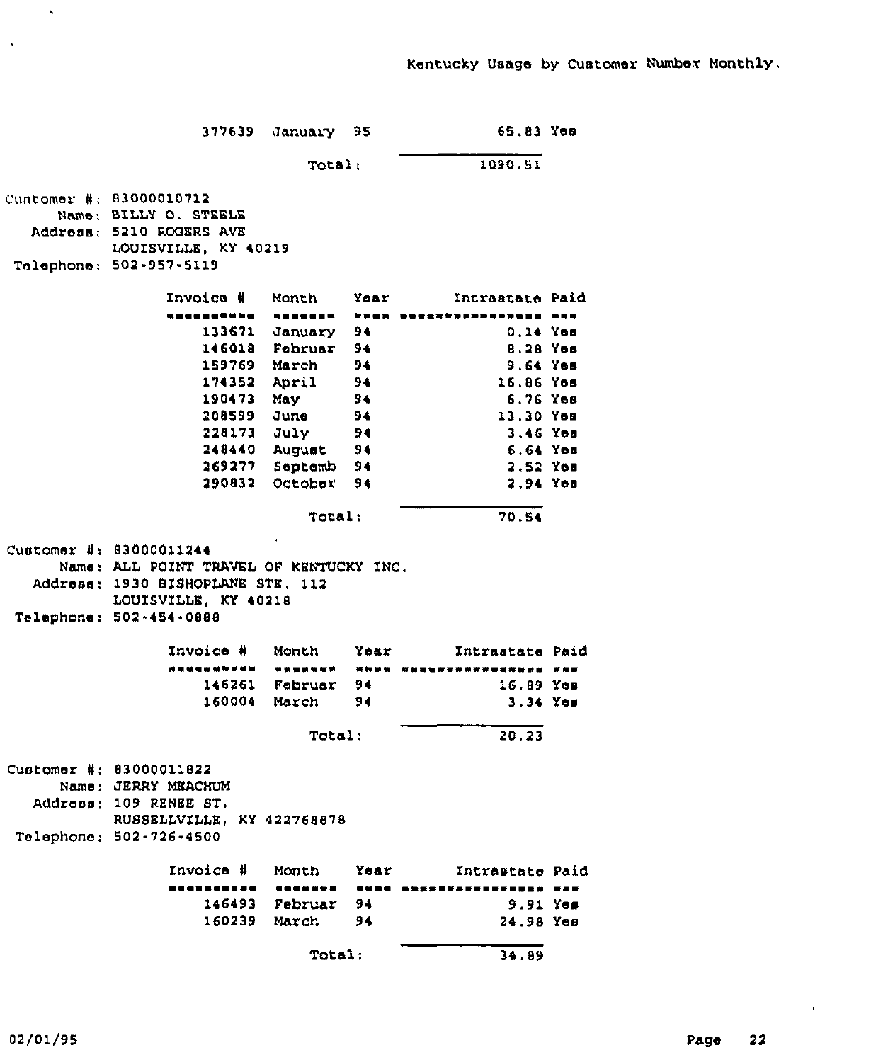Kentucky Usage by Customer Number Monthly.

| Invoice # | Month | Year | Intrastate | Paid |
|---|---|---|---|---|
| 377639 | January | 95 | 65.83 | Yes |
| | | Total: | 1090.51 | |

Customer #: 83000010712
Name: BILLY O. STEELE
Address: 5210 ROGERS AVE
LOUISVILLE, KY 40219
Telephone: 502-957-5119

| Invoice # | Month | Year | Intrastate | Paid |
|---|---|---|---|---|
| 133671 | January | 94 | 0.14 | Yes |
| 146018 | Februar | 94 | 8.28 | Yes |
| 159769 | March | 94 | 9.64 | Yes |
| 174352 | April | 94 | 16.86 | Yes |
| 190473 | May | 94 | 6.76 | Yes |
| 208599 | June | 94 | 13.30 | Yes |
| 228173 | July | 94 | 3.46 | Yes |
| 248440 | August | 94 | 6.64 | Yes |
| 269277 | Septemb | 94 | 2.52 | Yes |
| 290832 | October | 94 | 2.94 | Yes |
| | | Total: | 70.54 | |

Customer #: 83000011244
Name: ALL POINT TRAVEL OF KENTUCKY INC.
Address: 1930 BISHOPLANE STE. 112
LOUISVILLE, KY 40218
Telephone: 502-454-0888

| Invoice # | Month | Year | Intrastate | Paid |
|---|---|---|---|---|
| 146261 | Februar | 94 | 16.89 | Yes |
| 160004 | March | 94 | 3.34 | Yes |
| | | Total: | 20.23 | |

Customer #: 83000011822
Name: JERRY MEACHUM
Address: 109 RENEE ST.
RUSSELLVILLE, KY 422768878
Telephone: 502-726-4500

| Invoice # | Month | Year | Intrastate | Paid |
|---|---|---|---|---|
| 146493 | Februar | 94 | 9.91 | Yes |
| 160239 | March | 94 | 24.98 | Yes |
| | | Total: | 34.89 | |

02/01/95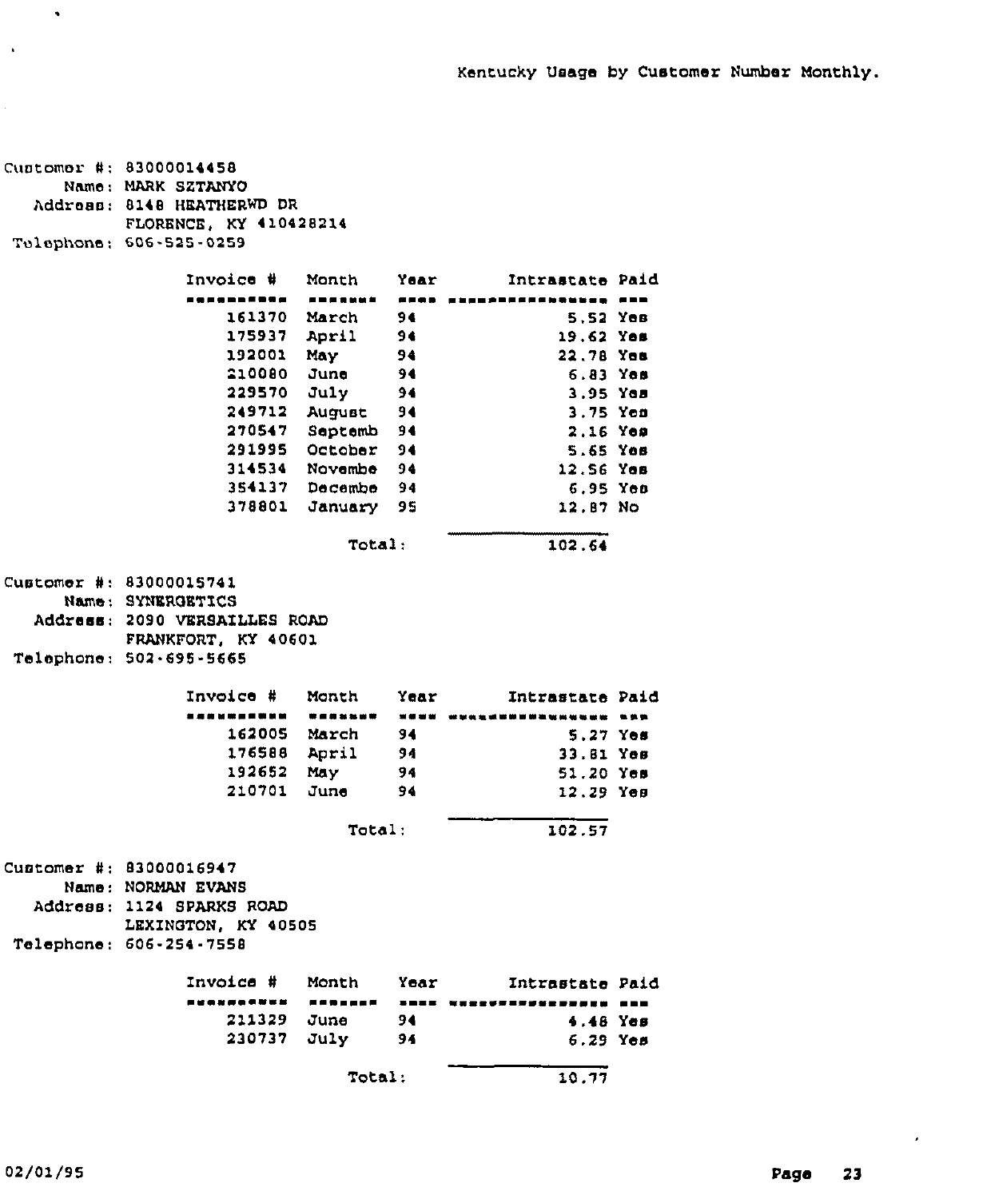# Kentucky Usage by Customer Number Monthly.

Customer #: 83000014458
Name: MARK SZTANYO
Address: 8148 HEATHERWD DR
FLORENCE, KY 410428214
Telephone: 606-525-0259

| Invoice # | Month | Year | Intrastate | Paid |
|---|---|---|---|---|
| 161370 | March | 94 | 5.52 | Yes |
| 175937 | April | 94 | 19.62 | Yes |
| 192001 | May | 94 | 22.78 | Yes |
| 210080 | June | 94 | 6.83 | Yes |
| 229570 | July | 94 | 3.95 | Yes |
| 249712 | August | 94 | 3.75 | Yes |
| 270547 | Septemb | 94 | 2.16 | Yes |
| 291995 | October | 94 | 5.65 | Yes |
| 314534 | Novembe | 94 | 12.56 | Yes |
| 354137 | Decembe | 94 | 6.95 | Yes |
| 378801 | January | 95 | 12.87 | No |
| | | Total: | 102.64 | |

Customer #: 83000015741
Name: SYNERGETICS
Address: 2090 VERSAILLES ROAD
FRANKFORT, KY 40601
Telephone: 502-695-5665

| Invoice # | Month | Year | Intrastate | Paid |
|---|---|---|---|---|
| 162005 | March | 94 | 5.27 | Yes |
| 176588 | April | 94 | 33.81 | Yes |
| 192652 | May | 94 | 51.20 | Yes |
| 210701 | June | 94 | 12.29 | Yes |
| | | Total: | 102.57 | |

Customer #: 83000016947
Name: NORMAN EVANS
Address: 1124 SPARKS ROAD
LEXINGTON, KY 40505
Telephone: 606-254-7558

| Invoice # | Month | Year | Intrastate | Paid |
|---|---|---|---|---|
| 211329 | June | 94 | 4.48 | Yes |
| 230737 | July | 94 | 6.29 | Yes |
| | | Total: | 10.77 | |

02/01/95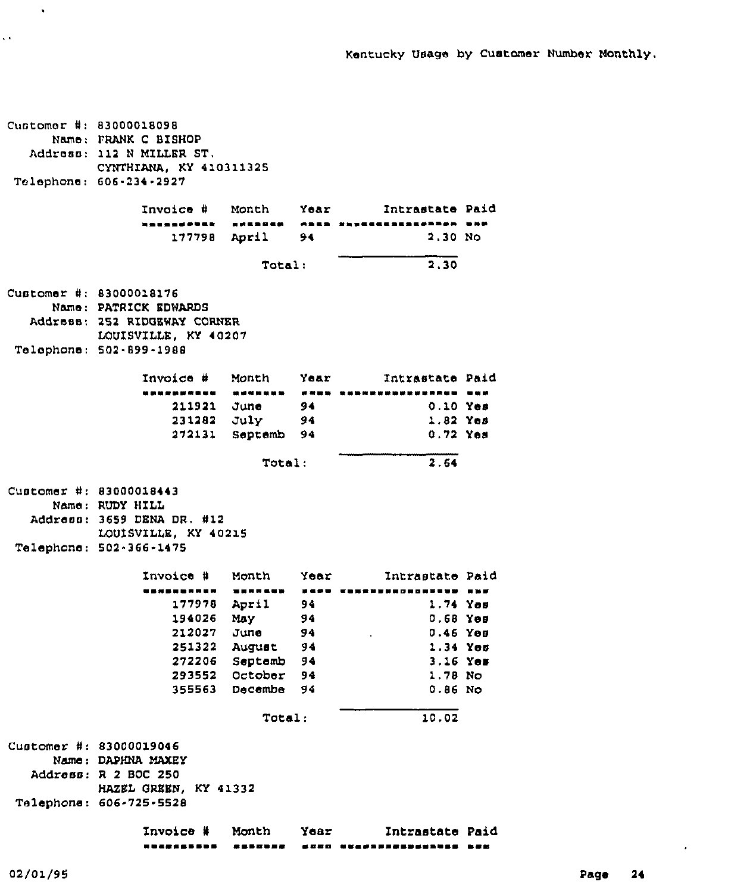Kentucky Usage by Customer Number Monthly.

Customer #: 83000018098
Name: FRANK C BISHOP
Address: 112 N MILLER ST.
CYNTHIANA, KY 410311325
Telephone: 606-234-2927

| Invoice # | Month | Year | Intrastate | Paid |
|---|---|---|---|---|
| 177798 | April | 94 | 2.30 | No |
| | | Total: | 2.30 | |

Customer #: 83000018176
Name: PATRICK EDWARDS
Address: 252 RIDGEWAY CORNER
LOUISVILLE, KY 40207
Telephone: 502-899-1988

| Invoice # | Month | Year | Intrastate | Paid |
|---|---|---|---|---|
| 211921 | June | 94 | 0.10 | Yes |
| 231282 | July | 94 | 1.82 | Yes |
| 272131 | Septemb | 94 | 0.72 | Yes |
| | | Total: | 2.64 | |

Customer #: 83000018443
Name: RUDY HILL
Address: 3659 DENA DR. #12
LOUISVILLE, KY 40215
Telephone: 502-366-1475

| Invoice # | Month | Year | Intrastate | Paid |
|---|---|---|---|---|
| 177978 | April | 94 | 1.74 | Yes |
| 194026 | May | 94 | 0.68 | Yes |
| 212027 | June | 94 | 0.46 | Yes |
| 251322 | August | 94 | 1.34 | Yes |
| 272206 | Septemb | 94 | 3.16 | Yes |
| 293552 | October | 94 | 1.78 | No |
| 355563 | Decembe | 94 | 0.86 | No |
| | | Total: | 10.02 | |

Customer #: 83000019046
Name: DAPHNA MAXEY
Address: R 2 BOC 250
HAZEL GREEN, KY 41332
Telephone: 606-725-5528

| Invoice # | Month | Year | Intrastate | Paid |
|---|---|---|---|---|

02/01/95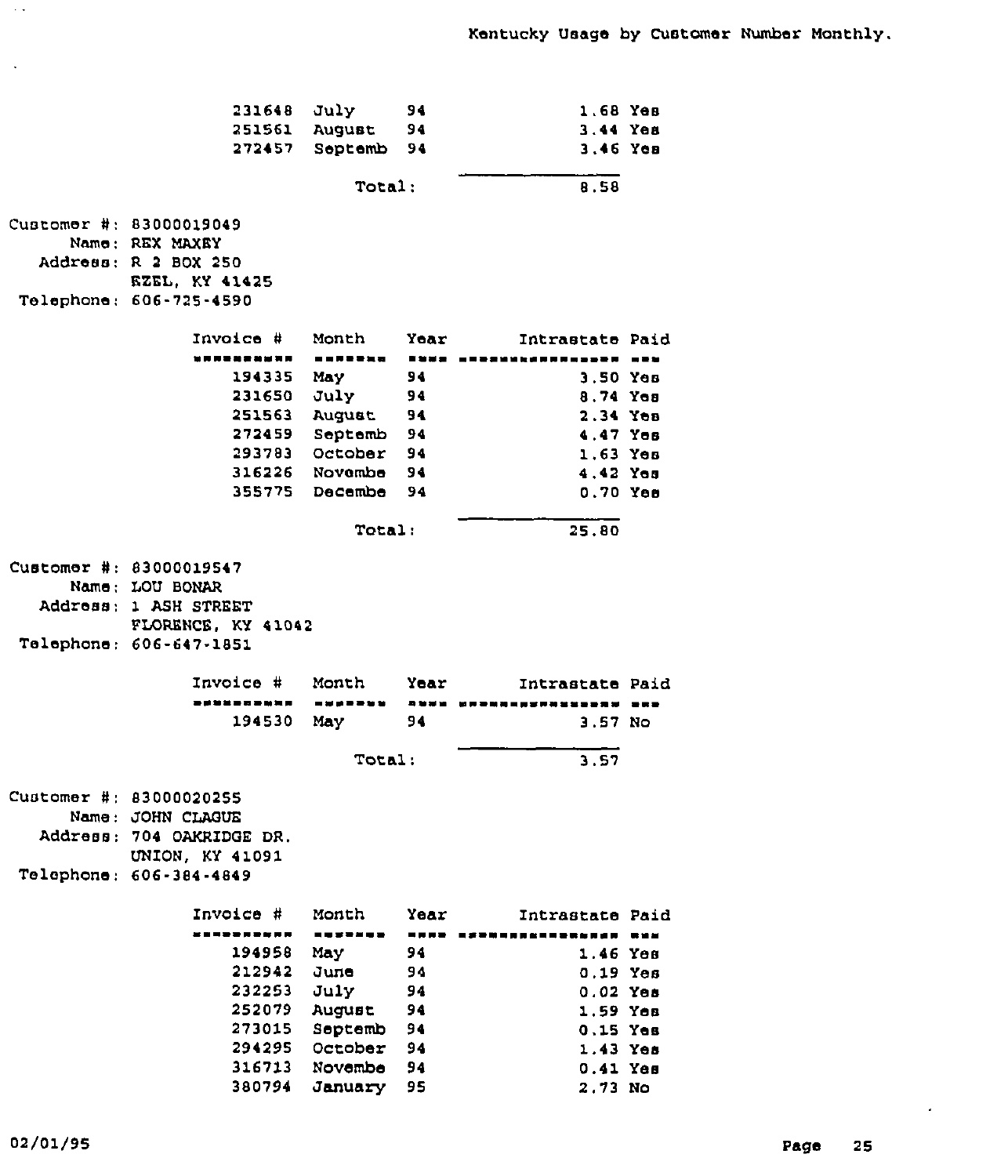Kentucky Usage by Customer Number Monthly.

| Invoice # | Month | Year | Intrastate | Paid |
|---|---|---|---|---|
| 231648 | July | 94 | 1.68 | Yes |
| 251561 | August | 94 | 3.44 | Yes |
| 272457 | Septemb | 94 | 3.46 | Yes |
| | Total: | | 8.58 | |

Customer #: 83000019049
Name: REX MAXBY
Address: R 2 BOX 250
EZEL, KY 41425
Telephone: 606-725-4590

| Invoice # | Month | Year | Intrastate | Paid |
|---|---|---|---|---|
| 194335 | May | 94 | 3.50 | Yes |
| 231650 | July | 94 | 8.74 | Yes |
| 251563 | August | 94 | 2.34 | Yes |
| 272459 | Septemb | 94 | 4.47 | Yes |
| 293783 | October | 94 | 1.63 | Yes |
| 316226 | Novembe | 94 | 4.42 | Yes |
| 355775 | Decembe | 94 | 0.70 | Yes |
| | Total: | | 25.80 | |

Customer #: 83000019547
Name: LOU BONAR
Address: 1 ASH STREET
FLORENCE, KY 41042
Telephone: 606-647-1851

| Invoice # | Month | Year | Intrastate | Paid |
|---|---|---|---|---|
| 194530 | May | 94 | 3.57 | No |
| | Total: | | 3.57 | |

Customer #: 83000020255
Name: JOHN CLAGUE
Address: 704 OAKRIDGE DR.
UNION, KY 41091
Telephone: 606-384-4849

| Invoice # | Month | Year | Intrastate | Paid |
|---|---|---|---|---|
| 194958 | May | 94 | 1.46 | Yes |
| 212942 | June | 94 | 0.19 | Yes |
| 232253 | July | 94 | 0.02 | Yes |
| 252079 | August | 94 | 1.59 | Yes |
| 273015 | Septemb | 94 | 0.15 | Yes |
| 294295 | October | 94 | 1.43 | Yes |
| 316713 | Novembe | 94 | 0.41 | Yes |
| 380794 | January | 95 | 2.73 | No |

02/01/95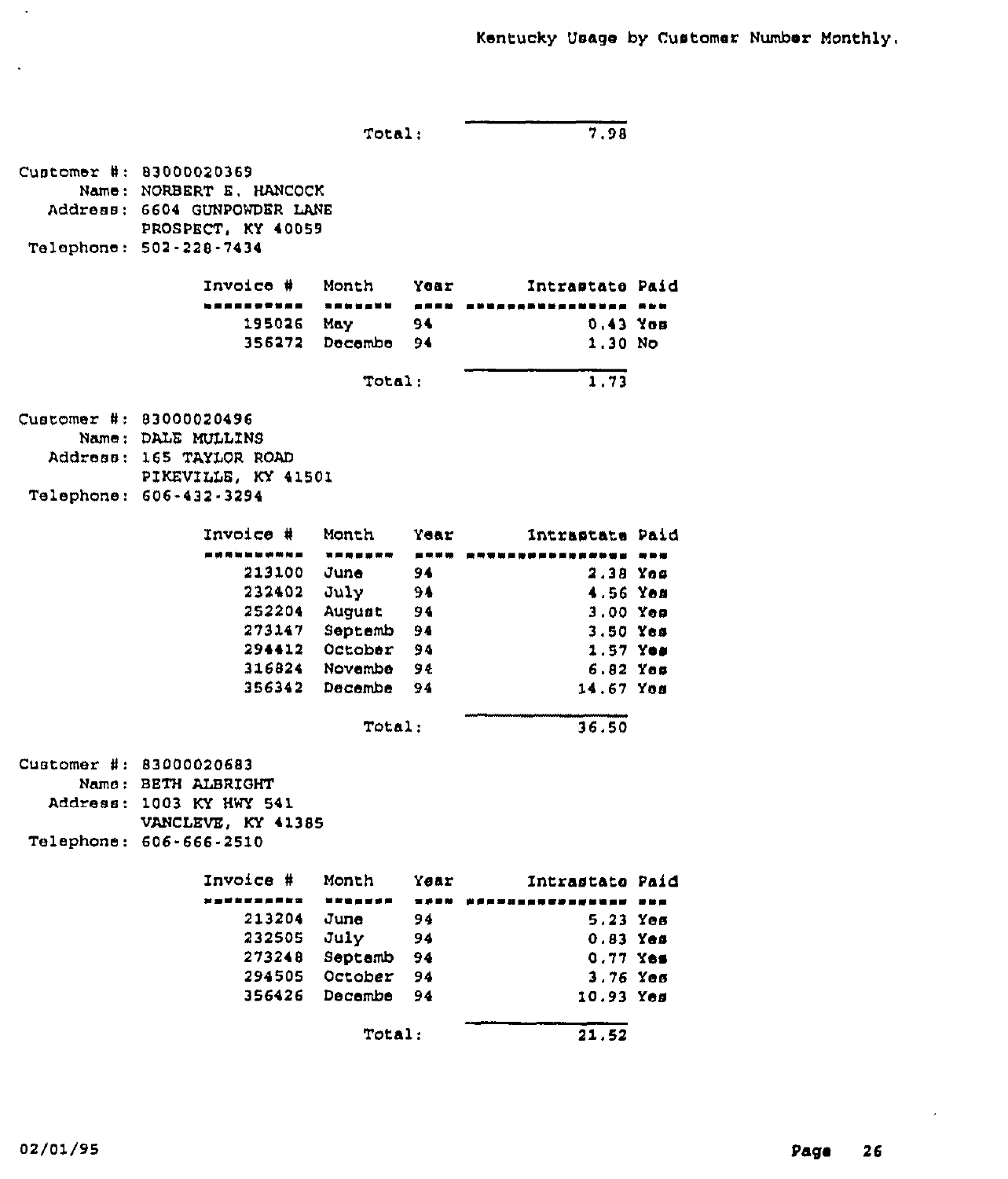Kentucky Usage by Customer Number Monthly.

Total: 7.98

Customer #: 83000020369
Name: NORBERT E. HANCOCK
Address: 6604 GUNPOWDER LANE
PROSPECT, KY 40059
Telephone: 502-228-7434

| Invoice # | Month | Year | Intrastate | Paid |
|---|---|---|---|---|
| 195026 | May | 94 | 0.43 | Yes |
| 356272 | Decembe | 94 | 1.30 | No |
| | Total: | | 1.73 | |

Customer #: 83000020496
Name: DALE MULLINS
Address: 165 TAYLOR ROAD
PIKEVILLE, KY 41501
Telephone: 606-432-3294

| Invoice # | Month | Year | Intrastate | Paid |
|---|---|---|---|---|
| 213100 | June | 94 | 2.38 | Yes |
| 232402 | July | 94 | 4.56 | Yes |
| 252204 | August | 94 | 3.00 | Yes |
| 273147 | Septemb | 94 | 3.50 | Yes |
| 294412 | October | 94 | 1.57 | Yes |
| 316824 | Novembe | 94 | 6.82 | Yes |
| 356342 | Decembe | 94 | 14.67 | Yes |
| | Total: | | 36.50 | |

Customer #: 83000020683
Name: BETH ALBRIGHT
Address: 1003 KY HWY 541
VANCLEVE, KY 41385
Telephone: 606-666-2510

| Invoice # | Month | Year | Intrastate | Paid |
|---|---|---|---|---|
| 213204 | June | 94 | 5.23 | Yes |
| 232505 | July | 94 | 0.83 | Yes |
| 273248 | Septemb | 94 | 0.77 | Yes |
| 294505 | October | 94 | 3.76 | Yes |
| 356426 | Decembe | 94 | 10.93 | Yes |
| | Total: | | 21.52 | |

02/01/95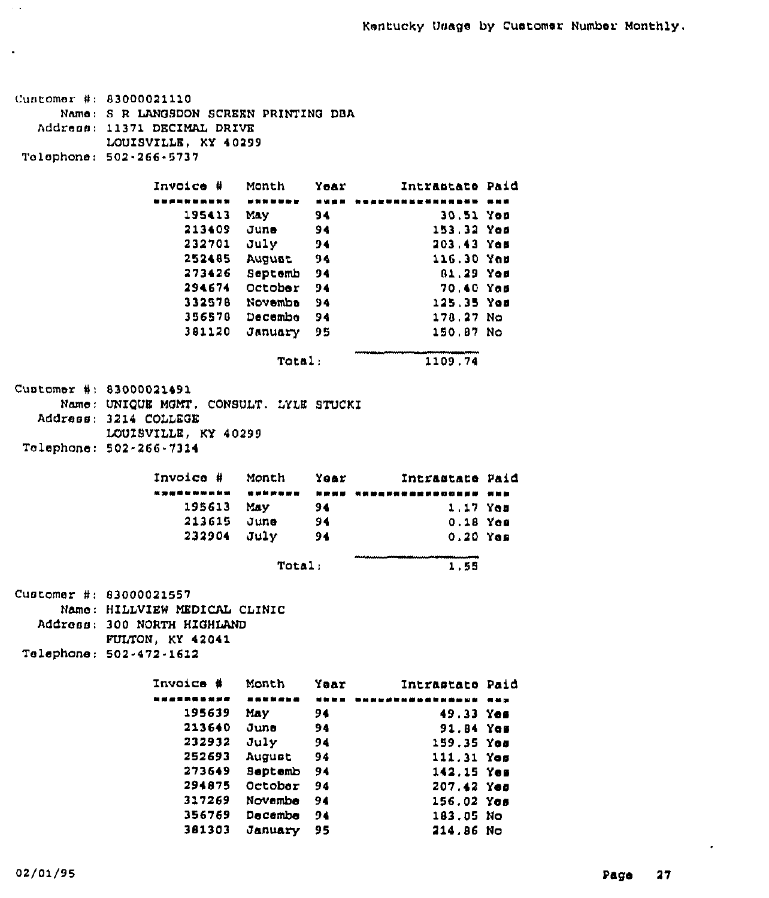Kentucky Usage by Customer Number Monthly.

Customer #: 83000021110
Name: S R LANGSDON SCREEN PRINTING DBA
Address: 11371 DECIMAL DRIVE
LOUISVILLE, KY 40299
Telephone: 502-266-5737

| Invoice # | Month | Year | Intrastate | Paid |
|---|---|---|---|---|
| 195413 | May | 94 | 30.51 | Yes |
| 213409 | June | 94 | 153.32 | Yes |
| 232701 | July | 94 | 203.43 | Yes |
| 252485 | August | 94 | 116.30 | Yes |
| 273426 | Septemb | 94 | 81.29 | Yes |
| 294674 | October | 94 | 70.40 | Yes |
| 332578 | Novemba | 94 | 125.35 | Yes |
| 356578 | Decembe | 94 | 178.27 | No |
| 381120 | January | 95 | 150.87 | No |
| | Total: | | 1109.74 | |

Customer #: 83000021491
Name: UNIQUE MGMT. CONSULT. LYLE STUCKI
Address: 3214 COLLEGE
LOUISVILLE, KY 40299
Telephone: 502-266-7314

| Invoice # | Month | Year | Intrastate | Paid |
|---|---|---|---|---|
| 195613 | May | 94 | 1.17 | Yes |
| 213615 | June | 94 | 0.18 | Yes |
| 232904 | July | 94 | 0.20 | Yes |
| | Total: | | 1.55 | |

Customer #: 83000021557
Name: HILLVIEW MEDICAL CLINIC
Address: 300 NORTH HIGHLAND
FULTON, KY 42041
Telephone: 502-472-1612

| Invoice # | Month | Year | Intrastate | Paid |
|---|---|---|---|---|
| 195639 | May | 94 | 49.33 | Yes |
| 213640 | June | 94 | 91.84 | Yes |
| 232932 | July | 94 | 159.35 | Yes |
| 252693 | August | 94 | 111.31 | Yes |
| 273649 | Septemb | 94 | 142.15 | Yes |
| 294875 | October | 94 | 207.42 | Yes |
| 317269 | Novembe | 94 | 156.02 | Yes |
| 356769 | Decembe | 94 | 183.05 | No |
| 381303 | January | 95 | 214.86 | No |

02/01/95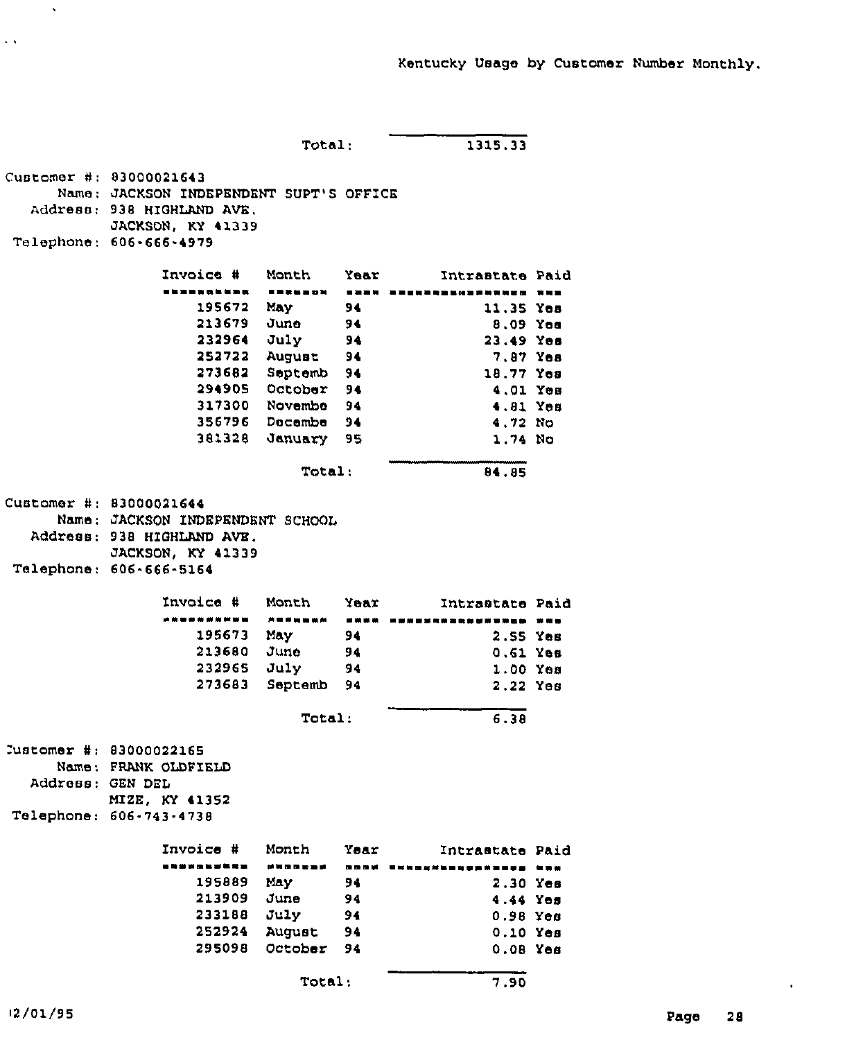Kentucky Usage by Customer Number Monthly.

Total: 1315.33

Customer #: 83000021643
Name: JACKSON INDEPENDENT SUPT'S OFFICE
Address: 938 HIGHLAND AVE.
JACKSON, KY 41339
Telephone: 606-666-4979

| Invoice # | Month | Year | Intrastate | Paid |
|---|---|---|---|---|
| 195672 | May | 94 | 11.35 | Yes |
| 213679 | June | 94 | 8.09 | Yes |
| 232964 | July | 94 | 23.49 | Yes |
| 252722 | August | 94 | 7.87 | Yes |
| 273682 | Septemb | 94 | 18.77 | Yes |
| 294905 | October | 94 | 4.01 | Yes |
| 317300 | Novembe | 94 | 4.81 | Yes |
| 356796 | Decembe | 94 | 4.72 | No |
| 381328 | January | 95 | 1.74 | No |
| | Total: | | 84.85 | |

Customer #: 83000021644
Name: JACKSON INDEPENDENT SCHOOL
Address: 938 HIGHLAND AVE.
JACKSON, KY 41339
Telephone: 606-666-5164

| Invoice # | Month | Year | Intrastate | Paid |
|---|---|---|---|---|
| 195673 | May | 94 | 2.55 | Yes |
| 213680 | June | 94 | 0.61 | Yes |
| 232965 | July | 94 | 1.00 | Yes |
| 273683 | Septemb | 94 | 2.22 | Yes |
| | Total: | | 6.38 | |

Customer #: 83000022165
Name: FRANK OLDFIELD
Address: GEN DEL
MIZE, KY 41352
Telephone: 606-743-4738

| Invoice # | Month | Year | Intrastate | Paid |
|---|---|---|---|---|
| 195889 | May | 94 | 2.30 | Yes |
| 213909 | June | 94 | 4.44 | Yes |
| 233188 | July | 94 | 0.98 | Yes |
| 252924 | August | 94 | 0.10 | Yes |
| 295098 | October | 94 | 0.08 | Yes |
| | Total: | | 7.90 | |

12/01/95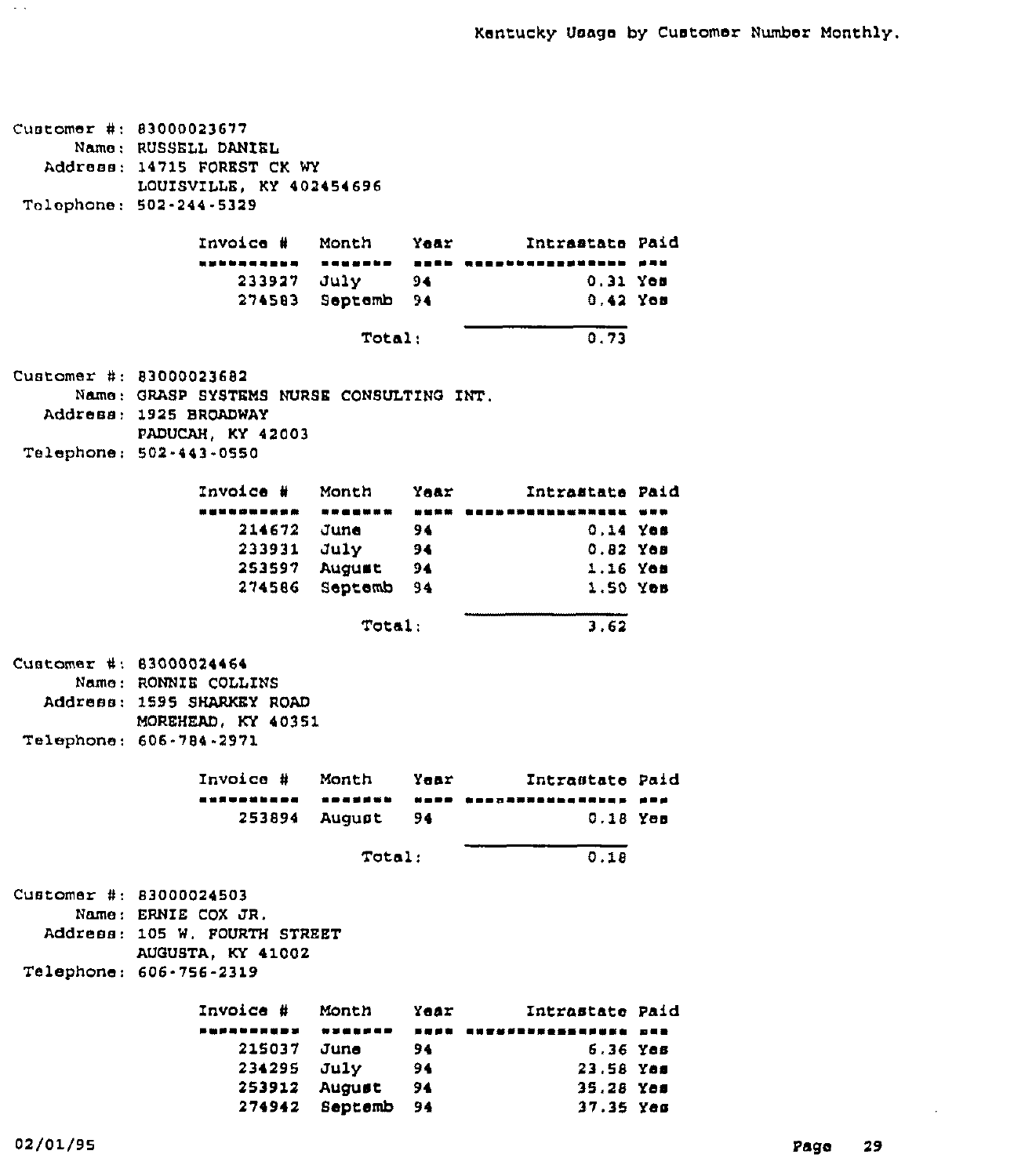Kentucky Usage by Customer Number Monthly.

Customer #: 83000023677
Name: RUSSELL DANIEL
Address: 14715 FOREST CK WY
LOUISVILLE, KY 402454696
Telephone: 502-244-5329

| Invoice # | Month | Year | Intrastate | Paid |
|---|---|---|---|---|
| 233927 | July | 94 | 0.31 | Yes |
| 274583 | Septemb | 94 | 0.42 | Yes |
| | Total: | | 0.73 | |

Customer #: 83000023682
Name: GRASP SYSTEMS NURSE CONSULTING INT.
Address: 1925 BROADWAY
PADUCAH, KY 42003
Telephone: 502-443-0550

| Invoice # | Month | Year | Intrastate | Paid |
|---|---|---|---|---|
| 214672 | June | 94 | 0.14 | Yes |
| 233931 | July | 94 | 0.82 | Yes |
| 253597 | August | 94 | 1.16 | Yes |
| 274586 | Septemb | 94 | 1.50 | Yes |
| | Total: | | 3.62 | |

Customer #: 83000024464
Name: RONNIE COLLINS
Address: 1595 SHARKEY ROAD
MOREHEAD, KY 40351
Telephone: 606-784-2971

| Invoice # | Month | Year | Intrastate | Paid |
|---|---|---|---|---|
| 253894 | August | 94 | 0.18 | Yes |
| | Total: | | 0.18 | |

Customer #: 83000024503
Name: ERNIE COX JR.
Address: 105 W. FOURTH STREET
AUGUSTA, KY 41002
Telephone: 606-756-2319

| Invoice # | Month | Year | Intrastate | Paid |
|---|---|---|---|---|
| 215037 | June | 94 | 6.36 | Yes |
| 234295 | July | 94 | 23.58 | Yes |
| 253912 | August | 94 | 35.28 | Yes |
| 274942 | Septemb | 94 | 37.35 | Yes |

02/01/95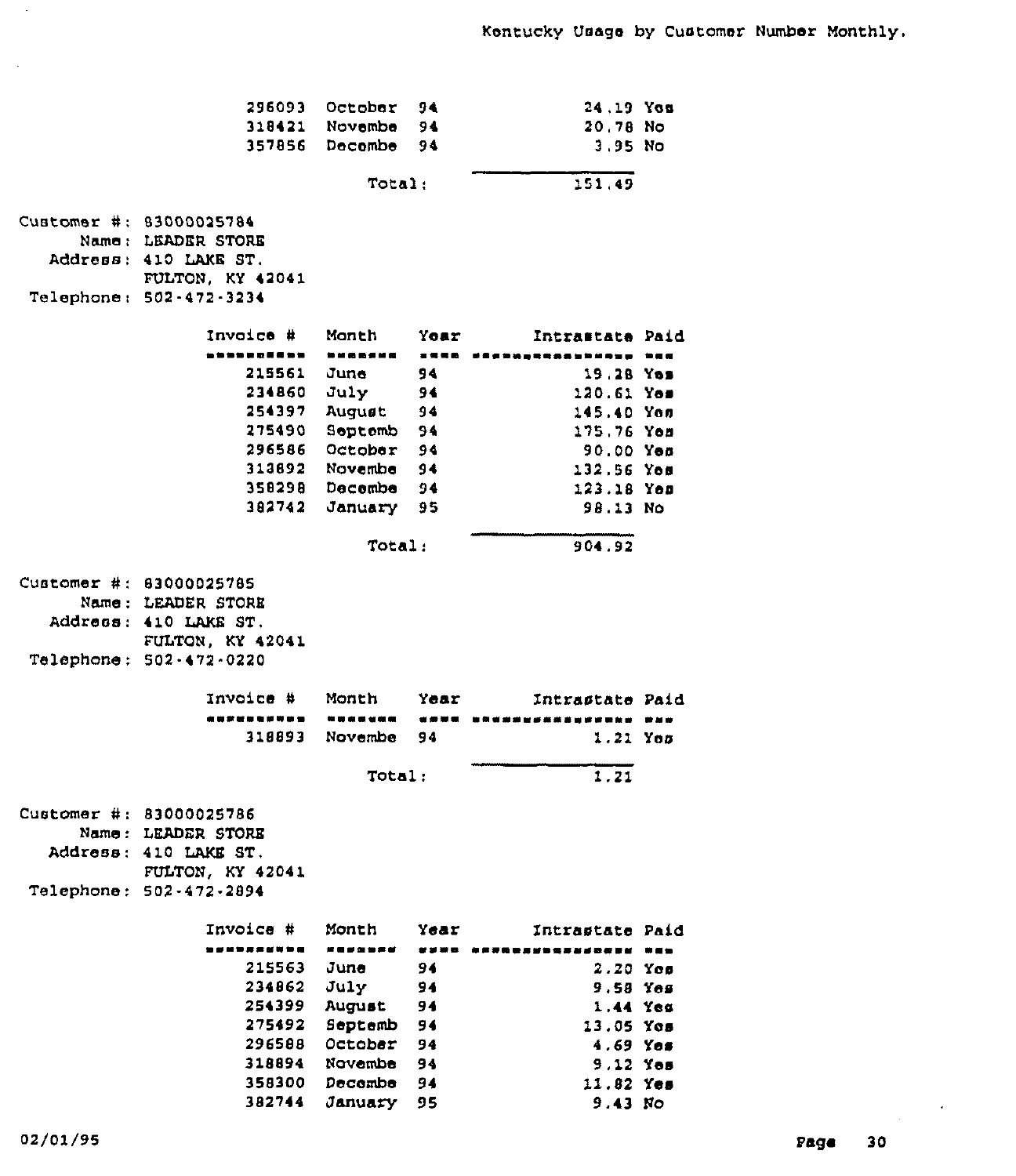Kentucky Usage by Customer Number Monthly.

| Invoice # | Month | Year | Intrastate | Paid |
|---|---|---|---|---|
| 296093 | October | 94 | 24.19 | Yes |
| 318421 | Novembe | 94 | 20.78 | No |
| 357856 | Decembe | 94 | 3.95 | No |
| | | Total: | 151.49 | |

Customer #: 83000025784
Name: LEADER STORE
Address: 410 LAKE ST.
FULTON, KY 42041
Telephone: 502-472-3234

| Invoice # | Month | Year | Intrastate | Paid |
|---|---|---|---|---|
| 215561 | June | 94 | 19.28 | Yes |
| 234860 | July | 94 | 120.61 | Yes |
| 254397 | August | 94 | 145.40 | Yes |
| 275490 | Septemb | 94 | 175.76 | Yes |
| 296586 | October | 94 | 90.00 | Yes |
| 318892 | Novembe | 94 | 132.56 | Yes |
| 358298 | Decembe | 94 | 123.18 | Yes |
| 382742 | January | 95 | 98.13 | No |
| | | Total: | 904.92 | |

Customer #: 83000025785
Name: LEADER STORE
Address: 410 LAKE ST.
FULTON, KY 42041
Telephone: 502-472-0220

| Invoice # | Month | Year | Intrastate | Paid |
|---|---|---|---|---|
| 318893 | Novembe | 94 | 1.21 | Yes |
| | | Total: | 1.21 | |

Customer #: 83000025786
Name: LEADER STORE
Address: 410 LAKE ST.
FULTON, KY 42041
Telephone: 502-472-2894

| Invoice # | Month | Year | Intrastate | Paid |
|---|---|---|---|---|
| 215563 | June | 94 | 2.20 | Yes |
| 234862 | July | 94 | 9.58 | Yes |
| 254399 | August | 94 | 1.44 | Yes |
| 275492 | Septemb | 94 | 13.05 | Yes |
| 296588 | October | 94 | 4.69 | Yes |
| 318894 | Novembe | 94 | 9.12 | Yes |
| 358300 | Decembe | 94 | 11.82 | Yes |
| 382744 | January | 95 | 9.43 | No |

02/01/95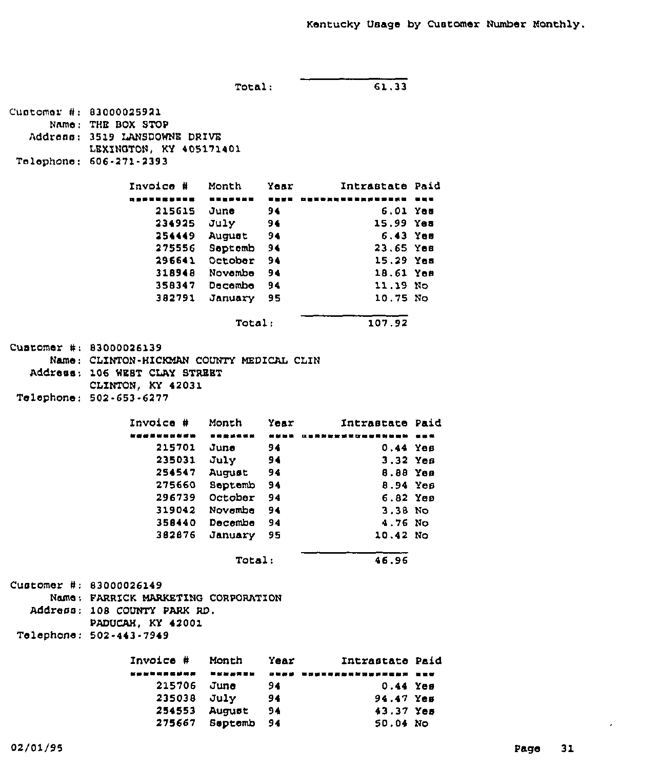Kentucky Usage by Customer Number Monthly.

Total: 61.33

Customer #: 83000025921
Name: THE BOX STOP
Address: 3519 LANSDOWNE DRIVE
LEXINGTON, KY 405171401
Telephone: 606-271-2393

| Invoice # | Month | Year | Intrastate | Paid |
|---|---|---|---|---|
| 215615 | June | 94 | 6.01 | Yes |
| 234925 | July | 94 | 15.99 | Yes |
| 254449 | August | 94 | 6.43 | Yes |
| 275556 | Septemb | 94 | 23.65 | Yes |
| 296641 | October | 94 | 15.29 | Yes |
| 318948 | Novembe | 94 | 18.61 | Yes |
| 358347 | Decembe | 94 | 11.19 | No |
| 382791 | January | 95 | 10.75 | No |
| | | Total: | 107.92 | |

Customer #: 83000026139
Name: CLINTON-HICKMAN COUNTY MEDICAL CLIN
Address: 106 WEST CLAY STREET
CLINTON, KY 42031
Telephone: 502-653-6277

| Invoice # | Month | Year | Intrastate | Paid |
|---|---|---|---|---|
| 215701 | June | 94 | 0.44 | Yes |
| 235031 | July | 94 | 3.32 | Yes |
| 254547 | August | 94 | 8.88 | Yes |
| 275660 | Septemb | 94 | 8.94 | Yes |
| 296739 | October | 94 | 6.82 | Yes |
| 319042 | Novembe | 94 | 3.38 | No |
| 358440 | Decembe | 94 | 4.76 | No |
| 382876 | January | 95 | 10.42 | No |
| | | Total: | 46.96 | |

Customer #: 83000026149
Name: FARRICK MARKETING CORPORATION
Address: 108 COUNTY PARK RD.
PADUCAH, KY 42001
Telephone: 502-443-7949

| Invoice # | Month | Year | Intrastate | Paid |
|---|---|---|---|---|
| 215706 | June | 94 | 0.44 | Yes |
| 235038 | July | 94 | 94.47 | Yes |
| 254553 | August | 94 | 43.37 | Yes |
| 275667 | Septemb | 94 | 50.04 | No |

02/01/95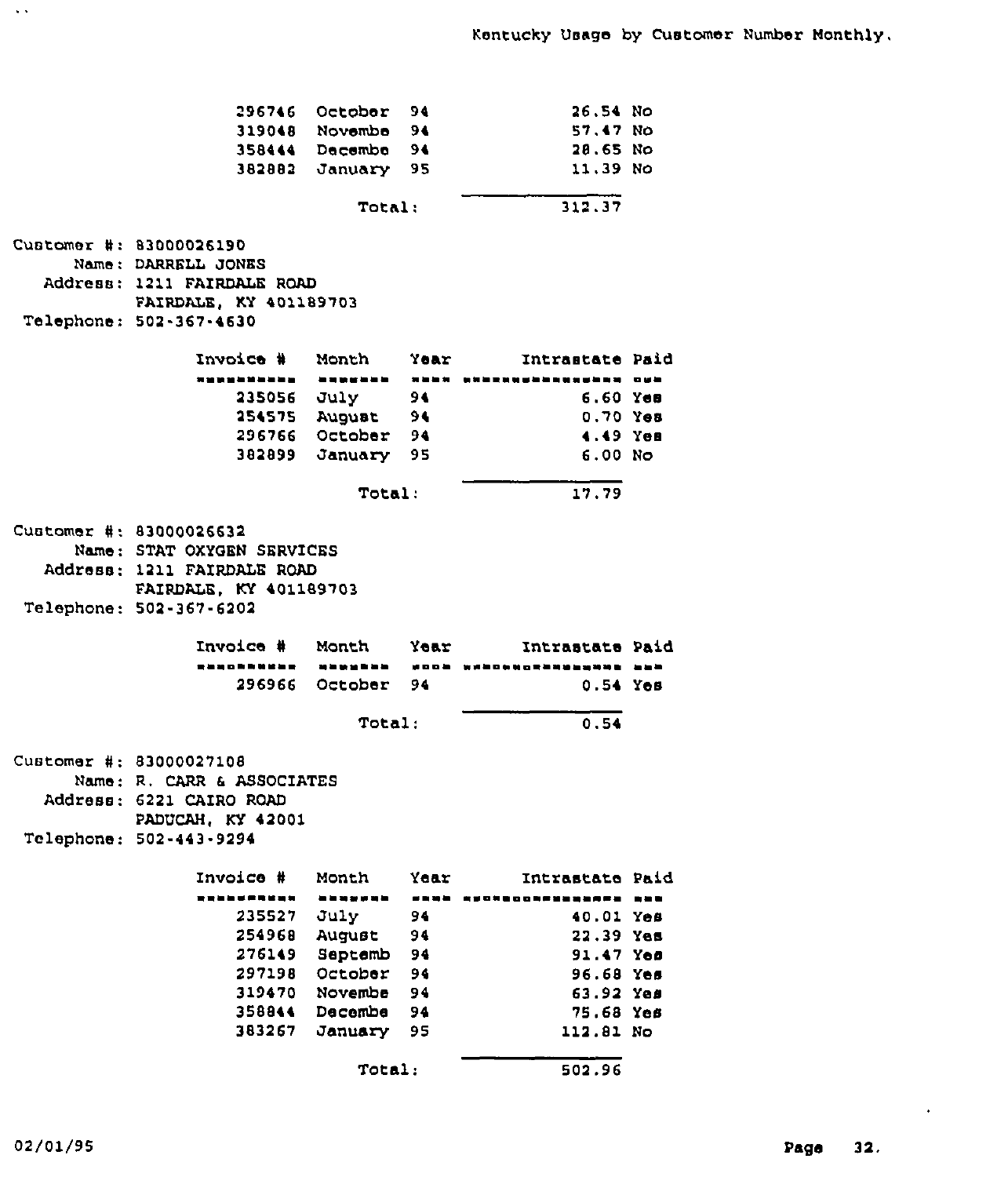Kentucky Usage by Customer Number Monthly.

| Invoice # | Month | Year | Intrastate | Paid |
|---|---|---|---|---|
| 296746 | October | 94 | 26.54 | No |
| 319048 | Novembe | 94 | 57.47 | No |
| 358444 | Decembe | 94 | 28.65 | No |
| 382882 | January | 95 | 11.39 | No |
| | | Total: | 312.37 | |

Customer #: 83000026190
Name: DARRELL JONES
Address: 1211 FAIRDALE ROAD
FAIRDALE, KY 401189703
Telephone: 502-367-4630

| Invoice # | Month | Year | Intrastate | Paid |
|---|---|---|---|---|
| 235056 | July | 94 | 6.60 | Yes |
| 254575 | August | 94 | 0.70 | Yes |
| 296766 | October | 94 | 4.49 | Yes |
| 382899 | January | 95 | 6.00 | No |
| | | Total: | 17.79 | |

Customer #: 83000026632
Name: STAT OXYGEN SERVICES
Address: 1211 FAIRDALE ROAD
FAIRDALE, KY 401189703
Telephone: 502-367-6202

| Invoice # | Month | Year | Intrastate | Paid |
|---|---|---|---|---|
| 296966 | October | 94 | 0.54 | Yes |
| | | Total: | 0.54 | |

Customer #: 83000027108
Name: R. CARR & ASSOCIATES
Address: 6221 CAIRO ROAD
PADUCAH, KY 42001
Telephone: 502-443-9294

| Invoice # | Month | Year | Intrastate | Paid |
|---|---|---|---|---|
| 235527 | July | 94 | 40.01 | Yes |
| 254968 | August | 94 | 22.39 | Yes |
| 276149 | Septemb | 94 | 91.47 | Yes |
| 297198 | October | 94 | 96.68 | Yes |
| 319470 | Novembe | 94 | 63.92 | Yes |
| 358844 | Decembe | 94 | 75.68 | Yes |
| 383267 | January | 95 | 112.81 | No |
| | | Total: | 502.96 | |

02/01/95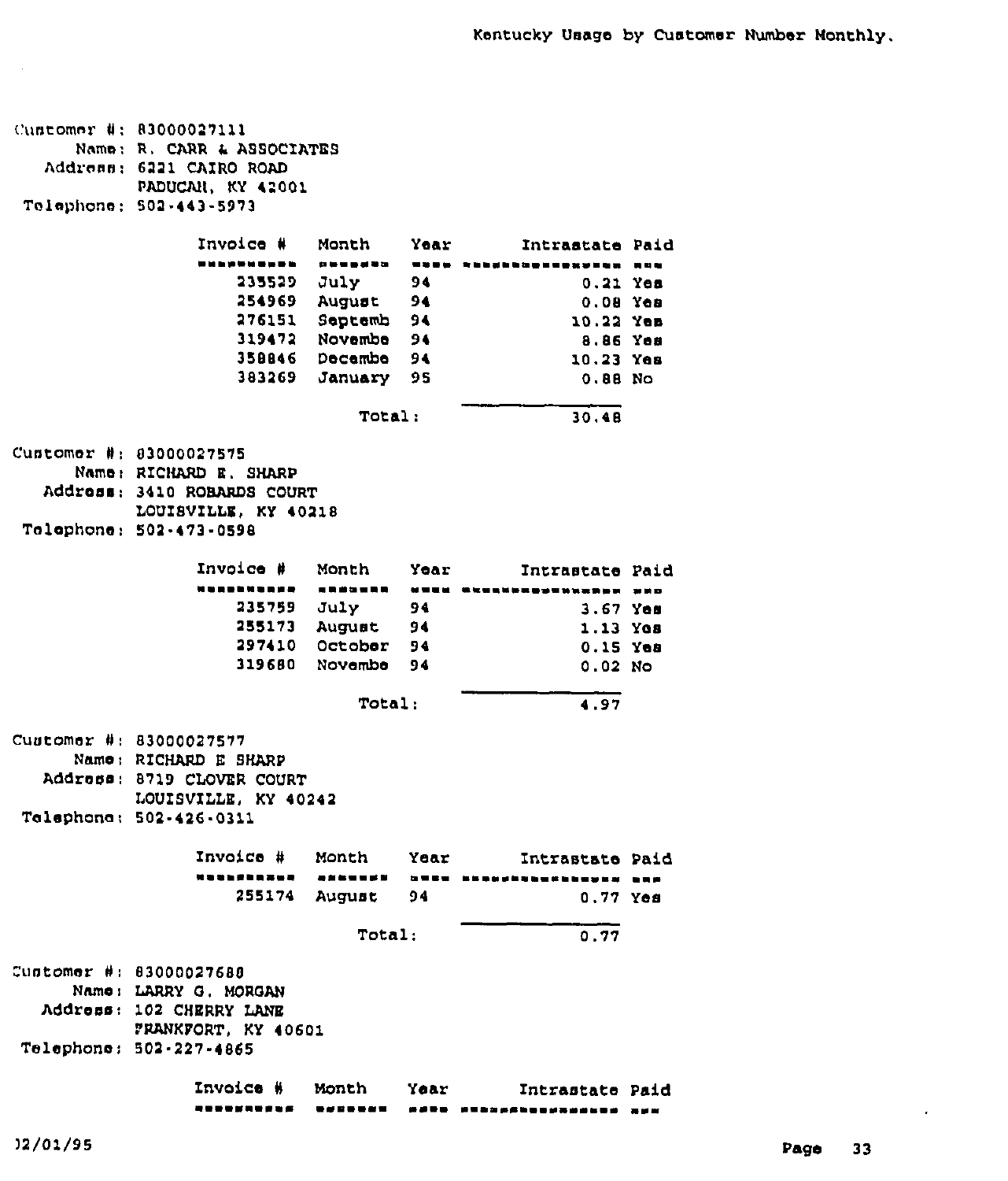# Kentucky Usage by Customer Number Monthly.

Customer #: 83000027111
Name: R. CARR & ASSOCIATES
Address: 6221 CAIRO ROAD
PADUCAH, KY 42001
Telephone: 502-443-5973

| Invoice # | Month | Year | Intrastate | Paid |
|---|---|---|---|---|
| 235529 | July | 94 | 0.21 | Yes |
| 254969 | August | 94 | 0.08 | Yes |
| 276151 | Septemb | 94 | 10.22 | Yes |
| 319472 | Novembe | 94 | 8.86 | Yes |
| 358846 | Decembe | 94 | 10.23 | Yes |
| 383269 | January | 95 | 0.88 | No |
| | Total: | | 30.48 | |

Customer #: 83000027575
Name: RICHARD E. SHARP
Address: 3410 ROBARDS COURT
LOUISVILLE, KY 40218
Telephone: 502-473-0598

| Invoice # | Month | Year | Intrastate | Paid |
|---|---|---|---|---|
| 235759 | July | 94 | 3.67 | Yes |
| 255173 | August | 94 | 1.13 | Yes |
| 297410 | October | 94 | 0.15 | Yes |
| 319680 | Novembe | 94 | 0.02 | No |
| | Total: | | 4.97 | |

Customer #: 83000027577
Name: RICHARD E SHARP
Address: 8719 CLOVER COURT
LOUISVILLE, KY 40242
Telephone: 502-426-0311

| Invoice # | Month | Year | Intrastate | Paid |
|---|---|---|---|---|
| 255174 | August | 94 | 0.77 | Yes |
| | Total: | | 0.77 | |

Customer #: 83000027680
Name: LARRY G. MORGAN
Address: 102 CHERRY LANE
FRANKFORT, KY 40601
Telephone: 502-227-4865

| Invoice # | Month | Year | Intrastate | Paid |
|---|---|---|---|---|

02/01/95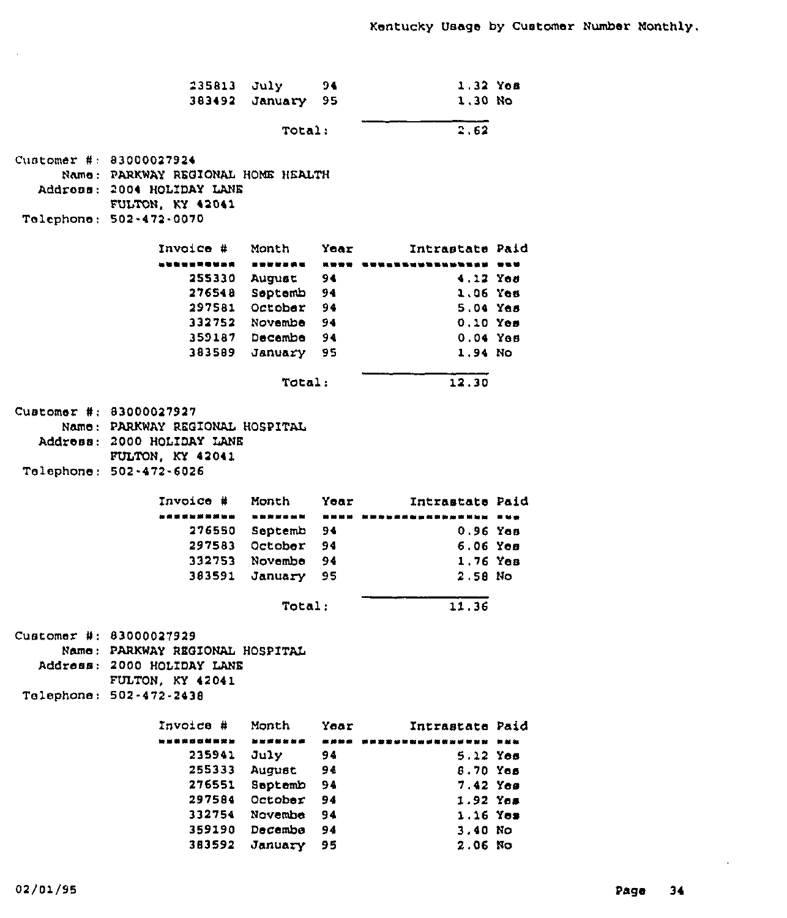Kentucky Usage by Customer Number Monthly.

| Invoice # | Month | Year | Intrastate | Paid |
|---|---|---|---|---|
| 235813 | July | 94 | 1.32 | Yes |
| 383492 | January | 95 | 1.30 | No |
| | | Total: | 2.62 | |

Customer #: 83000027924
Name: PARKWAY REGIONAL HOME HEALTH
Address: 2004 HOLIDAY LANE
FULTON, KY 42041
Telephone: 502-472-0070

| Invoice # | Month | Year | Intrastate | Paid |
|---|---|---|---|---|
| 255330 | August | 94 | 4.12 | Yes |
| 276548 | Septemb | 94 | 1.06 | Yes |
| 297581 | October | 94 | 5.04 | Yes |
| 332752 | Novembe | 94 | 0.10 | Yes |
| 359187 | Decembe | 94 | 0.04 | Yes |
| 383589 | January | 95 | 1.94 | No |
| | | Total: | 12.30 | |

Customer #: 83000027927
Name: PARKWAY REGIONAL HOSPITAL
Address: 2000 HOLIDAY LANE
FULTON, KY 42041
Telephone: 502-472-6026

| Invoice # | Month | Year | Intrastate | Paid |
|---|---|---|---|---|
| 276550 | Septemb | 94 | 0.96 | Yes |
| 297583 | October | 94 | 6.06 | Yes |
| 332753 | Novembe | 94 | 1.76 | Yes |
| 383591 | January | 95 | 2.58 | No |
| | | Total: | 11.36 | |

Customer #: 83000027929
Name: PARKWAY REGIONAL HOSPITAL
Address: 2000 HOLIDAY LANE
FULTON, KY 42041
Telephone: 502-472-2438

| Invoice # | Month | Year | Intrastate | Paid |
|---|---|---|---|---|
| 235941 | July | 94 | 5.12 | Yes |
| 255333 | August | 94 | 8.70 | Yes |
| 276551 | Septemb | 94 | 7.42 | Yes |
| 297584 | October | 94 | 1.92 | Yes |
| 332754 | Novembe | 94 | 1.16 | Yes |
| 359190 | Decembe | 94 | 3.40 | No |
| 383592 | January | 95 | 2.06 | No |

02/01/95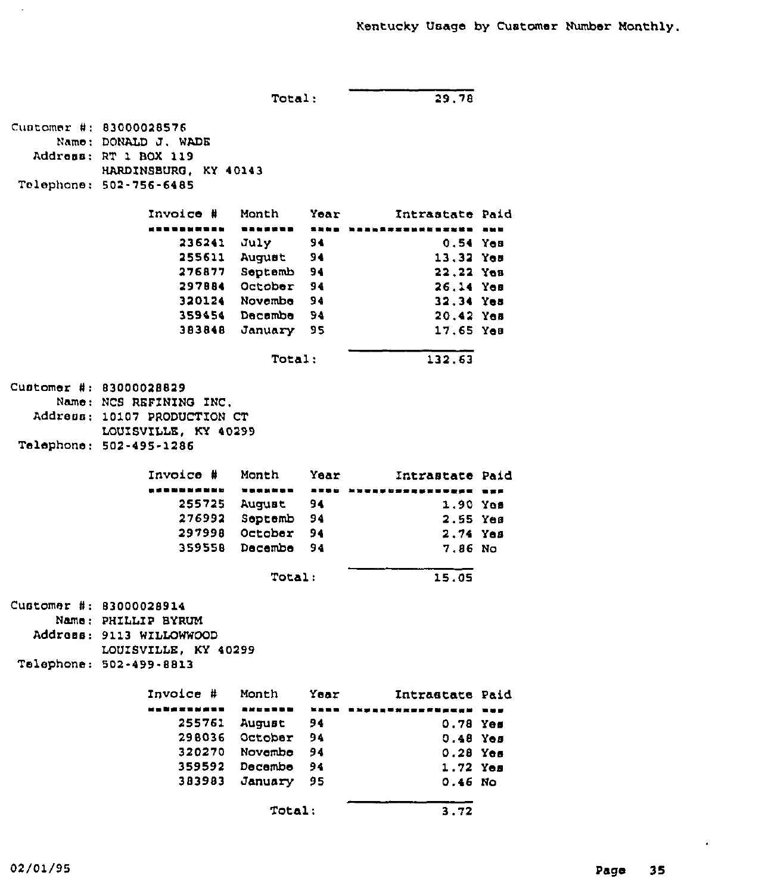Kentucky Usage by Customer Number Monthly.

Total: 29.78

Customer #: 83000028576
Name: DONALD J. WADE
Address: RT 1 BOX 119
HARDINSBURG, KY 40143
Telephone: 502-756-6485

| Invoice # | Month | Year | Intrastate | Paid |
|---|---|---|---|---|
| 236241 | July | 94 | 0.54 | Yes |
| 255611 | August | 94 | 13.32 | Yes |
| 276877 | Septemb | 94 | 22.22 | Yes |
| 297884 | October | 94 | 26.14 | Yes |
| 320124 | Novembe | 94 | 32.34 | Yes |
| 359454 | Decembe | 94 | 20.42 | Yes |
| 383848 | January | 95 | 17.65 | Yes |
| | | Total: | 132.63 | |

Customer #: 83000028829
Name: NCS REFINING INC.
Address: 10107 PRODUCTION CT
LOUISVILLE, KY 40299
Telephone: 502-495-1286

| Invoice # | Month | Year | Intrastate | Paid |
|---|---|---|---|---|
| 255725 | August | 94 | 1.90 | Yes |
| 276992 | Septemb | 94 | 2.55 | Yes |
| 297998 | October | 94 | 2.74 | Yes |
| 359558 | Decembe | 94 | 7.86 | No |
| | | Total: | 15.05 | |

Customer #: 83000028914
Name: PHILLIP BYRUM
Address: 9113 WILLOWWOOD
LOUISVILLE, KY 40299
Telephone: 502-499-8813

| Invoice # | Month | Year | Intrastate | Paid |
|---|---|---|---|---|
| 255761 | August | 94 | 0.78 | Yes |
| 298036 | October | 94 | 0.48 | Yes |
| 320270 | Novembe | 94 | 0.28 | Yes |
| 359592 | Decembe | 94 | 1.72 | Yes |
| 383983 | January | 95 | 0.46 | No |
| | | Total: | 3.72 | |

02/01/95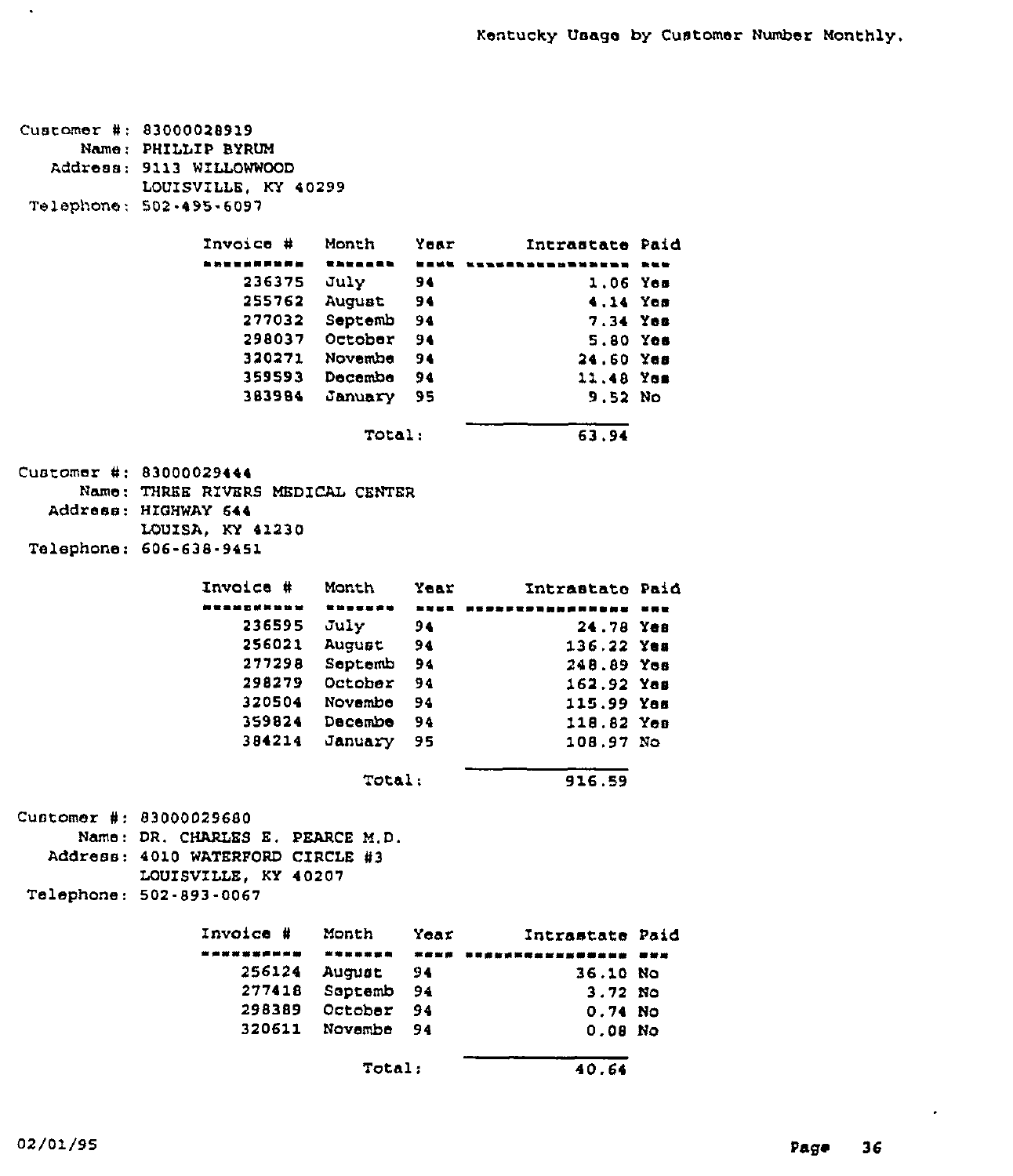# Kentucky Usage by Customer Number Monthly.

Customer #: 83000028919
Name: PHILLIP BYRUM
Address: 9113 WILLOWWOOD
LOUISVILLE, KY 40299
Telephone: 502-495-6097

| Invoice # | Month | Year | Intrastate | Paid |
|---|---|---|---|---|
| 236375 | July | 94 | 1.06 | Yes |
| 255762 | August | 94 | 4.14 | Yes |
| 277032 | Septemb | 94 | 7.34 | Yes |
| 298037 | October | 94 | 5.80 | Yes |
| 320271 | Novembe | 94 | 24.60 | Yes |
| 359593 | Decembe | 94 | 11.48 | Yes |
| 383984 | January | 95 | 9.52 | No |
| | Total: | | 63.94 | |

Customer #: 83000029444
Name: THREE RIVERS MEDICAL CENTER
Address: HIGHWAY 644
LOUISA, KY 41230
Telephone: 606-638-9451

| Invoice # | Month | Year | Intrastate | Paid |
|---|---|---|---|---|
| 236595 | July | 94 | 24.78 | Yes |
| 256021 | August | 94 | 136.22 | Yes |
| 277298 | Septemb | 94 | 248.89 | Yes |
| 298279 | October | 94 | 162.92 | Yes |
| 320504 | Novembe | 94 | 115.99 | Yes |
| 359824 | Decembe | 94 | 118.82 | Yes |
| 384214 | January | 95 | 108.97 | No |
| | Total: | | 916.59 | |

Customer #: 83000029680
Name: DR. CHARLES E. PEARCE M.D.
Address: 4010 WATERFORD CIRCLE #3
LOUISVILLE, KY 40207
Telephone: 502-893-0067

| Invoice # | Month | Year | Intrastate | Paid |
|---|---|---|---|---|
| 256124 | August | 94 | 36.10 | No |
| 277418 | Septemb | 94 | 3.72 | No |
| 298389 | October | 94 | 0.74 | No |
| 320611 | Novembe | 94 | 0.08 | No |
| | Total: | | 40.64 | |

02/01/95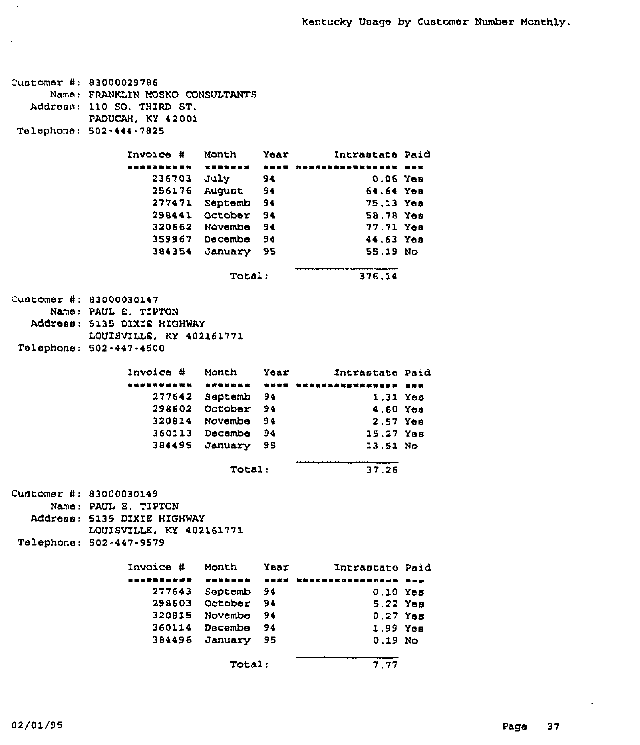Kentucky Usage by Customer Number Monthly.

Customer #: 83000029786
Name: FRANKLIN MOSKO CONSULTANTS
Address: 110 SO. THIRD ST.
PADUCAH, KY 42001
Telephone: 502-444-7825

| Invoice # | Month | Year | Intrastate | Paid |
|---|---|---|---|---|
| 236703 | July | 94 | 0.06 | Yes |
| 256176 | August | 94 | 64.64 | Yes |
| 277471 | Septemb | 94 | 75.13 | Yes |
| 298441 | October | 94 | 58.78 | Yes |
| 320662 | Novembe | 94 | 77.71 | Yes |
| 359967 | Decembe | 94 | 44.63 | Yes |
| 384354 | January | 95 | 55.19 | No |
| | Total: | | 376.14 | |

Customer #: 83000030147
Name: PAUL E. TIPTON
Address: 5135 DIXIE HIGHWAY
LOUISVILLE, KY 402161771
Telephone: 502-447-4500

| Invoice # | Month | Year | Intrastate | Paid |
|---|---|---|---|---|
| 277642 | Septemb | 94 | 1.31 | Yes |
| 298602 | October | 94 | 4.60 | Yes |
| 320814 | Novembe | 94 | 2.57 | Yes |
| 360113 | Decembe | 94 | 15.27 | Yes |
| 384495 | January | 95 | 13.51 | No |
| | Total: | | 37.26 | |

Customer #: 83000030149
Name: PAUL E. TIPTON
Address: 5135 DIXIE HIGHWAY
LOUISVILLE, KY 402161771
Telephone: 502-447-9579

| Invoice # | Month | Year | Intrastate | Paid |
|---|---|---|---|---|
| 277643 | Septemb | 94 | 0.10 | Yes |
| 298603 | October | 94 | 5.22 | Yes |
| 320815 | Novembe | 94 | 0.27 | Yes |
| 360114 | Decembe | 94 | 1.99 | Yes |
| 384496 | January | 95 | 0.19 | No |
| | Total: | | 7.77 | |

02/01/95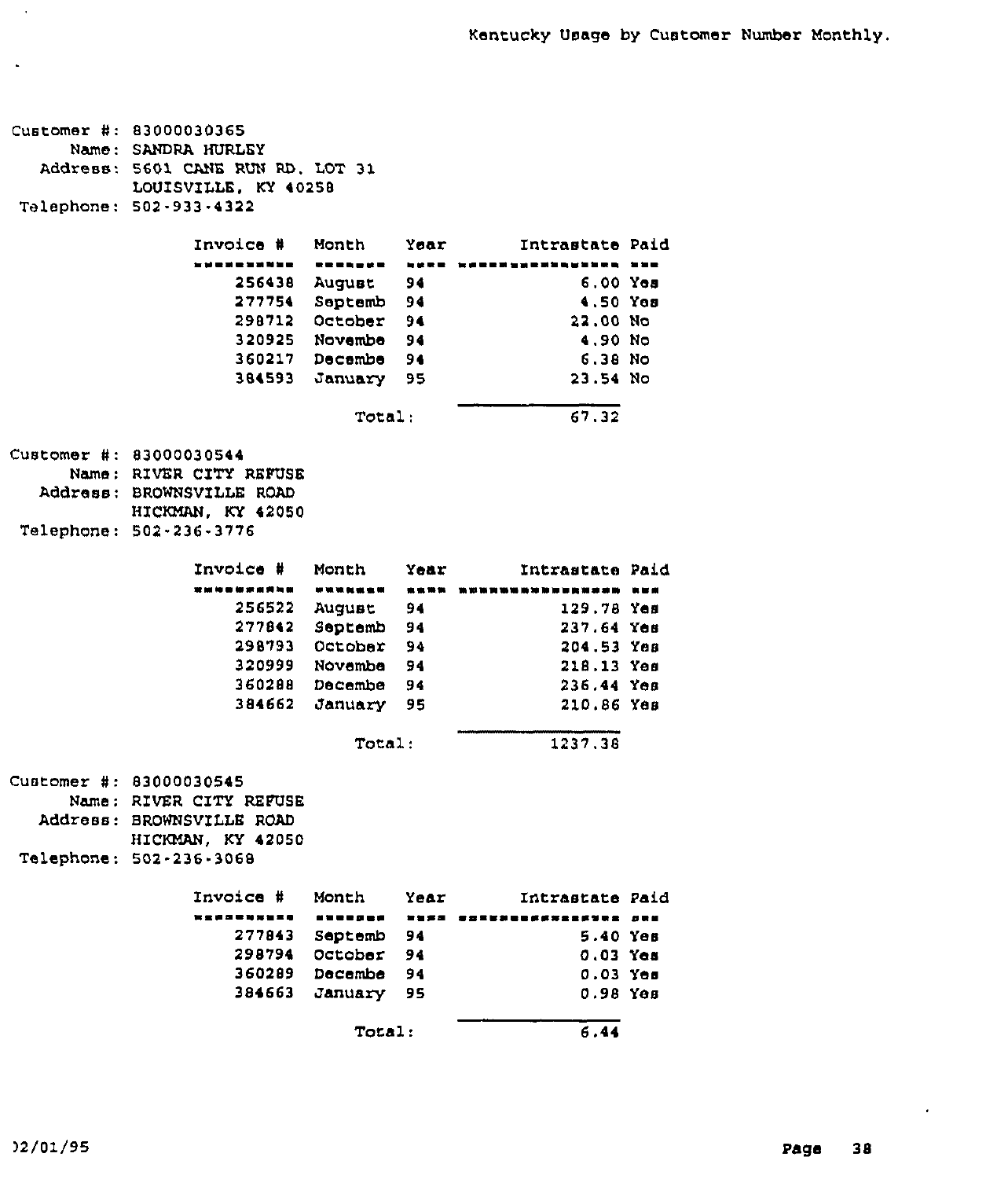# Kentucky Usage by Customer Number Monthly.

Customer #: 83000030365
Name: SANDRA HURLEY
Address: 5601 CANE RUN RD. LOT 31
LOUISVILLE, KY 40258
Telephone: 502-933-4322

| Invoice # | Month | Year | Intrastate | Paid |
|---|---|---|---|---|
| 256438 | August | 94 | 6.00 | Yes |
| 277754 | Septemb | 94 | 4.50 | Yes |
| 298712 | October | 94 | 22.00 | No |
| 320925 | Novembe | 94 | 4.90 | No |
| 360217 | Decembe | 94 | 6.38 | No |
| 384593 | January | 95 | 23.54 | No |
| | Total: | | 67.32 | |

Customer #: 83000030544
Name: RIVER CITY REFUSE
Address: BROWNSVILLE ROAD
HICKMAN, KY 42050
Telephone: 502-236-3776

| Invoice # | Month | Year | Intrastate | Paid |
|---|---|---|---|---|
| 256522 | August | 94 | 129.78 | Yes |
| 277842 | Septemb | 94 | 237.64 | Yes |
| 298793 | October | 94 | 204.53 | Yes |
| 320999 | Novembe | 94 | 218.13 | Yes |
| 360288 | Decembe | 94 | 236.44 | Yes |
| 384662 | January | 95 | 210.86 | Yes |
| | Total: | | 1237.38 | |

Customer #: 83000030545
Name: RIVER CITY REFUSE
Address: BROWNSVILLE ROAD
HICKMAN, KY 42050
Telephone: 502-236-3068

| Invoice # | Month | Year | Intrastate | Paid |
|---|---|---|---|---|
| 277843 | Septemb | 94 | 5.40 | Yes |
| 298794 | October | 94 | 0.03 | Yes |
| 360289 | Decembe | 94 | 0.03 | Yes |
| 384663 | January | 95 | 0.98 | Yes |
| | Total: | | 6.44 | |

02/01/95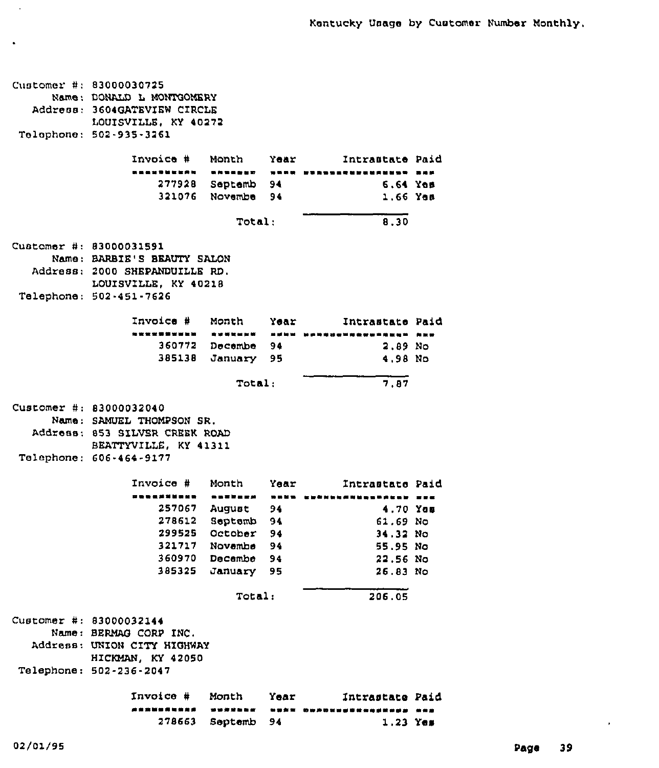# Kentucky Usage by Customer Number Monthly.

Customer #: 83000030725
Name: DONALD L MONTGOMERY
Address: 3604GATEVIEW CIRCLE
LOUISVILLE, KY 40272
Telephone: 502-935-3261

| Invoice # | Month | Year | Intrastate | Paid |
|---|---|---|---|---|
| 277928 | Septemb | 94 | 6.64 | Yes |
| 321076 | Novembe | 94 | 1.66 | Yes |
| | Total: | | 8.30 | |

Customer #: 83000031591
Name: BARBIE'S BEAUTY SALON
Address: 2000 SHEPANDUILLE RD.
LOUISVILLE, KY 40218
Telephone: 502-451-7626

| Invoice # | Month | Year | Intrastate | Paid |
|---|---|---|---|---|
| 360772 | Decembe | 94 | 2.89 | No |
| 385138 | January | 95 | 4.98 | No |
| | Total: | | 7.87 | |

Customer #: 83000032040
Name: SAMUEL THOMPSON SR.
Address: 853 SILVER CREEK ROAD
BEATTYVILLE, KY 41311
Telephone: 606-464-9177

| Invoice # | Month | Year | Intrastate | Paid |
|---|---|---|---|---|
| 257067 | August | 94 | 4.70 | Yes |
| 278612 | Septemb | 94 | 61.69 | No |
| 299525 | October | 94 | 34.32 | No |
| 321717 | Novembe | 94 | 55.95 | No |
| 360970 | Decembe | 94 | 22.56 | No |
| 385325 | January | 95 | 26.83 | No |
| | Total: | | 206.05 | |

Customer #: 83000032144
Name: BERMAG CORP INC.
Address: UNION CITY HIGHWAY
HICKMAN, KY 42050
Telephone: 502-236-2047

| Invoice # | Month | Year | Intrastate | Paid |
|---|---|---|---|---|
| 278663 | Septemb | 94 | 1.23 | Yes |

02/01/95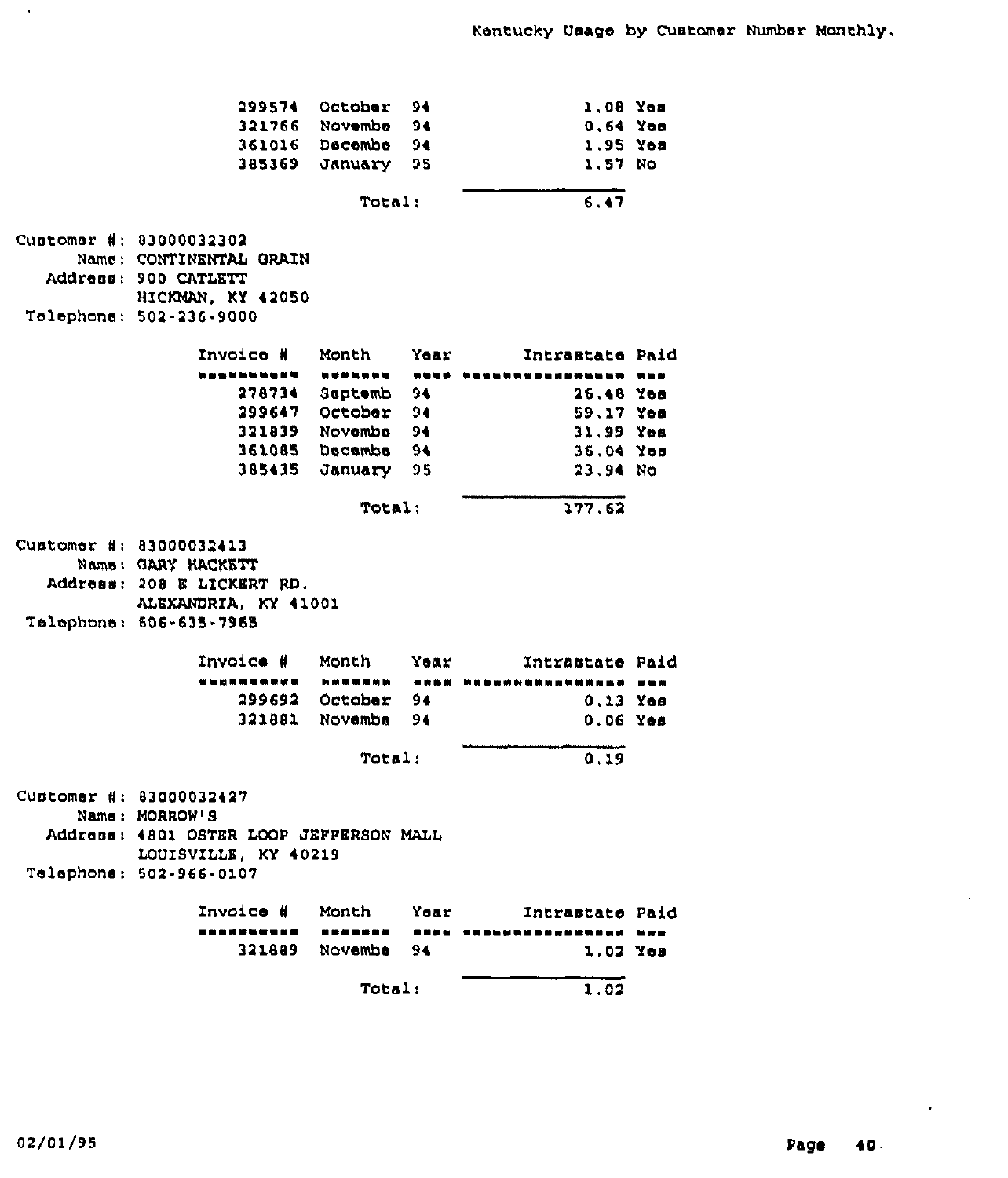Kentucky Usage by Customer Number Monthly.

| Invoice # | Month | Year | Intrastate | Paid |
|---|---|---|---|---|
| 299574 | October | 94 | 1.08 | Yes |
| 321766 | Novembe | 94 | 0.64 | Yes |
| 361016 | Decembe | 94 | 1.95 | Yes |
| 385369 | January | 95 | 1.57 | No |
| | Total: | | 6.47 | |

Customer #: 83000032302
Name: CONTINENTAL GRAIN
Address: 900 CATLETT
HICKMAN, KY 42050
Telephone: 502-236-9000

| Invoice # | Month | Year | Intrastate | Paid |
|---|---|---|---|---|
| 278734 | Septemb | 94 | 26.48 | Yes |
| 299647 | October | 94 | 59.17 | Yes |
| 321839 | Novembe | 94 | 31.99 | Yes |
| 361085 | Decembe | 94 | 36.04 | Yes |
| 385435 | January | 95 | 23.94 | No |
| | Total: | | 177.62 | |

Customer #: 83000032413
Name: GARY HACKETT
Address: 208 E LICKERT RD.
ALEXANDRIA, KY 41001
Telephone: 606-635-7965

| Invoice # | Month | Year | Intrastate | Paid |
|---|---|---|---|---|
| 299692 | October | 94 | 0.13 | Yes |
| 321881 | Novembe | 94 | 0.06 | Yes |
| | Total: | | 0.19 | |

Customer #: 83000032427
Name: MORROW'S
Address: 4801 OSTER LOOP JEFFERSON MALL
LOUISVILLE, KY 40219
Telephone: 502-966-0107

| Invoice # | Month | Year | Intrastate | Paid |
|---|---|---|---|---|
| 321889 | Novembe | 94 | 1.02 | Yes |
| | Total: | | 1.02 | |

02/01/95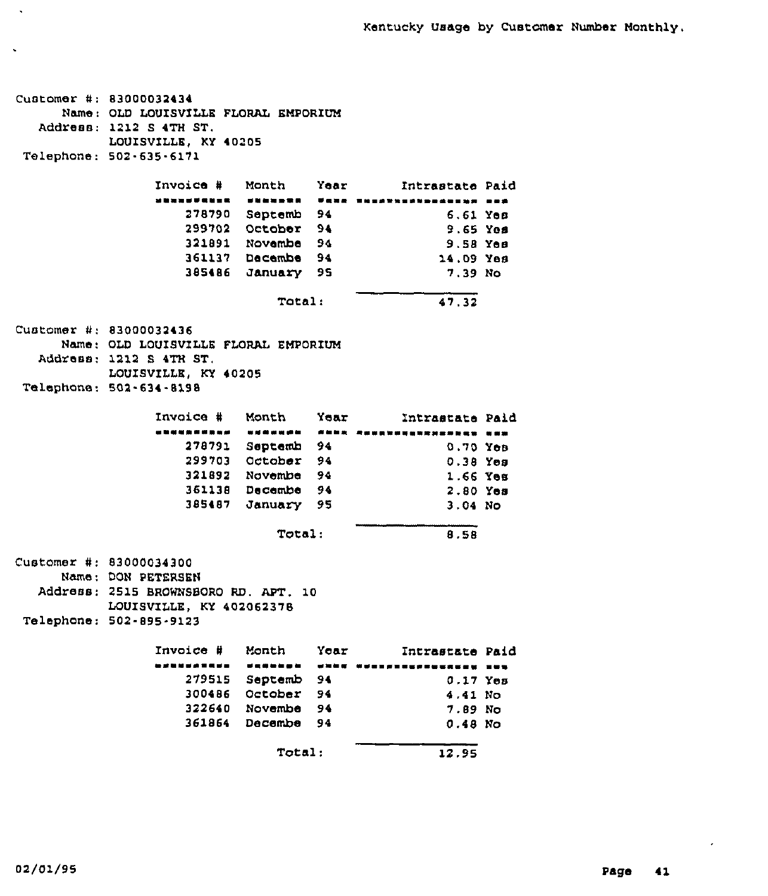Kentucky Usage by Customer Number Monthly.

Customer #: 83000032434
Name: OLD LOUISVILLE FLORAL EMPORIUM
Address: 1212 S 4TH ST.
LOUISVILLE, KY 40205
Telephone: 502-635-6171

| Invoice # | Month | Year | Intrastate | Paid |
|---|---|---|---|---|
| 278790 | Septemb | 94 | 6.61 | Yes |
| 299702 | October | 94 | 9.65 | Yes |
| 321891 | Novembe | 94 | 9.58 | Yes |
| 361137 | Decembe | 94 | 14.09 | Yes |
| 385486 | January | 95 | 7.39 | No |
| | | Total: | 47.32 | |

Customer #: 83000032436
Name: OLD LOUISVILLE FLORAL EMPORIUM
Address: 1212 S 4TH ST.
LOUISVILLE, KY 40205
Telephone: 502-634-8198

| Invoice # | Month | Year | Intrastate | Paid |
|---|---|---|---|---|
| 278791 | Septemb | 94 | 0.70 | Yes |
| 299703 | October | 94 | 0.38 | Yes |
| 321892 | Novembe | 94 | 1.66 | Yes |
| 361138 | Decembe | 94 | 2.80 | Yes |
| 385487 | January | 95 | 3.04 | No |
| | | Total: | 8.58 | |

Customer #: 83000034300
Name: DON PETERSEN
Address: 2515 BROWNSBORO RD. APT. 10
LOUISVILLE, KY 402062378
Telephone: 502-895-9123

| Invoice # | Month | Year | Intrastate | Paid |
|---|---|---|---|---|
| 279515 | Septemb | 94 | 0.17 | Yes |
| 300486 | October | 94 | 4.41 | No |
| 322640 | Novembe | 94 | 7.89 | No |
| 361864 | Decembe | 94 | 0.48 | No |
| | | Total: | 12.95 | |

02/01/95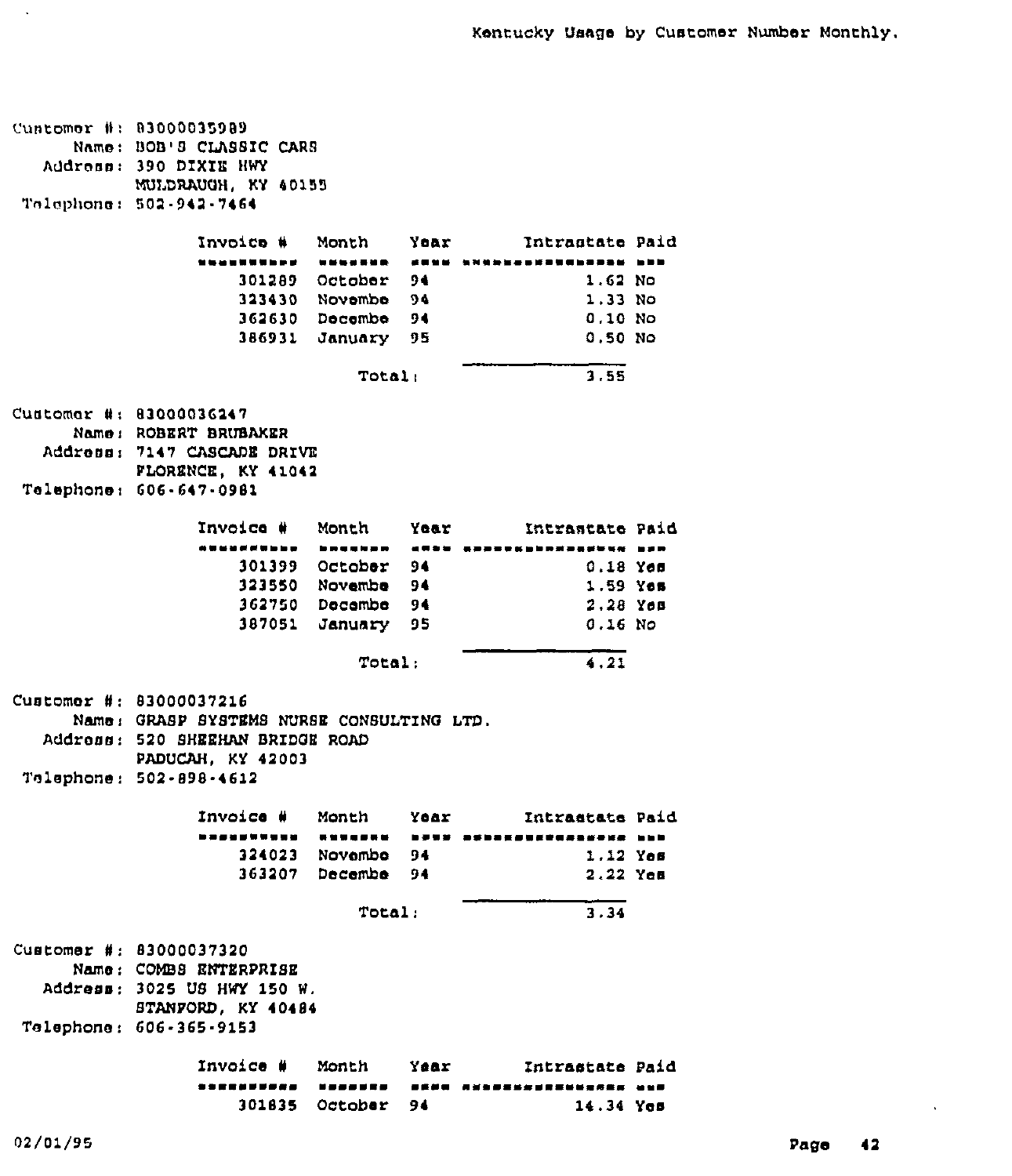Kentucky Usage by Customer Number Monthly.

Customer #: 83000035989
Name: BOB'S CLASSIC CARS
Address: 390 DIXIE HWY
MULDRAUGH, KY 40155
Telephone: 502-942-7464

| Invoice # | Month | Year | Intrastate | Paid |
|---|---|---|---|---|
| 301289 | October | 94 | 1.62 | No |
| 323430 | Novembe | 94 | 1.33 | No |
| 362630 | Decembe | 94 | 0.10 | No |
| 386931 | January | 95 | 0.50 | No |
| | | Total: | 3.55 | |

Customer #: 83000036247
Name: ROBERT BRUBAKER
Address: 7147 CASCADE DRIVE
FLORENCE, KY 41042
Telephone: 606-647-0981

| Invoice # | Month | Year | Intrastate | Paid |
|---|---|---|---|---|
| 301399 | October | 94 | 0.18 | Yes |
| 323550 | Novembe | 94 | 1.59 | Yes |
| 362750 | Decembe | 94 | 2.28 | Yes |
| 387051 | January | 95 | 0.16 | No |
| | | Total: | 4.21 | |

Customer #: 83000037216
Name: GRASP SYSTEMS NURSE CONSULTING LTD.
Address: 520 SHEEHAN BRIDGE ROAD
PADUCAH, KY 42003
Telephone: 502-898-4612

| Invoice # | Month | Year | Intrastate | Paid |
|---|---|---|---|---|
| 324023 | Novembe | 94 | 1.12 | Yes |
| 363207 | Decembe | 94 | 2.22 | Yes |
| | | Total: | 3.34 | |

Customer #: 83000037320
Name: COMBS ENTERPRISE
Address: 3025 US HWY 150 W.
STANFORD, KY 40484
Telephone: 606-365-9153

| Invoice # | Month | Year | Intrastate | Paid |
|---|---|---|---|---|
| 301835 | October | 94 | 14.34 | Yes |

02/01/95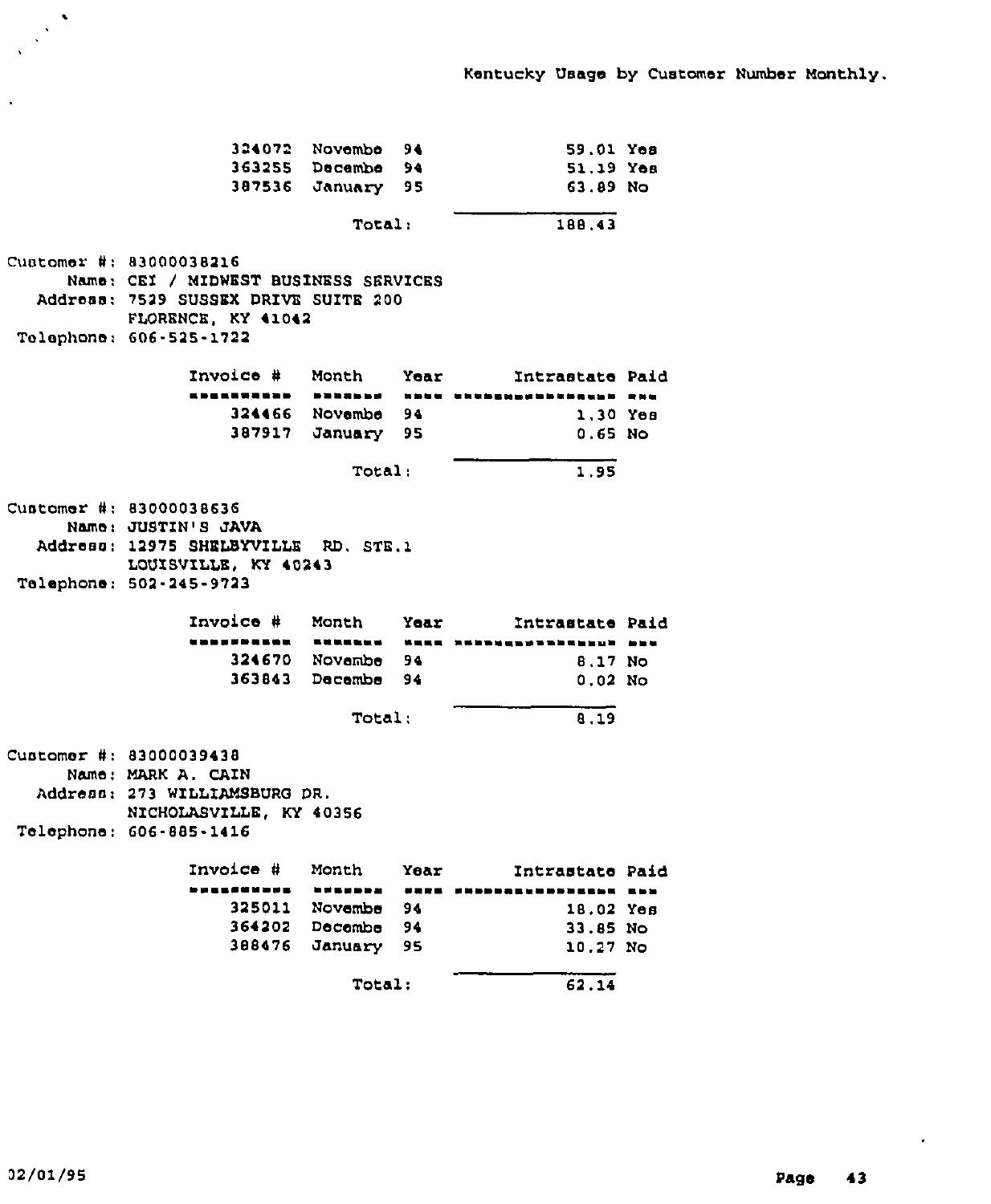Kentucky Usage by Customer Number Monthly.

| Invoice # | Month | Year | Intrastate | Paid |
|---|---|---|---|---|
| 324072 | Novembe | 94 | 59.01 | Yes |
| 363255 | Decembe | 94 | 51.19 | Yes |
| 387536 | January | 95 | 63.89 | No |
| | Total: | | 188.43 | |

Customer #: 83000038216
Name: CEI / MIDWEST BUSINESS SERVICES
Address: 7529 SUSSEX DRIVE SUITE 200
FLORENCE, KY 41042
Telephone: 606-525-1722

| Invoice # | Month | Year | Intrastate | Paid |
|---|---|---|---|---|
| 324466 | Novembe | 94 | 1.30 | Yes |
| 387917 | January | 95 | 0.65 | No |
| | Total: | | 1.95 | |

Customer #: 83000038636
Name: JUSTIN'S JAVA
Address: 12975 SHELBYVILLE RD. STE.1
LOUISVILLE, KY 40243
Telephone: 502-245-9723

| Invoice # | Month | Year | Intrastate | Paid |
|---|---|---|---|---|
| 324670 | Novembe | 94 | 8.17 | No |
| 363843 | Decembe | 94 | 0.02 | No |
| | Total: | | 8.19 | |

Customer #: 83000039438
Name: MARK A. CAIN
Address: 273 WILLIAMSBURG DR.
NICHOLASVILLE, KY 40356
Telephone: 606-885-1416

| Invoice # | Month | Year | Intrastate | Paid |
|---|---|---|---|---|
| 325011 | Novembe | 94 | 18.02 | Yes |
| 364202 | Decembe | 94 | 33.85 | No |
| 388476 | January | 95 | 10.27 | No |
| | Total: | | 62.14 | |

02/01/95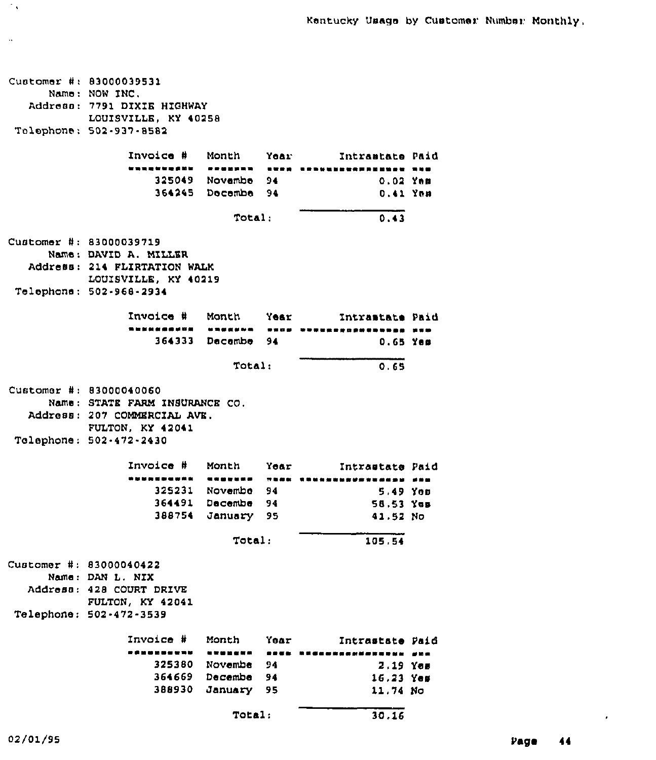Kentucky Usage by Customer Number Monthly.

Customer #: 83000039531
Name: NOW INC.
Address: 7791 DIXIE HIGHWAY
LOUISVILLE, KY 40258
Telephone: 502-937-8582

| Invoice # | Month | Year | Intrastate | Paid |
|---|---|---|---|---|
| 325049 | Novembe | 94 | 0.02 | Yes |
| 364245 | Decembe | 94 | 0.41 | Yes |
| | Total: | | 0.43 | |

Customer #: 83000039719
Name: DAVID A. MILLER
Address: 214 FLIRTATION WALK
LOUISVILLE, KY 40219
Telephone: 502-968-2934

| Invoice # | Month | Year | Intrastate | Paid |
|---|---|---|---|---|
| 364333 | Decembe | 94 | 0.65 | Yes |
| | Total: | | 0.65 | |

Customer #: 83000040060
Name: STATE FARM INSURANCE CO.
Address: 207 COMMERCIAL AVE.
FULTON, KY 42041
Telephone: 502-472-2430

| Invoice # | Month | Year | Intrastate | Paid |
|---|---|---|---|---|
| 325231 | Novembe | 94 | 5.49 | Yes |
| 364491 | Decembe | 94 | 58.53 | Yes |
| 388754 | January | 95 | 41.52 | No |
| | Total: | | 105.54 | |

Customer #: 83000040422
Name: DAN L. NIX
Address: 428 COURT DRIVE
FULTON, KY 42041
Telephone: 502-472-3539

| Invoice # | Month | Year | Intrastate | Paid |
|---|---|---|---|---|
| 325380 | Novembe | 94 | 2.19 | Yes |
| 364669 | Decembe | 94 | 16.23 | Yes |
| 388930 | January | 95 | 11.74 | No |
| | Total: | | 30.16 | |

02/01/95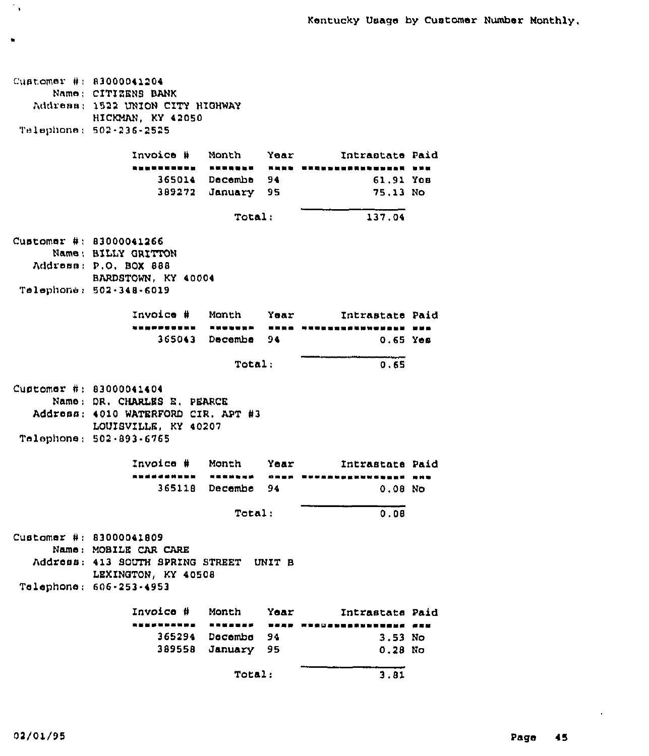Kentucky Usage by Customer Number Monthly.

Customer #: 83000041204
Name: CITIZENS BANK
Address: 1522 UNION CITY HIGHWAY
HICKMAN, KY 42050
Telephone: 502-236-2525

| Invoice # | Month | Year | Intrastate | Paid |
|---|---|---|---|---|
| 365014 | Decembe | 94 | 61.91 | Yes |
| 389272 | January | 95 | 75.13 | No |
| | Total: | | 137.04 | |

Customer #: 83000041266
Name: BILLY GRITTON
Address: P.O. BOX 888
BARDSTOWN, KY 40004
Telephone: 502-348-6019

| Invoice # | Month | Year | Intrastate | Paid |
|---|---|---|---|---|
| 365043 | Decembe | 94 | 0.65 | Yes |
| | Total: | | 0.65 | |

Customer #: 83000041404
Name: DR. CHARLES E. PEARCE
Address: 4010 WATERFORD CIR. APT #3
LOUISVILLE, KY 40207
Telephone: 502-893-6765

| Invoice # | Month | Year | Intrastate | Paid |
|---|---|---|---|---|
| 365118 | Decembe | 94 | 0.08 | No |
| | Total: | | 0.08 | |

Customer #: 83000041809
Name: MOBILE CAR CARE
Address: 413 SOUTH SPRING STREET UNIT B
LEXINGTON, KY 40508
Telephone: 606-253-4953

| Invoice # | Month | Year | Intrastate | Paid |
|---|---|---|---|---|
| 365294 | Decembe | 94 | 3.53 | No |
| 389558 | January | 95 | 0.28 | No |
| | Total: | | 3.81 | |

02/01/95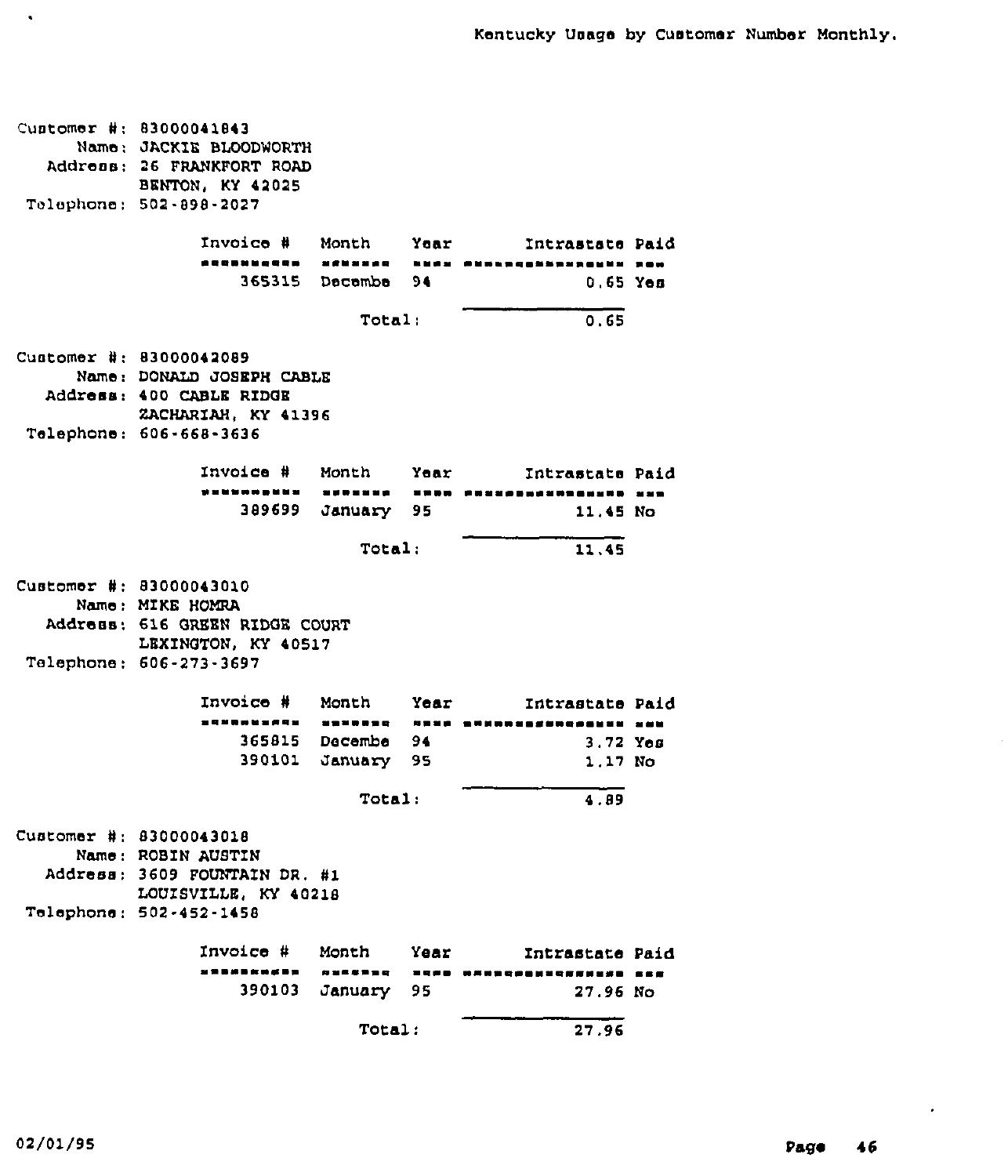# Kentucky Usage by Customer Number Monthly.

Customer #: 83000041843
Name: JACKIE BLOODWORTH
Address: 26 FRANKFORT ROAD
BENTON, KY 42025
Telephone: 502-898-2027

| Invoice # | Month | Year | Intrastate | Paid |
|---|---|---|---|---|
| 365315 | Decembe | 94 | 0.65 | Yes |
| | | Total: | 0.65 | |

Customer #: 83000042089
Name: DONALD JOSEPH CABLE
Address: 400 CABLE RIDGE
ZACHARIAH, KY 41396
Telephone: 606-668-3636

| Invoice # | Month | Year | Intrastate | Paid |
|---|---|---|---|---|
| 389699 | January | 95 | 11.45 | No |
| | | Total: | 11.45 | |

Customer #: 83000043010
Name: MIKE HOMRA
Address: 616 GREEN RIDGE COURT
LEXINGTON, KY 40517
Telephone: 606-273-3697

| Invoice # | Month | Year | Intrastate | Paid |
|---|---|---|---|---|
| 365815 | Decembe | 94 | 3.72 | Yes |
| 390101 | January | 95 | 1.17 | No |
| | | Total: | 4.89 | |

Customer #: 83000043018
Name: ROBIN AUSTIN
Address: 3609 FOUNTAIN DR. #1
LOUISVILLE, KY 40218
Telephone: 502-452-1458

| Invoice # | Month | Year | Intrastate | Paid |
|---|---|---|---|---|
| 390103 | January | 95 | 27.96 | No |
| | | Total: | 27.96 | |

02/01/95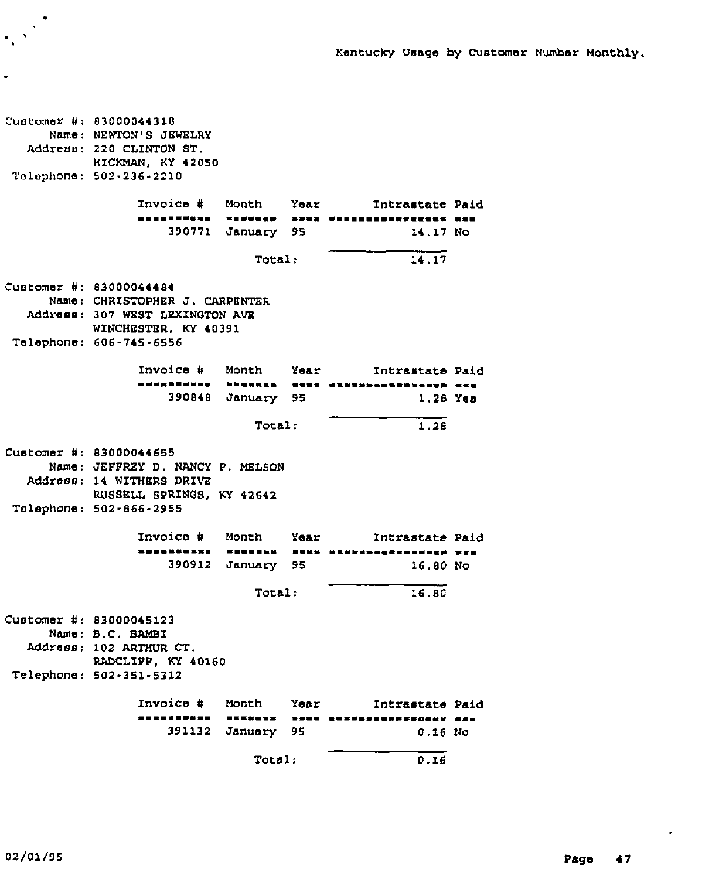Kentucky Usage by Customer Number Monthly.

Customer #: 83000044318
Name: NEWTON'S JEWELRY
Address: 220 CLINTON ST.
HICKMAN, KY 42050
Telephone: 502-236-2210

| Invoice # | Month | Year | Intrastate | Paid |
|---|---|---|---|---|
| 390771 | January | 95 | 14.17 | No |
| | Total: | | 14.17 | |

Customer #: 83000044484
Name: CHRISTOPHER J. CARPENTER
Address: 307 WEST LEXINGTON AVE
WINCHESTER, KY 40391
Telephone: 606-745-6556

| Invoice # | Month | Year | Intrastate | Paid |
|---|---|---|---|---|
| 390848 | January | 95 | 1.28 | Yes |
| | Total: | | 1.28 | |

Customer #: 83000044655
Name: JEFFREY D. NANCY P. MELSON
Address: 14 WITHERS DRIVE
RUSSELL SPRINGS, KY 42642
Telephone: 502-866-2955

| Invoice # | Month | Year | Intrastate | Paid |
|---|---|---|---|---|
| 390912 | January | 95 | 16.80 | No |
| | Total: | | 16.80 | |

Customer #: 83000045123
Name: B.C. BAMBI
Address: 102 ARTHUR CT.
RADCLIFF, KY 40160
Telephone: 502-351-5312

| Invoice # | Month | Year | Intrastate | Paid |
|---|---|---|---|---|
| 391132 | January | 95 | 0.16 | No |
| | Total: | | 0.16 | |

02/01/95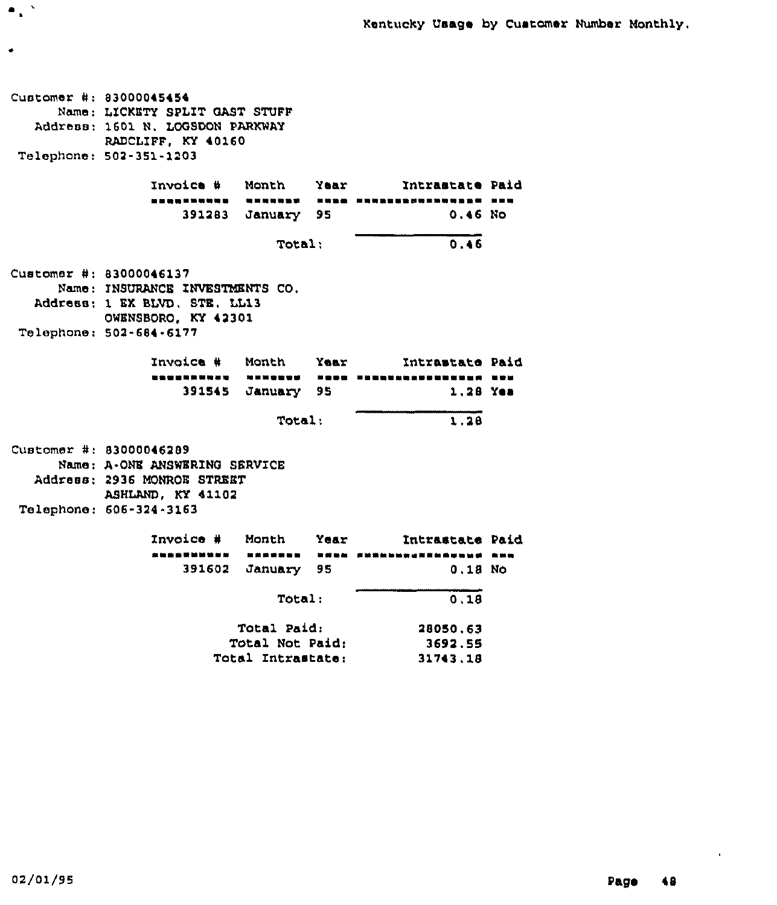Kentucky Usage by Customer Number Monthly.

Customer #: 83000045454
Name: LICKETY SPLIT GAST STUFF
Address: 1601 N. LOGSDON PARKWAY
RADCLIFF, KY 40160
Telephone: 502-351-1203

| Invoice # | Month | Year | Intrastate | Paid |
|---|---|---|---|---|
| 391283 | January | 95 | 0.46 | No |
| | Total: | | 0.46 | |

Customer #: 83000046137
Name: INSURANCE INVESTMENTS CO.
Address: 1 EX BLVD. STE. LL13
OWENSBORO, KY 42301
Telephone: 502-684-6177

| Invoice # | Month | Year | Intrastate | Paid |
|---|---|---|---|---|
| 391545 | January | 95 | 1.28 | Yes |
| | Total: | | 1.28 | |

Customer #: 83000046289
Name: A-ONE ANSWERING SERVICE
Address: 2936 MONROE STREET
ASHLAND, KY 41102
Telephone: 606-324-3163

| Invoice # | Month | Year | Intrastate | Paid |
|---|---|---|---|---|
| 391602 | January | 95 | 0.18 | No |
| | Total: | | 0.18 | |

| | |
|---|---|
| Total Paid: | 28050.63 |
| Total Not Paid: | 3692.55 |
| Total Intrastate: | 31743.18 |

02/01/95